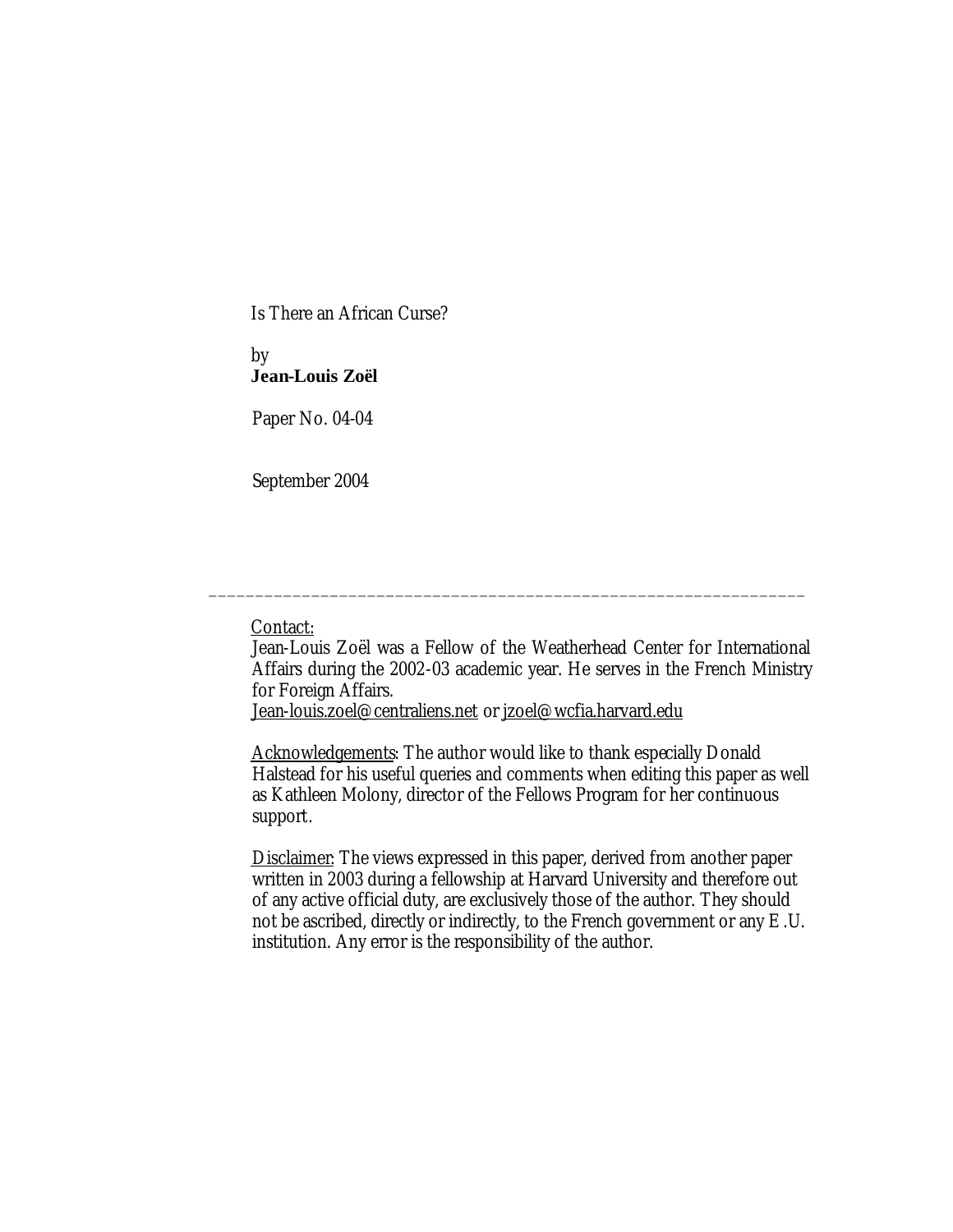# Is There an African Curse?

by
**Jean-Louis Zoël**

Paper No. 04-04

September 2004

---

Contact:
Jean-Louis Zoël was a Fellow of the Weatherhead Center for International Affairs during the 2002-03 academic year. He serves in the French Ministry for Foreign Affairs.
Jean-louis.zoel@centraliens.net or jzoel@wcfia.harvard.edu

Acknowledgements: The author would like to thank especially Donald Halstead for his useful queries and comments when editing this paper as well as Kathleen Molony, director of the Fellows Program for her continuous support.

Disclaimer: The views expressed in this paper, derived from another paper written in 2003 during a fellowship at Harvard University and therefore out of any active official duty, are exclusively those of the author. They should not be ascribed, directly or indirectly, to the French government or any E.U. institution. Any error is the responsibility of the author.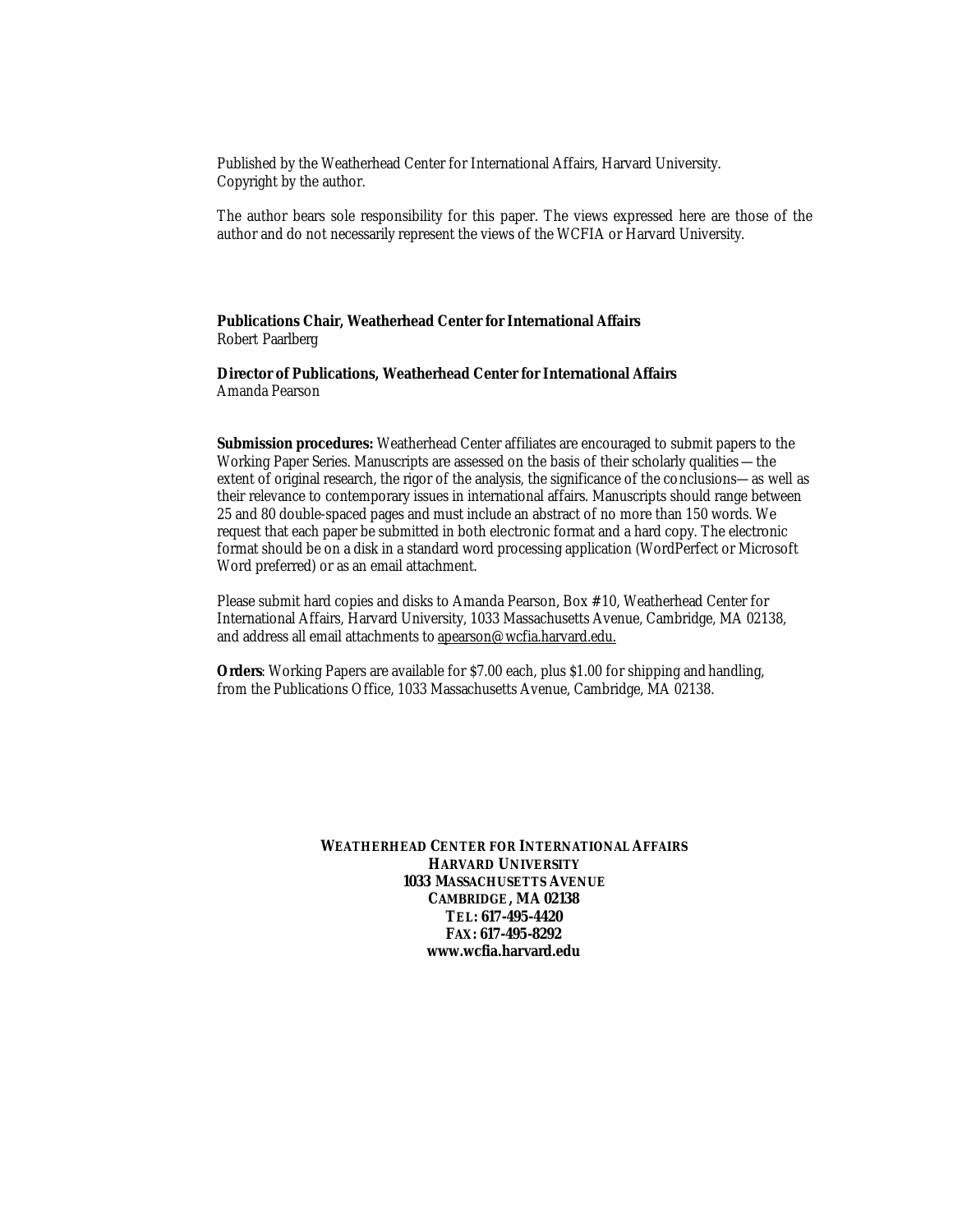Published by the Weatherhead Center for International Affairs, Harvard University.
Copyright by the author.

The author bears sole responsibility for this paper. The views expressed here are those of the author and do not necessarily represent the views of the WCFIA or Harvard University.

**Publications Chair, Weatherhead Center for International Affairs**
Robert Paarlberg

**Director of Publications, Weatherhead Center for International Affairs**
Amanda Pearson

**Submission procedures:** Weatherhead Center affiliates are encouraged to submit papers to the Working Paper Series. Manuscripts are assessed on the basis of their scholarly qualities—the extent of original research, the rigor of the analysis, the significance of the conclusions—as well as their relevance to contemporary issues in international affairs. Manuscripts should range between 25 and 80 double-spaced pages and must include an abstract of no more than 150 words. We request that each paper be submitted in both electronic format and a hard copy. The electronic format should be on a disk in a standard word processing application (WordPerfect or Microsoft Word preferred) or as an email attachment.

Please submit hard copies and disks to Amanda Pearson, Box #10, Weatherhead Center for International Affairs, Harvard University, 1033 Massachusetts Avenue, Cambridge, MA 02138, and address all email attachments to apearson@wcfia.harvard.edu.

**Orders**: Working Papers are available for $7.00 each, plus $1.00 for shipping and handling, from the Publications Office, 1033 Massachusetts Avenue, Cambridge, MA 02138.

**WEATHERHEAD CENTER FOR INTERNATIONAL AFFAIRS**
**HARVARD UNIVERSITY**
**1033 MASSACHUSETTS AVENUE**
**CAMBRIDGE, MA 02138**
**TEL: 617-495-4420**
**FAX: 617-495-8292**
**www.wcfia.harvard.edu**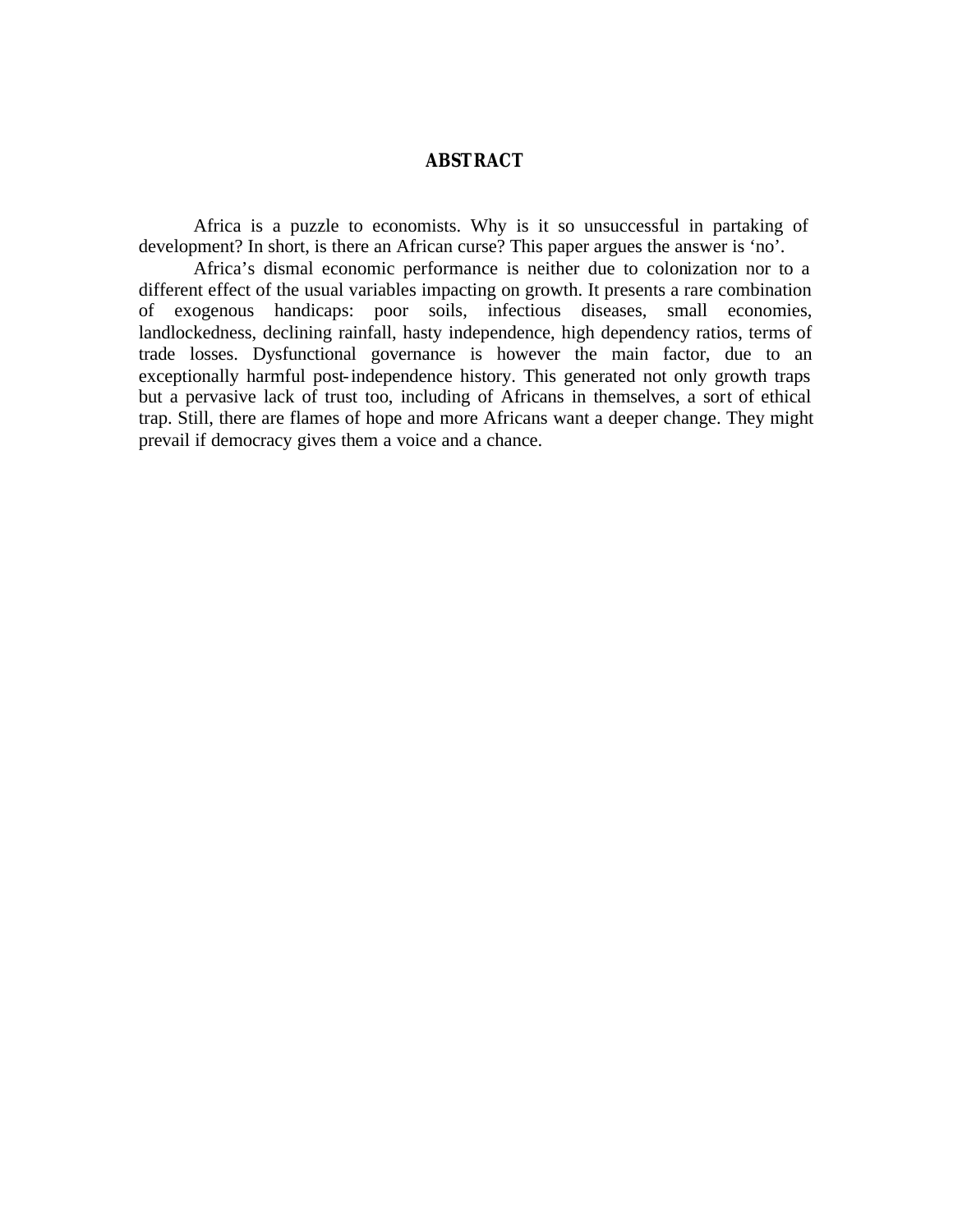# ABSTRACT

Africa is a puzzle to economists. Why is it so unsuccessful in partaking of development? In short, is there an African curse? This paper argues the answer is 'no'.

Africa's dismal economic performance is neither due to colonization nor to a different effect of the usual variables impacting on growth. It presents a rare combination of exogenous handicaps: poor soils, infectious diseases, small economies, landlockedness, declining rainfall, hasty independence, high dependency ratios, terms of trade losses. Dysfunctional governance is however the main factor, due to an exceptionally harmful post-independence history. This generated not only growth traps but a pervasive lack of trust too, including of Africans in themselves, a sort of ethical trap. Still, there are flames of hope and more Africans want a deeper change. They might prevail if democracy gives them a voice and a chance.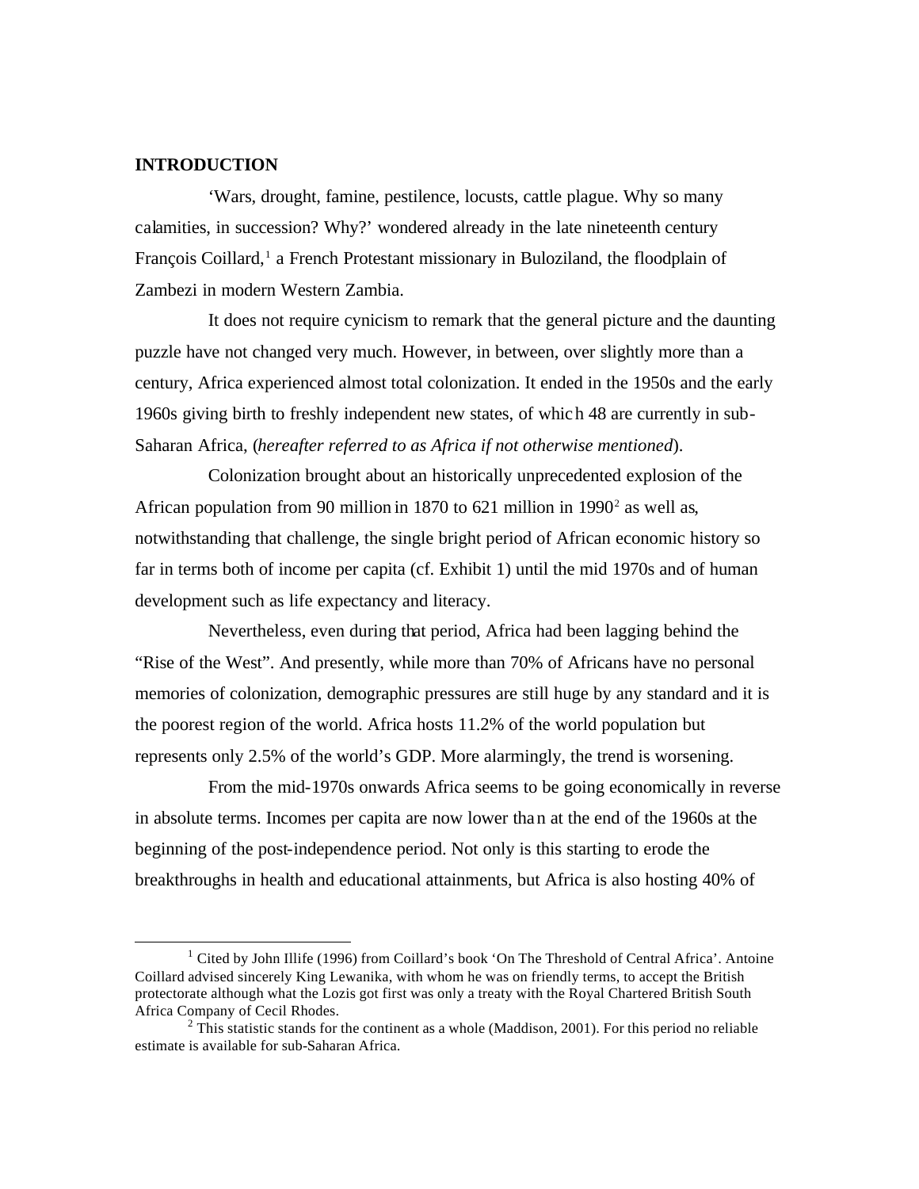**INTRODUCTION**

'Wars, drought, famine, pestilence, locusts, cattle plague. Why so many calamities, in succession? Why?' wondered already in the late nineteenth century François Coillard,[1] a French Protestant missionary in Buloziland, the floodplain of Zambezi in modern Western Zambia.

It does not require cynicism to remark that the general picture and the daunting puzzle have not changed very much. However, in between, over slightly more than a century, Africa experienced almost total colonization. It ended in the 1950s and the early 1960s giving birth to freshly independent new states, of which 48 are currently in sub-Saharan Africa, (*hereafter referred to as Africa if not otherwise mentioned*).

Colonization brought about an historically unprecedented explosion of the African population from 90 million in 1870 to 621 million in 1990[2] as well as, notwithstanding that challenge, the single bright period of African economic history so far in terms both of income per capita (cf. Exhibit 1) until the mid 1970s and of human development such as life expectancy and literacy.

Nevertheless, even during that period, Africa had been lagging behind the "Rise of the West". And presently, while more than 70% of Africans have no personal memories of colonization, demographic pressures are still huge by any standard and it is the poorest region of the world. Africa hosts 11.2% of the world population but represents only 2.5% of the world's GDP. More alarmingly, the trend is worsening.

From the mid-1970s onwards Africa seems to be going economically in reverse in absolute terms. Incomes per capita are now lower than at the end of the 1960s at the beginning of the post-independence period. Not only is this starting to erode the breakthroughs in health and educational attainments, but Africa is also hosting 40% of

---

[1] Cited by John Illife (1996) from Coillard's book 'On The Threshold of Central Africa'. Antoine Coillard advised sincerely King Lewanika, with whom he was on friendly terms, to accept the British protectorate although what the Lozis got first was only a treaty with the Royal Chartered British South Africa Company of Cecil Rhodes.

[2] This statistic stands for the continent as a whole (Maddison, 2001). For this period no reliable estimate is available for sub-Saharan Africa.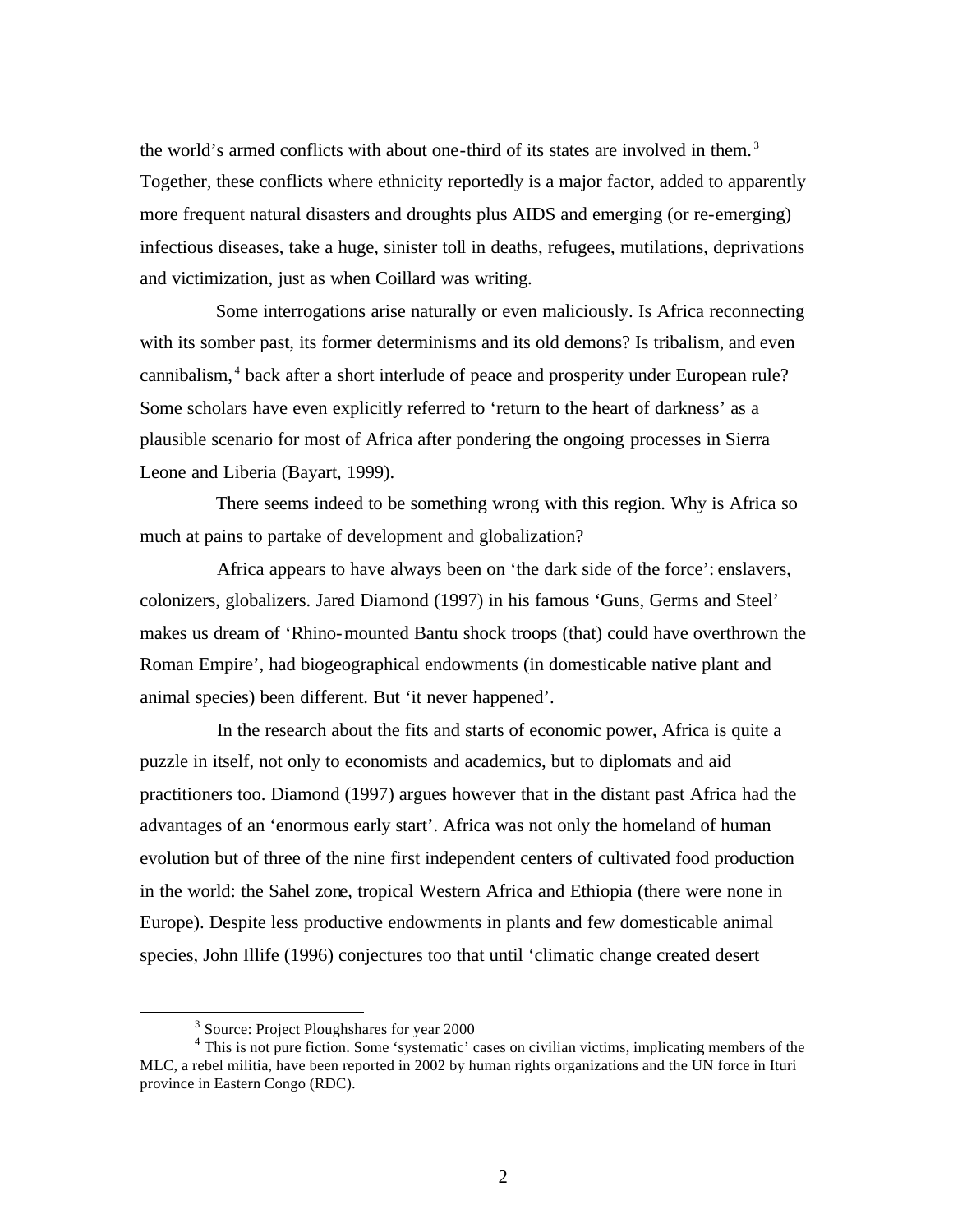the world's armed conflicts with about one-third of its states are involved in them.[3] Together, these conflicts where ethnicity reportedly is a major factor, added to apparently more frequent natural disasters and droughts plus AIDS and emerging (or re-emerging) infectious diseases, take a huge, sinister toll in deaths, refugees, mutilations, deprivations and victimization, just as when Coillard was writing.

Some interrogations arise naturally or even maliciously. Is Africa reconnecting with its somber past, its former determinisms and its old demons? Is tribalism, and even cannibalism,[4] back after a short interlude of peace and prosperity under European rule? Some scholars have even explicitly referred to 'return to the heart of darkness' as a plausible scenario for most of Africa after pondering the ongoing processes in Sierra Leone and Liberia (Bayart, 1999).

There seems indeed to be something wrong with this region. Why is Africa so much at pains to partake of development and globalization?

Africa appears to have always been on 'the dark side of the force': enslavers, colonizers, globalizers. Jared Diamond (1997) in his famous 'Guns, Germs and Steel' makes us dream of 'Rhino-mounted Bantu shock troops (that) could have overthrown the Roman Empire', had biogeographical endowments (in domesticable native plant and animal species) been different. But 'it never happened'.

In the research about the fits and starts of economic power, Africa is quite a puzzle in itself, not only to economists and academics, but to diplomats and aid practitioners too. Diamond (1997) argues however that in the distant past Africa had the advantages of an 'enormous early start'. Africa was not only the homeland of human evolution but of three of the nine first independent centers of cultivated food production in the world: the Sahel zone, tropical Western Africa and Ethiopia (there were none in Europe). Despite less productive endowments in plants and few domesticable animal species, John Illife (1996) conjectures too that until 'climatic change created desert

[3] Source: Project Ploughshares for year 2000

[4] This is not pure fiction. Some 'systematic' cases on civilian victims, implicating members of the MLC, a rebel militia, have been reported in 2002 by human rights organizations and the UN force in Ituri province in Eastern Congo (RDC).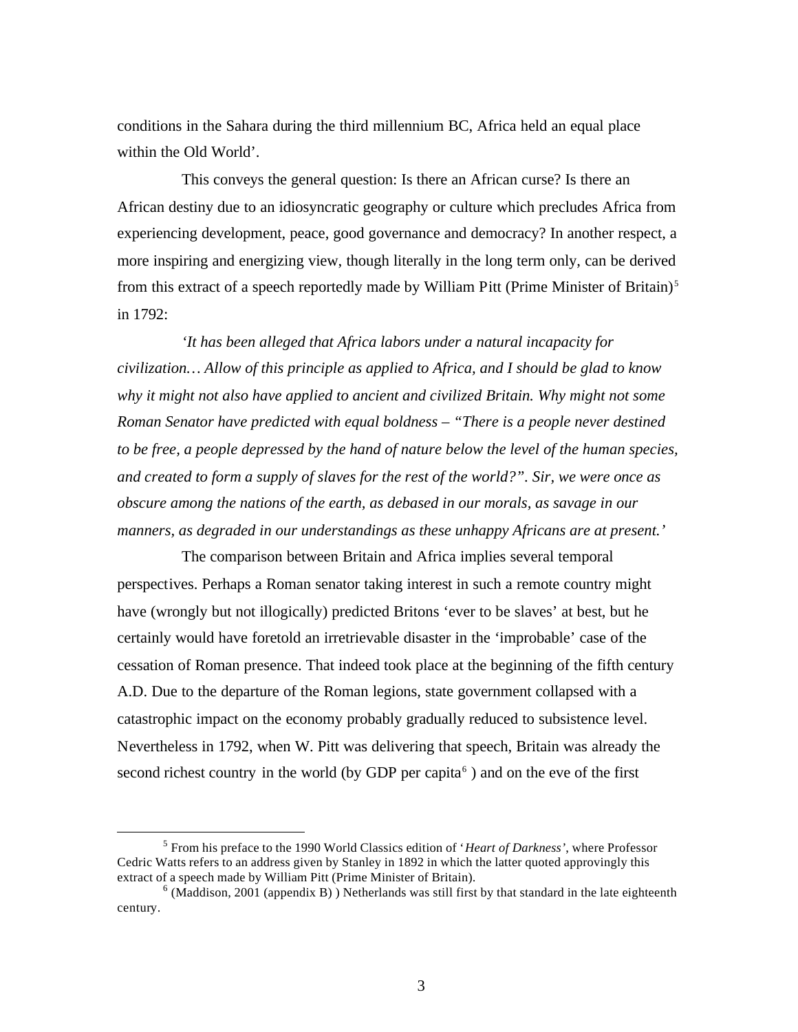conditions in the Sahara during the third millennium BC, Africa held an equal place within the Old World'.

This conveys the general question: Is there an African curse? Is there an African destiny due to an idiosyncratic geography or culture which precludes Africa from experiencing development, peace, good governance and democracy? In another respect, a more inspiring and energizing view, though literally in the long term only, can be derived from this extract of a speech reportedly made by William Pitt (Prime Minister of Britain)[5] in 1792:

*'It has been alleged that Africa labors under a natural incapacity for civilization… Allow of this principle as applied to Africa, and I should be glad to know why it might not also have applied to ancient and civilized Britain. Why might not some Roman Senator have predicted with equal boldness – "There is a people never destined to be free, a people depressed by the hand of nature below the level of the human species, and created to form a supply of slaves for the rest of the world?". Sir, we were once as obscure among the nations of the earth, as debased in our morals, as savage in our manners, as degraded in our understandings as these unhappy Africans are at present.'*

The comparison between Britain and Africa implies several temporal perspectives. Perhaps a Roman senator taking interest in such a remote country might have (wrongly but not illogically) predicted Britons 'ever to be slaves' at best, but he certainly would have foretold an irretrievable disaster in the 'improbable' case of the cessation of Roman presence. That indeed took place at the beginning of the fifth century A.D. Due to the departure of the Roman legions, state government collapsed with a catastrophic impact on the economy probably gradually reduced to subsistence level. Nevertheless in 1792, when W. Pitt was delivering that speech, Britain was already the second richest country in the world (by GDP per capita[6] ) and on the eve of the first

---

[5] From his preface to the 1990 World Classics edition of '*Heart of Darkness*', where Professor Cedric Watts refers to an address given by Stanley in 1892 in which the latter quoted approvingly this extract of a speech made by William Pitt (Prime Minister of Britain).

[6] (Maddison, 2001 (appendix B) ) Netherlands was still first by that standard in the late eighteenth century.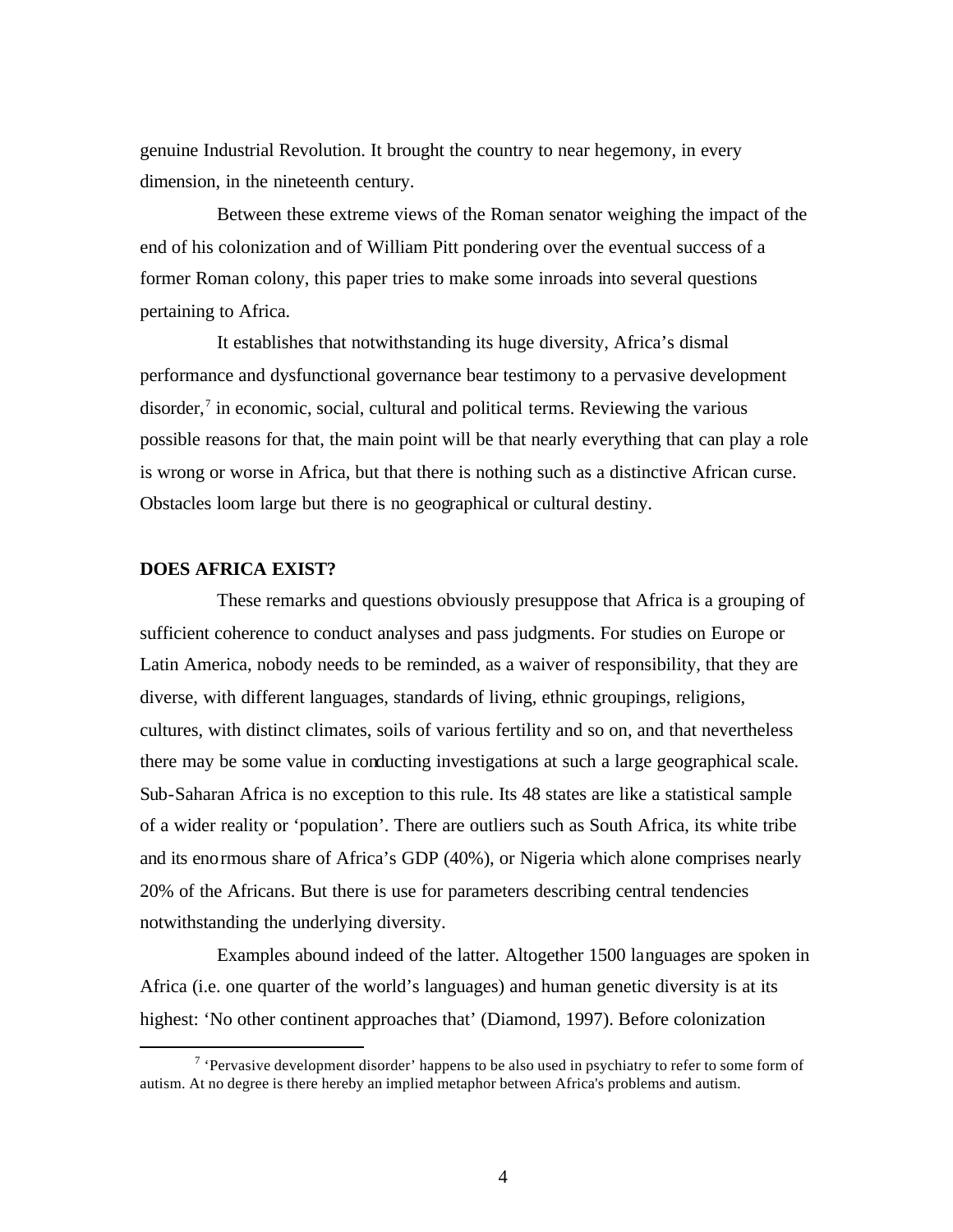genuine Industrial Revolution. It brought the country to near hegemony, in every dimension, in the nineteenth century.

Between these extreme views of the Roman senator weighing the impact of the end of his colonization and of William Pitt pondering over the eventual success of a former Roman colony, this paper tries to make some inroads into several questions pertaining to Africa.

It establishes that notwithstanding its huge diversity, Africa's dismal performance and dysfunctional governance bear testimony to a pervasive development disorder,[7] in economic, social, cultural and political terms. Reviewing the various possible reasons for that, the main point will be that nearly everything that can play a role is wrong or worse in Africa, but that there is nothing such as a distinctive African curse. Obstacles loom large but there is no geographical or cultural destiny.

## DOES AFRICA EXIST?

These remarks and questions obviously presuppose that Africa is a grouping of sufficient coherence to conduct analyses and pass judgments. For studies on Europe or Latin America, nobody needs to be reminded, as a waiver of responsibility, that they are diverse, with different languages, standards of living, ethnic groupings, religions, cultures, with distinct climates, soils of various fertility and so on, and that nevertheless there may be some value in conducting investigations at such a large geographical scale. Sub-Saharan Africa is no exception to this rule. Its 48 states are like a statistical sample of a wider reality or 'population'. There are outliers such as South Africa, its white tribe and its enormous share of Africa's GDP (40%), or Nigeria which alone comprises nearly 20% of the Africans. But there is use for parameters describing central tendencies notwithstanding the underlying diversity.

Examples abound indeed of the latter. Altogether 1500 languages are spoken in Africa (i.e. one quarter of the world's languages) and human genetic diversity is at its highest: 'No other continent approaches that' (Diamond, 1997). Before colonization

---

[7] 'Pervasive development disorder' happens to be also used in psychiatry to refer to some form of autism. At no degree is there hereby an implied metaphor between Africa's problems and autism.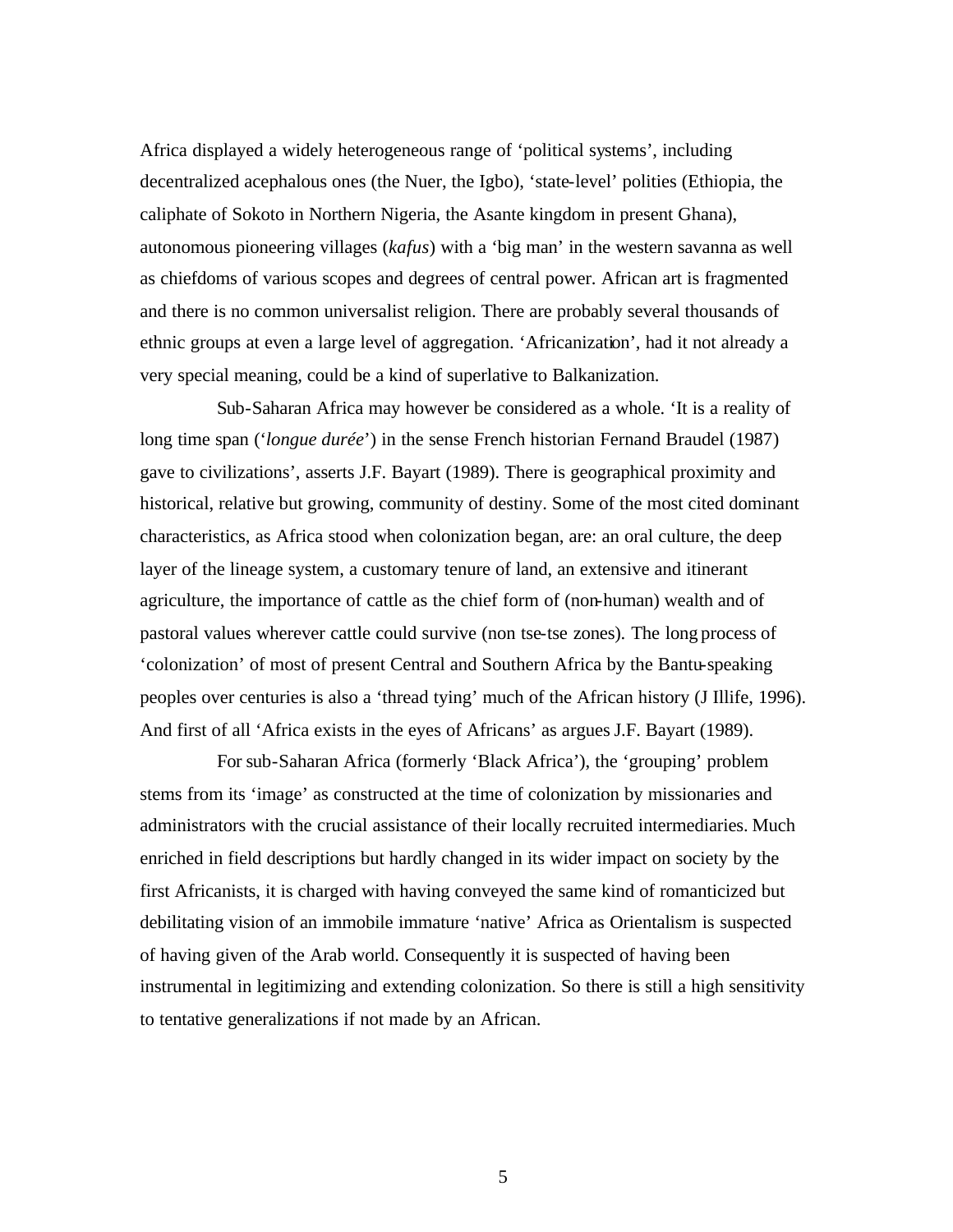Africa displayed a widely heterogeneous range of 'political systems', including decentralized acephalous ones (the Nuer, the Igbo), 'state-level' polities (Ethiopia, the caliphate of Sokoto in Northern Nigeria, the Asante kingdom in present Ghana), autonomous pioneering villages (*kafus*) with a 'big man' in the western savanna as well as chiefdoms of various scopes and degrees of central power. African art is fragmented and there is no common universalist religion. There are probably several thousands of ethnic groups at even a large level of aggregation. 'Africanization', had it not already a very special meaning, could be a kind of superlative to Balkanization.

Sub-Saharan Africa may however be considered as a whole. 'It is a reality of long time span ('*longue durée*') in the sense French historian Fernand Braudel (1987) gave to civilizations', asserts J.F. Bayart (1989). There is geographical proximity and historical, relative but growing, community of destiny. Some of the most cited dominant characteristics, as Africa stood when colonization began, are: an oral culture, the deep layer of the lineage system, a customary tenure of land, an extensive and itinerant agriculture, the importance of cattle as the chief form of (non-human) wealth and of pastoral values wherever cattle could survive (non tse-tse zones). The long process of 'colonization' of most of present Central and Southern Africa by the Bantu-speaking peoples over centuries is also a 'thread tying' much of the African history (J Illife, 1996). And first of all 'Africa exists in the eyes of Africans' as argues J.F. Bayart (1989).

For sub-Saharan Africa (formerly 'Black Africa'), the 'grouping' problem stems from its 'image' as constructed at the time of colonization by missionaries and administrators with the crucial assistance of their locally recruited intermediaries. Much enriched in field descriptions but hardly changed in its wider impact on society by the first Africanists, it is charged with having conveyed the same kind of romanticized but debilitating vision of an immobile immature 'native' Africa as Orientalism is suspected of having given of the Arab world. Consequently it is suspected of having been instrumental in legitimizing and extending colonization. So there is still a high sensitivity to tentative generalizations if not made by an African.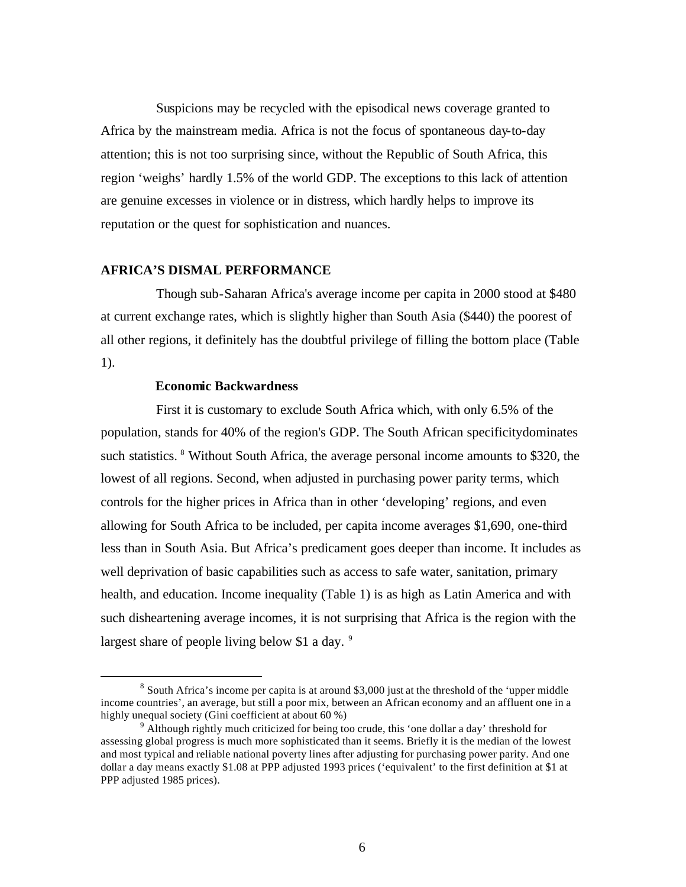Suspicions may be recycled with the episodical news coverage granted to Africa by the mainstream media. Africa is not the focus of spontaneous day-to-day attention; this is not too surprising since, without the Republic of South Africa, this region 'weighs' hardly 1.5% of the world GDP. The exceptions to this lack of attention are genuine excesses in violence or in distress, which hardly helps to improve its reputation or the quest for sophistication and nuances.

## AFRICA'S DISMAL PERFORMANCE

Though sub-Saharan Africa's average income per capita in 2000 stood at $480 at current exchange rates, which is slightly higher than South Asia ($440) the poorest of all other regions, it definitely has the doubtful privilege of filling the bottom place (Table 1).

### Economic Backwardness

First it is customary to exclude South Africa which, with only 6.5% of the population, stands for 40% of the region's GDP. The South African specificitydominates such statistics. [8] Without South Africa, the average personal income amounts to $320, the lowest of all regions. Second, when adjusted in purchasing power parity terms, which controls for the higher prices in Africa than in other 'developing' regions, and even allowing for South Africa to be included, per capita income averages $1,690, one-third less than in South Asia. But Africa's predicament goes deeper than income. It includes as well deprivation of basic capabilities such as access to safe water, sanitation, primary health, and education. Income inequality (Table 1) is as high as Latin America and with such disheartening average incomes, it is not surprising that Africa is the region with the largest share of people living below $1 a day. [9]

---

[8] South Africa's income per capita is at around $3,000 just at the threshold of the 'upper middle income countries', an average, but still a poor mix, between an African economy and an affluent one in a highly unequal society (Gini coefficient at about 60 %)

[9] Although rightly much criticized for being too crude, this 'one dollar a day' threshold for assessing global progress is much more sophisticated than it seems. Briefly it is the median of the lowest and most typical and reliable national poverty lines after adjusting for purchasing power parity. And one dollar a day means exactly $1.08 at PPP adjusted 1993 prices ('equivalent' to the first definition at $1 at PPP adjusted 1985 prices).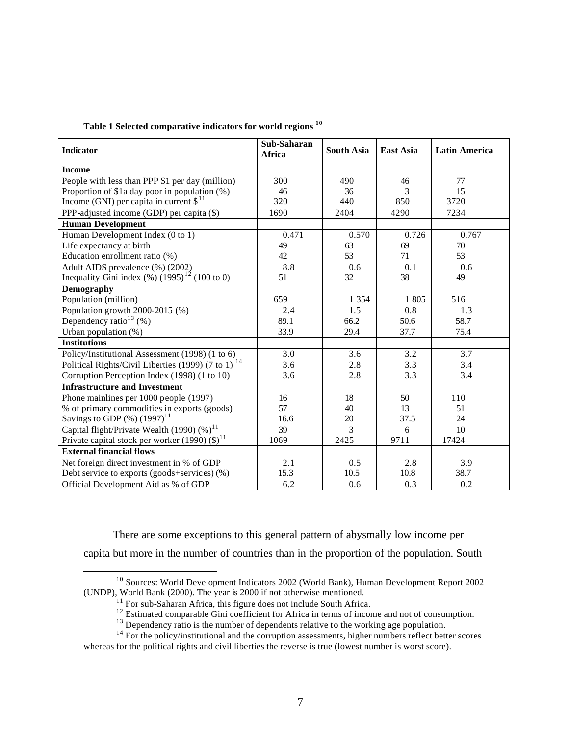**Table 1 Selected comparative indicators for world regions [10]**

| Indicator | Sub-Saharan Africa | South Asia | East Asia | Latin America |
|---|---|---|---|---|
| **Income** | | | | |
| People with less than PPP $1 per day (million) | 300 | 490 | 46 | 77 |
| Proportion of $1a day poor in population (%) | 46 | 36 | 3 | 15 |
| Income (GNI) per capita in current $[11] | 320 | 440 | 850 | 3720 |
| PPP-adjusted income (GDP) per capita ($) | 1690 | 2404 | 4290 | 7234 |
| **Human Development** | | | | |
| Human Development Index (0 to 1) | 0.471 | 0.570 | 0.726 | 0.767 |
| Life expectancy at birth | 49 | 63 | 69 | 70 |
| Education enrollment ratio (%) | 42 | 53 | 71 | 53 |
| Adult AIDS prevalence (%) (2002) | 8.8 | 0.6 | 0.1 | 0.6 |
| Inequality Gini index (%) (1995)[12] (100 to 0) | 51 | 32 | 38 | 49 |
| **Demography** | | | | |
| Population (million) | 659 | 1 354 | 1 805 | 516 |
| Population growth 2000-2015 (%) | 2.4 | 1.5 | 0.8 | 1.3 |
| Dependency ratio[13] (%) | 89.1 | 66.2 | 50.6 | 58.7 |
| Urban population (%) | 33.9 | 29.4 | 37.7 | 75.4 |
| **Institutions** | | | | |
| Policy/Institutional Assessment (1998) (1 to 6) | 3.0 | 3.6 | 3.2 | 3.7 |
| Political Rights/Civil Liberties (1999) (7 to 1) [14] | 3.6 | 2.8 | 3.3 | 3.4 |
| Corruption Perception Index (1998) (1 to 10) | 3.6 | 2.8 | 3.3 | 3.4 |
| **Infrastructure and Investment** | | | | |
| Phone mainlines per 1000 people (1997) | 16 | 18 | 50 | 110 |
| % of primary commodities in exports (goods) | 57 | 40 | 13 | 51 |
| Savings to GDP (%) (1997)[11] | 16.6 | 20 | 37.5 | 24 |
| Capital flight/Private Wealth (1990) (%)[11] | 39 | 3 | 6 | 10 |
| Private capital stock per worker (1990) ($)[11] | 1069 | 2425 | 9711 | 17424 |
| **External financial flows** | | | | |
| Net foreign direct investment in % of GDP | 2.1 | 0.5 | 2.8 | 3.9 |
| Debt service to exports (goods+services) (%) | 15.3 | 10.5 | 10.8 | 38.7 |
| Official Development Aid as % of GDP | 6.2 | 0.6 | 0.3 | 0.2 |

There are some exceptions to this general pattern of abysmally low income per capita but more in the number of countries than in the proportion of the population. South

---

[10] Sources: World Development Indicators 2002 (World Bank), Human Development Report 2002 (UNDP), World Bank (2000). The year is 2000 if not otherwise mentioned.

[11] For sub-Saharan Africa, this figure does not include South Africa.

[12] Estimated comparable Gini coefficient for Africa in terms of income and not of consumption.

[13] Dependency ratio is the number of dependents relative to the working age population.

[14] For the policy/institutional and the corruption assessments, higher numbers reflect better scores whereas for the political rights and civil liberties the reverse is true (lowest number is worst score).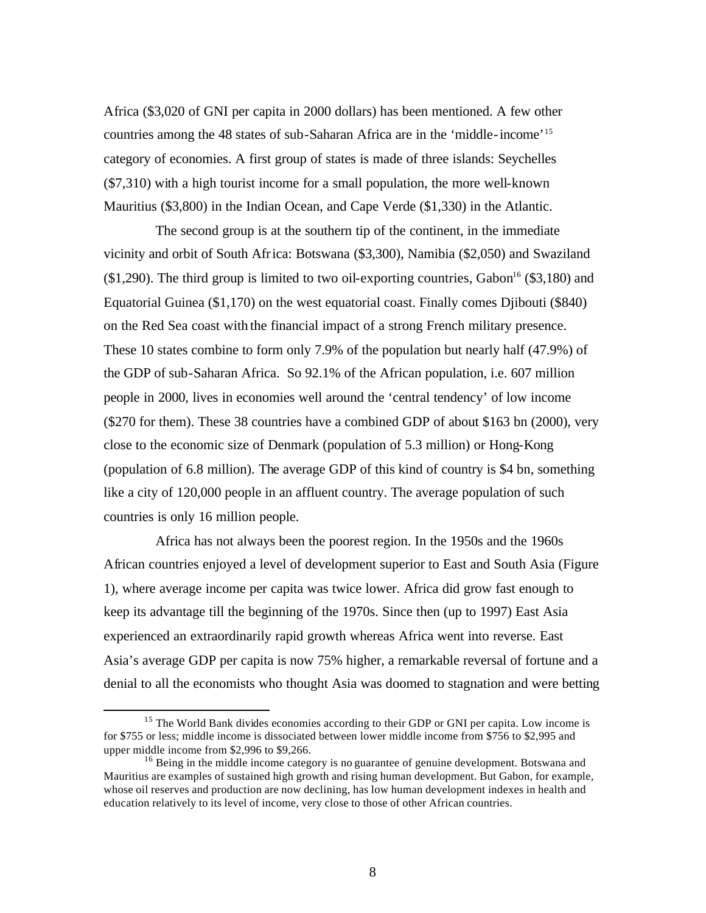Africa ($3,020 of GNI per capita in 2000 dollars) has been mentioned. A few other countries among the 48 states of sub-Saharan Africa are in the 'middle-income'[15] category of economies. A first group of states is made of three islands: Seychelles ($7,310) with a high tourist income for a small population, the more well-known Mauritius ($3,800) in the Indian Ocean, and Cape Verde ($1,330) in the Atlantic.

The second group is at the southern tip of the continent, in the immediate vicinity and orbit of South Africa: Botswana ($3,300), Namibia ($2,050) and Swaziland ($1,290). The third group is limited to two oil-exporting countries, Gabon[16] ($3,180) and Equatorial Guinea ($1,170) on the west equatorial coast. Finally comes Djibouti ($840) on the Red Sea coast with the financial impact of a strong French military presence. These 10 states combine to form only 7.9% of the population but nearly half (47.9%) of the GDP of sub-Saharan Africa. So 92.1% of the African population, i.e. 607 million people in 2000, lives in economies well around the 'central tendency' of low income ($270 for them). These 38 countries have a combined GDP of about $163 bn (2000), very close to the economic size of Denmark (population of 5.3 million) or Hong-Kong (population of 6.8 million). The average GDP of this kind of country is $4 bn, something like a city of 120,000 people in an affluent country. The average population of such countries is only 16 million people.

Africa has not always been the poorest region. In the 1950s and the 1960s African countries enjoyed a level of development superior to East and South Asia (Figure 1), where average income per capita was twice lower. Africa did grow fast enough to keep its advantage till the beginning of the 1970s. Since then (up to 1997) East Asia experienced an extraordinarily rapid growth whereas Africa went into reverse. East Asia's average GDP per capita is now 75% higher, a remarkable reversal of fortune and a denial to all the economists who thought Asia was doomed to stagnation and were betting

---

[15] The World Bank divides economies according to their GDP or GNI per capita. Low income is for $755 or less; middle income is dissociated between lower middle income from $756 to $2,995 and upper middle income from $2,996 to $9,266.

[16] Being in the middle income category is no guarantee of genuine development. Botswana and Mauritius are examples of sustained high growth and rising human development. But Gabon, for example, whose oil reserves and production are now declining, has low human development indexes in health and education relatively to its level of income, very close to those of other African countries.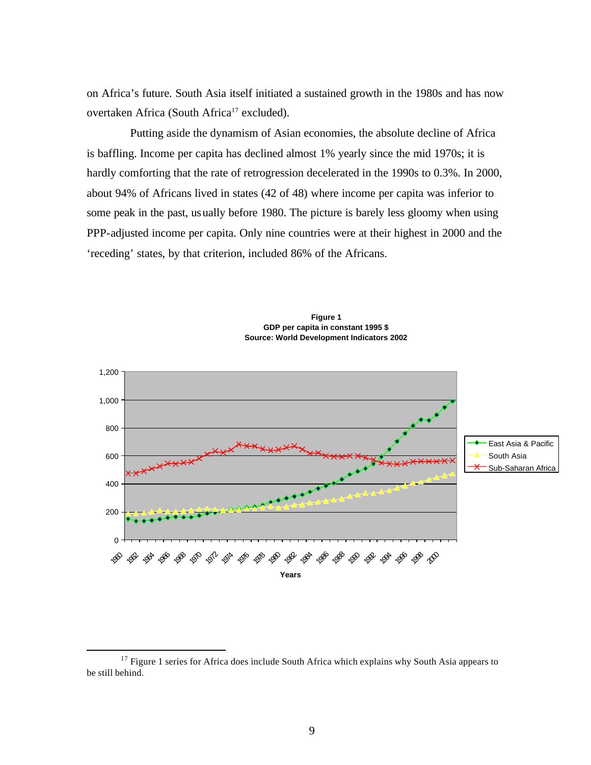on Africa's future. South Asia itself initiated a sustained growth in the 1980s and has now overtaken Africa (South Africa[17] excluded).

Putting aside the dynamism of Asian economies, the absolute decline of Africa is baffling. Income per capita has declined almost 1% yearly since the mid 1970s; it is hardly comforting that the rate of retrogression decelerated in the 1990s to 0.3%. In 2000, about 94% of Africans lived in states (42 of 48) where income per capita was inferior to some peak in the past, usually before 1980. The picture is barely less gloomy when using PPP-adjusted income per capita. Only nine countries were at their highest in 2000 and the 'receding' states, by that criterion, included 86% of the Africans.

**Figure 1**
**GDP per capita in constant 1995 $**
**Source: World Development Indicators 2002**

[17] Figure 1 series for Africa does include South Africa which explains why South Asia appears to be still behind.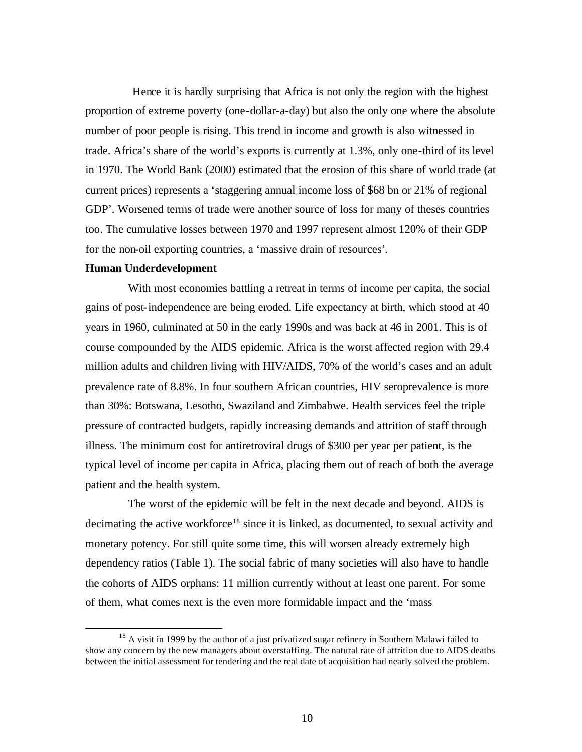Hence it is hardly surprising that Africa is not only the region with the highest proportion of extreme poverty (one-dollar-a-day) but also the only one where the absolute number of poor people is rising. This trend in income and growth is also witnessed in trade. Africa's share of the world's exports is currently at 1.3%, only one-third of its level in 1970. The World Bank (2000) estimated that the erosion of this share of world trade (at current prices) represents a 'staggering annual income loss of \$68 bn or 21% of regional GDP'. Worsened terms of trade were another source of loss for many of theses countries too. The cumulative losses between 1970 and 1997 represent almost 120% of their GDP for the non-oil exporting countries, a 'massive drain of resources'.

**Human Underdevelopment**

With most economies battling a retreat in terms of income per capita, the social gains of post-independence are being eroded. Life expectancy at birth, which stood at 40 years in 1960, culminated at 50 in the early 1990s and was back at 46 in 2001. This is of course compounded by the AIDS epidemic. Africa is the worst affected region with 29.4 million adults and children living with HIV/AIDS, 70% of the world's cases and an adult prevalence rate of 8.8%. In four southern African countries, HIV seroprevalence is more than 30%: Botswana, Lesotho, Swaziland and Zimbabwe. Health services feel the triple pressure of contracted budgets, rapidly increasing demands and attrition of staff through illness. The minimum cost for antiretroviral drugs of \$300 per year per patient, is the typical level of income per capita in Africa, placing them out of reach of both the average patient and the health system.

The worst of the epidemic will be felt in the next decade and beyond. AIDS is decimating the active workforce[18] since it is linked, as documented, to sexual activity and monetary potency. For still quite some time, this will worsen already extremely high dependency ratios (Table 1). The social fabric of many societies will also have to handle the cohorts of AIDS orphans: 11 million currently without at least one parent. For some of them, what comes next is the even more formidable impact and the 'mass

[18] A visit in 1999 by the author of a just privatized sugar refinery in Southern Malawi failed to show any concern by the new managers about overstaffing. The natural rate of attrition due to AIDS deaths between the initial assessment for tendering and the real date of acquisition had nearly solved the problem.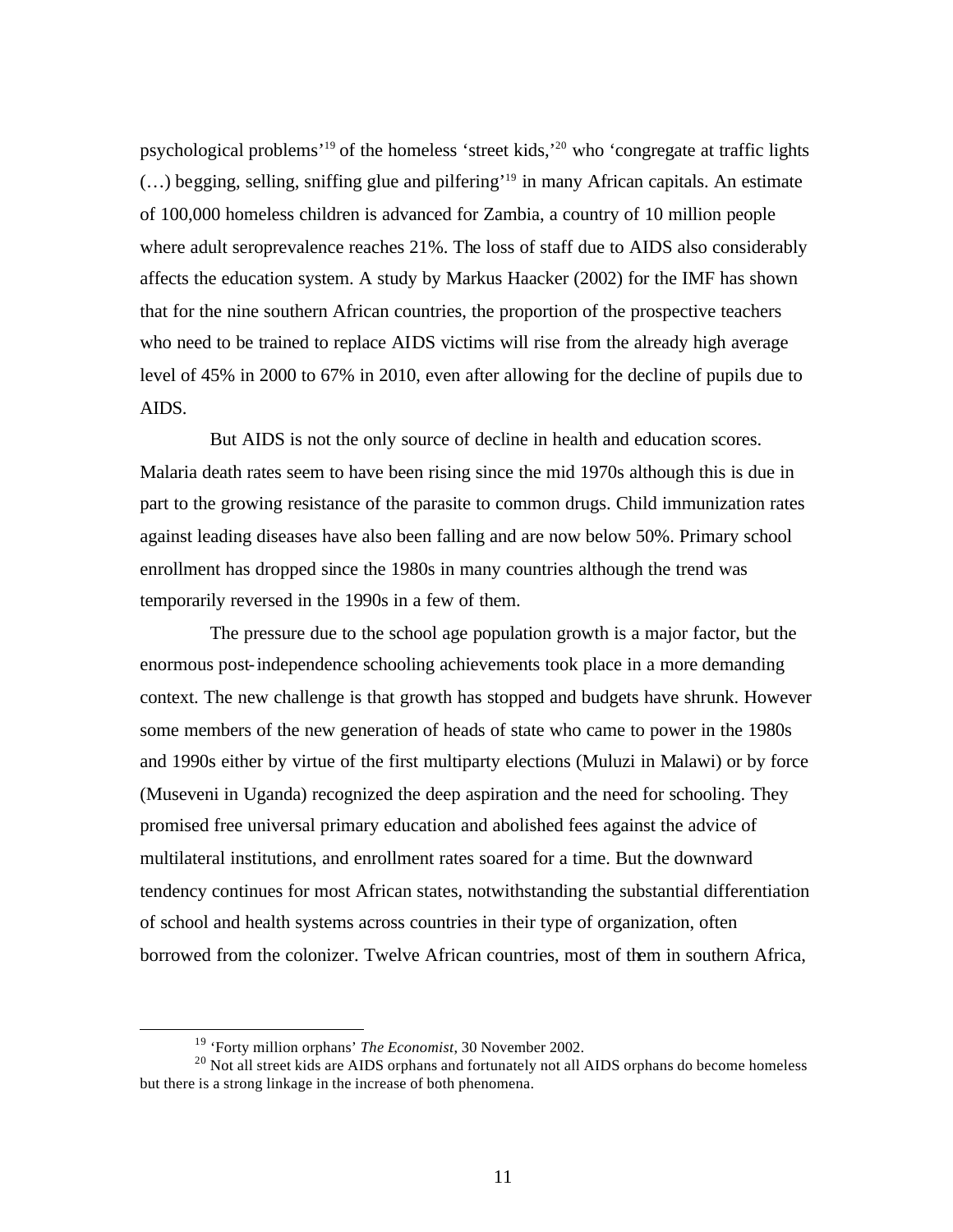psychological problems'[19] of the homeless 'street kids,'[20] who 'congregate at traffic lights (…) begging, selling, sniffing glue and pilfering'[19] in many African capitals. An estimate of 100,000 homeless children is advanced for Zambia, a country of 10 million people where adult seroprevalence reaches 21%. The loss of staff due to AIDS also considerably affects the education system. A study by Markus Haacker (2002) for the IMF has shown that for the nine southern African countries, the proportion of the prospective teachers who need to be trained to replace AIDS victims will rise from the already high average level of 45% in 2000 to 67% in 2010, even after allowing for the decline of pupils due to AIDS.

But AIDS is not the only source of decline in health and education scores. Malaria death rates seem to have been rising since the mid 1970s although this is due in part to the growing resistance of the parasite to common drugs. Child immunization rates against leading diseases have also been falling and are now below 50%. Primary school enrollment has dropped since the 1980s in many countries although the trend was temporarily reversed in the 1990s in a few of them.

The pressure due to the school age population growth is a major factor, but the enormous post-independence schooling achievements took place in a more demanding context. The new challenge is that growth has stopped and budgets have shrunk. However some members of the new generation of heads of state who came to power in the 1980s and 1990s either by virtue of the first multiparty elections (Muluzi in Malawi) or by force (Museveni in Uganda) recognized the deep aspiration and the need for schooling. They promised free universal primary education and abolished fees against the advice of multilateral institutions, and enrollment rates soared for a time. But the downward tendency continues for most African states, notwithstanding the substantial differentiation of school and health systems across countries in their type of organization, often borrowed from the colonizer. Twelve African countries, most of them in southern Africa,

[19] 'Forty million orphans' *The Economist*, 30 November 2002.

[20] Not all street kids are AIDS orphans and fortunately not all AIDS orphans do become homeless but there is a strong linkage in the increase of both phenomena.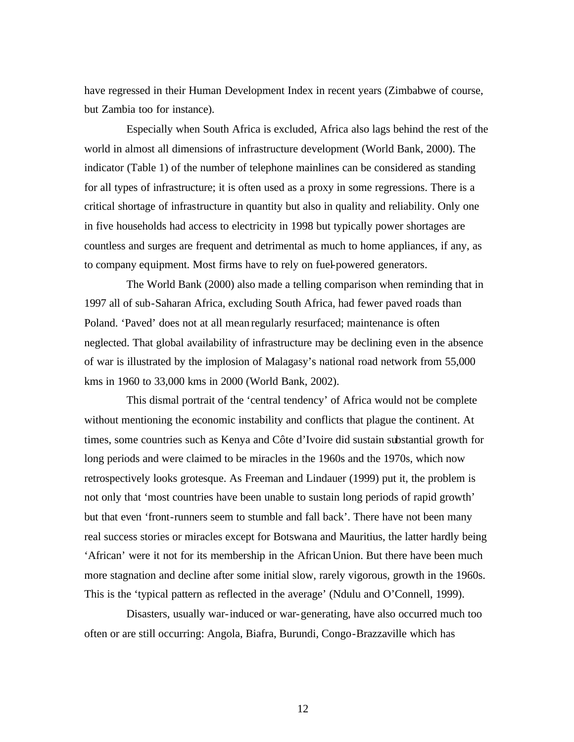have regressed in their Human Development Index in recent years (Zimbabwe of course, but Zambia too for instance).

Especially when South Africa is excluded, Africa also lags behind the rest of the world in almost all dimensions of infrastructure development (World Bank, 2000). The indicator (Table 1) of the number of telephone mainlines can be considered as standing for all types of infrastructure; it is often used as a proxy in some regressions. There is a critical shortage of infrastructure in quantity but also in quality and reliability. Only one in five households had access to electricity in 1998 but typically power shortages are countless and surges are frequent and detrimental as much to home appliances, if any, as to company equipment. Most firms have to rely on fuel-powered generators.

The World Bank (2000) also made a telling comparison when reminding that in 1997 all of sub-Saharan Africa, excluding South Africa, had fewer paved roads than Poland. 'Paved' does not at all mean regularly resurfaced; maintenance is often neglected. That global availability of infrastructure may be declining even in the absence of war is illustrated by the implosion of Malagasy's national road network from 55,000 kms in 1960 to 33,000 kms in 2000 (World Bank, 2002).

This dismal portrait of the 'central tendency' of Africa would not be complete without mentioning the economic instability and conflicts that plague the continent. At times, some countries such as Kenya and Côte d'Ivoire did sustain substantial growth for long periods and were claimed to be miracles in the 1960s and the 1970s, which now retrospectively looks grotesque. As Freeman and Lindauer (1999) put it, the problem is not only that 'most countries have been unable to sustain long periods of rapid growth' but that even 'front-runners seem to stumble and fall back'. There have not been many real success stories or miracles except for Botswana and Mauritius, the latter hardly being 'African' were it not for its membership in the African Union. But there have been much more stagnation and decline after some initial slow, rarely vigorous, growth in the 1960s. This is the 'typical pattern as reflected in the average' (Ndulu and O'Connell, 1999).

Disasters, usually war-induced or war-generating, have also occurred much too often or are still occurring: Angola, Biafra, Burundi, Congo-Brazzaville which has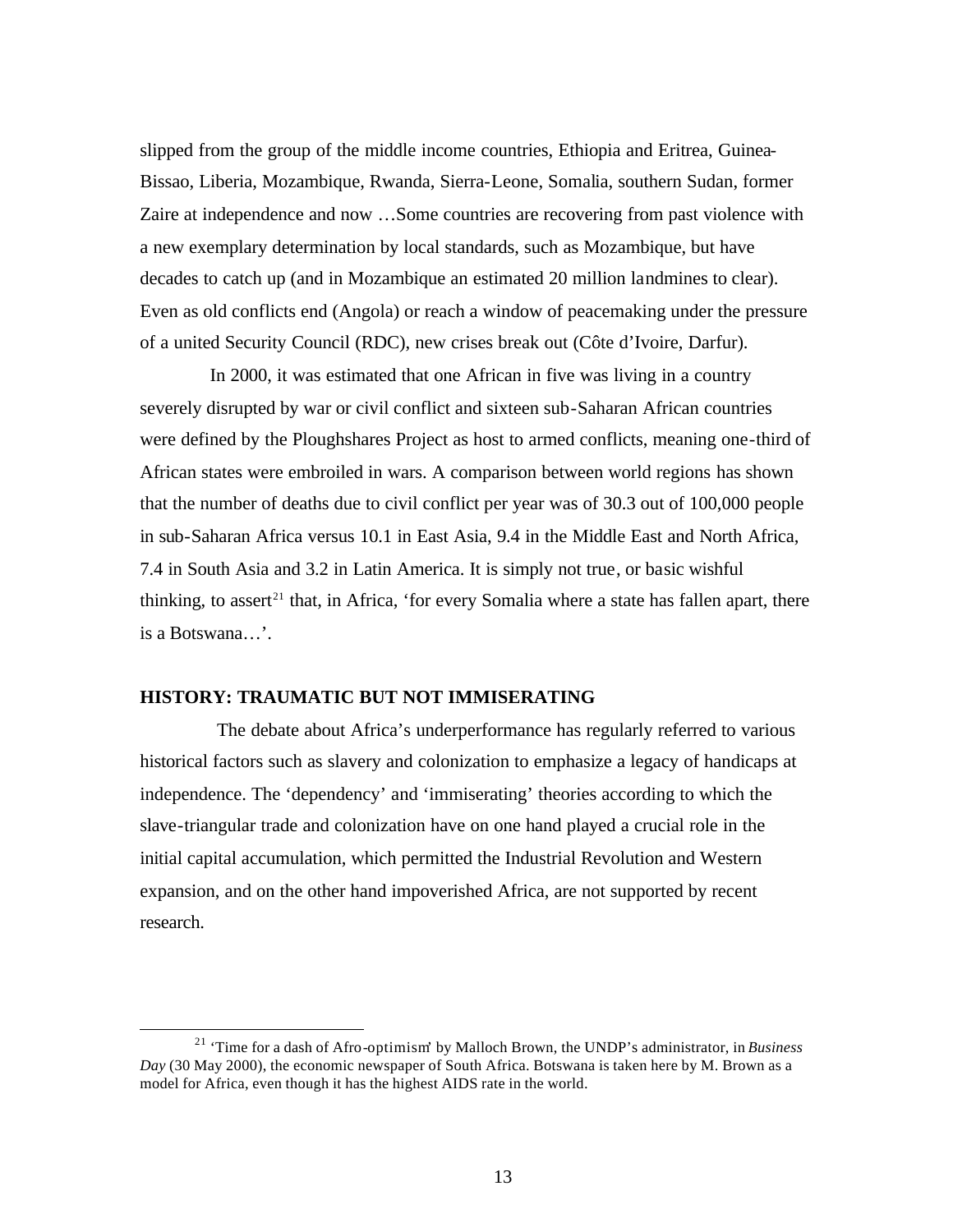slipped from the group of the middle income countries, Ethiopia and Eritrea, Guinea-Bissao, Liberia, Mozambique, Rwanda, Sierra-Leone, Somalia, southern Sudan, former Zaire at independence and now …Some countries are recovering from past violence with a new exemplary determination by local standards, such as Mozambique, but have decades to catch up (and in Mozambique an estimated 20 million landmines to clear). Even as old conflicts end (Angola) or reach a window of peacemaking under the pressure of a united Security Council (RDC), new crises break out (Côte d'Ivoire, Darfur).

In 2000, it was estimated that one African in five was living in a country severely disrupted by war or civil conflict and sixteen sub-Saharan African countries were defined by the Ploughshares Project as host to armed conflicts, meaning one-third of African states were embroiled in wars. A comparison between world regions has shown that the number of deaths due to civil conflict per year was of 30.3 out of 100,000 people in sub-Saharan Africa versus 10.1 in East Asia, 9.4 in the Middle East and North Africa, 7.4 in South Asia and 3.2 in Latin America. It is simply not true, or basic wishful thinking, to assert[21] that, in Africa, 'for every Somalia where a state has fallen apart, there is a Botswana…'.

## HISTORY: TRAUMATIC BUT NOT IMMISERATING

The debate about Africa's underperformance has regularly referred to various historical factors such as slavery and colonization to emphasize a legacy of handicaps at independence. The 'dependency' and 'immiserating' theories according to which the slave-triangular trade and colonization have on one hand played a crucial role in the initial capital accumulation, which permitted the Industrial Revolution and Western expansion, and on the other hand impoverished Africa, are not supported by recent research.

---

[21] 'Time for a dash of Afro-optimism' by Malloch Brown, the UNDP's administrator, in *Business Day* (30 May 2000), the economic newspaper of South Africa. Botswana is taken here by M. Brown as a model for Africa, even though it has the highest AIDS rate in the world.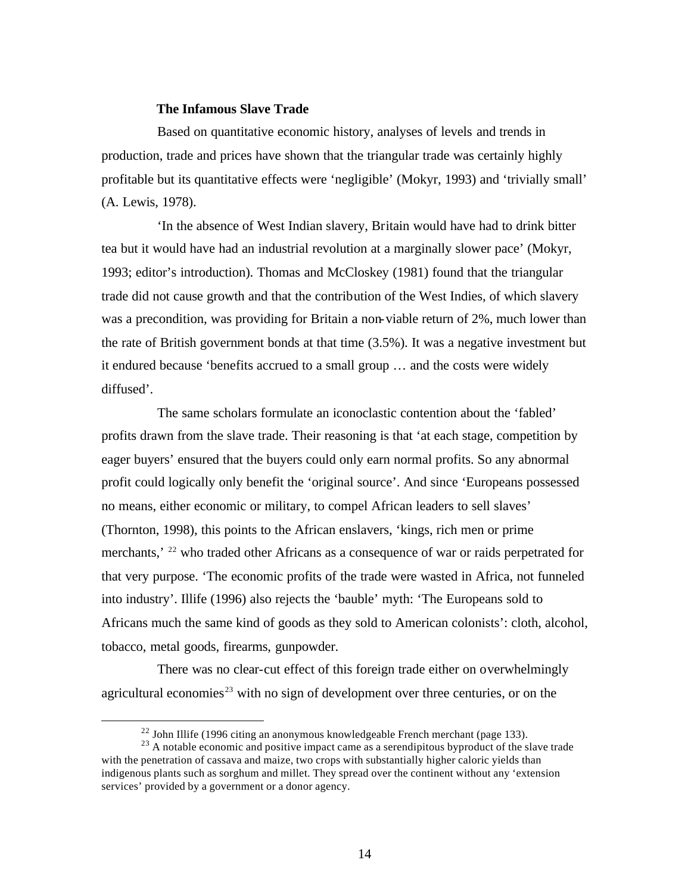### The Infamous Slave Trade

Based on quantitative economic history, analyses of levels and trends in production, trade and prices have shown that the triangular trade was certainly highly profitable but its quantitative effects were 'negligible' (Mokyr, 1993) and 'trivially small' (A. Lewis, 1978).

'In the absence of West Indian slavery, Britain would have had to drink bitter tea but it would have had an industrial revolution at a marginally slower pace' (Mokyr, 1993; editor's introduction). Thomas and McCloskey (1981) found that the triangular trade did not cause growth and that the contribution of the West Indies, of which slavery was a precondition, was providing for Britain a non-viable return of 2%, much lower than the rate of British government bonds at that time (3.5%). It was a negative investment but it endured because 'benefits accrued to a small group … and the costs were widely diffused'.

The same scholars formulate an iconoclastic contention about the 'fabled' profits drawn from the slave trade. Their reasoning is that 'at each stage, competition by eager buyers' ensured that the buyers could only earn normal profits. So any abnormal profit could logically only benefit the 'original source'. And since 'Europeans possessed no means, either economic or military, to compel African leaders to sell slaves' (Thornton, 1998), this points to the African enslavers, 'kings, rich men or prime merchants,' [22] who traded other Africans as a consequence of war or raids perpetrated for that very purpose. 'The economic profits of the trade were wasted in Africa, not funneled into industry'. Illife (1996) also rejects the 'bauble' myth: 'The Europeans sold to Africans much the same kind of goods as they sold to American colonists': cloth, alcohol, tobacco, metal goods, firearms, gunpowder.

There was no clear-cut effect of this foreign trade either on overwhelmingly agricultural economies[23] with no sign of development over three centuries, or on the

[22] John Illife (1996 citing an anonymous knowledgeable French merchant (page 133).

[23] A notable economic and positive impact came as a serendipitous byproduct of the slave trade with the penetration of cassava and maize, two crops with substantially higher caloric yields than indigenous plants such as sorghum and millet. They spread over the continent without any 'extension services' provided by a government or a donor agency.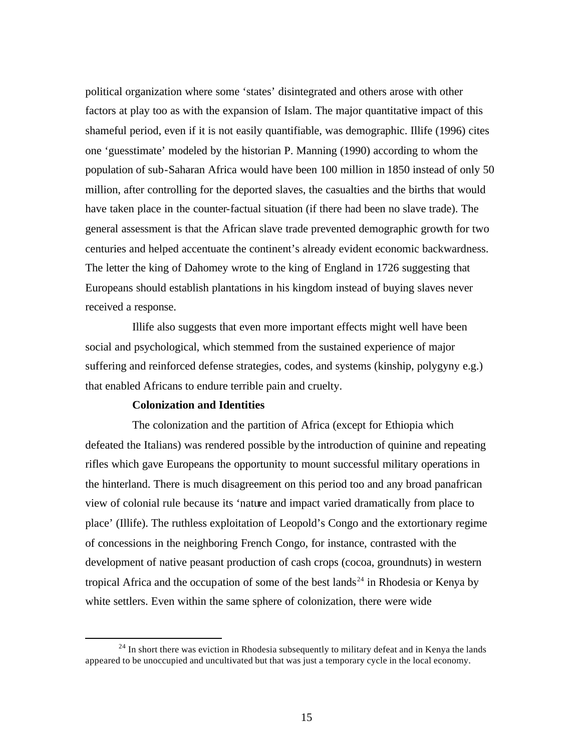political organization where some 'states' disintegrated and others arose with other factors at play too as with the expansion of Islam. The major quantitative impact of this shameful period, even if it is not easily quantifiable, was demographic. Illife (1996) cites one 'guesstimate' modeled by the historian P. Manning (1990) according to whom the population of sub-Saharan Africa would have been 100 million in 1850 instead of only 50 million, after controlling for the deported slaves, the casualties and the births that would have taken place in the counter-factual situation (if there had been no slave trade). The general assessment is that the African slave trade prevented demographic growth for two centuries and helped accentuate the continent's already evident economic backwardness. The letter the king of Dahomey wrote to the king of England in 1726 suggesting that Europeans should establish plantations in his kingdom instead of buying slaves never received a response.

Illife also suggests that even more important effects might well have been social and psychological, which stemmed from the sustained experience of major suffering and reinforced defense strategies, codes, and systems (kinship, polygyny e.g.) that enabled Africans to endure terrible pain and cruelty.

**Colonization and Identities**

The colonization and the partition of Africa (except for Ethiopia which defeated the Italians) was rendered possible by the introduction of quinine and repeating rifles which gave Europeans the opportunity to mount successful military operations in the hinterland. There is much disagreement on this period too and any broad panafrican view of colonial rule because its 'nature and impact varied dramatically from place to place' (Illife). The ruthless exploitation of Leopold's Congo and the extortionary regime of concessions in the neighboring French Congo, for instance, contrasted with the development of native peasant production of cash crops (cocoa, groundnuts) in western tropical Africa and the occupation of some of the best lands[24] in Rhodesia or Kenya by white settlers. Even within the same sphere of colonization, there were wide

[24] In short there was eviction in Rhodesia subsequently to military defeat and in Kenya the lands appeared to be unoccupied and uncultivated but that was just a temporary cycle in the local economy.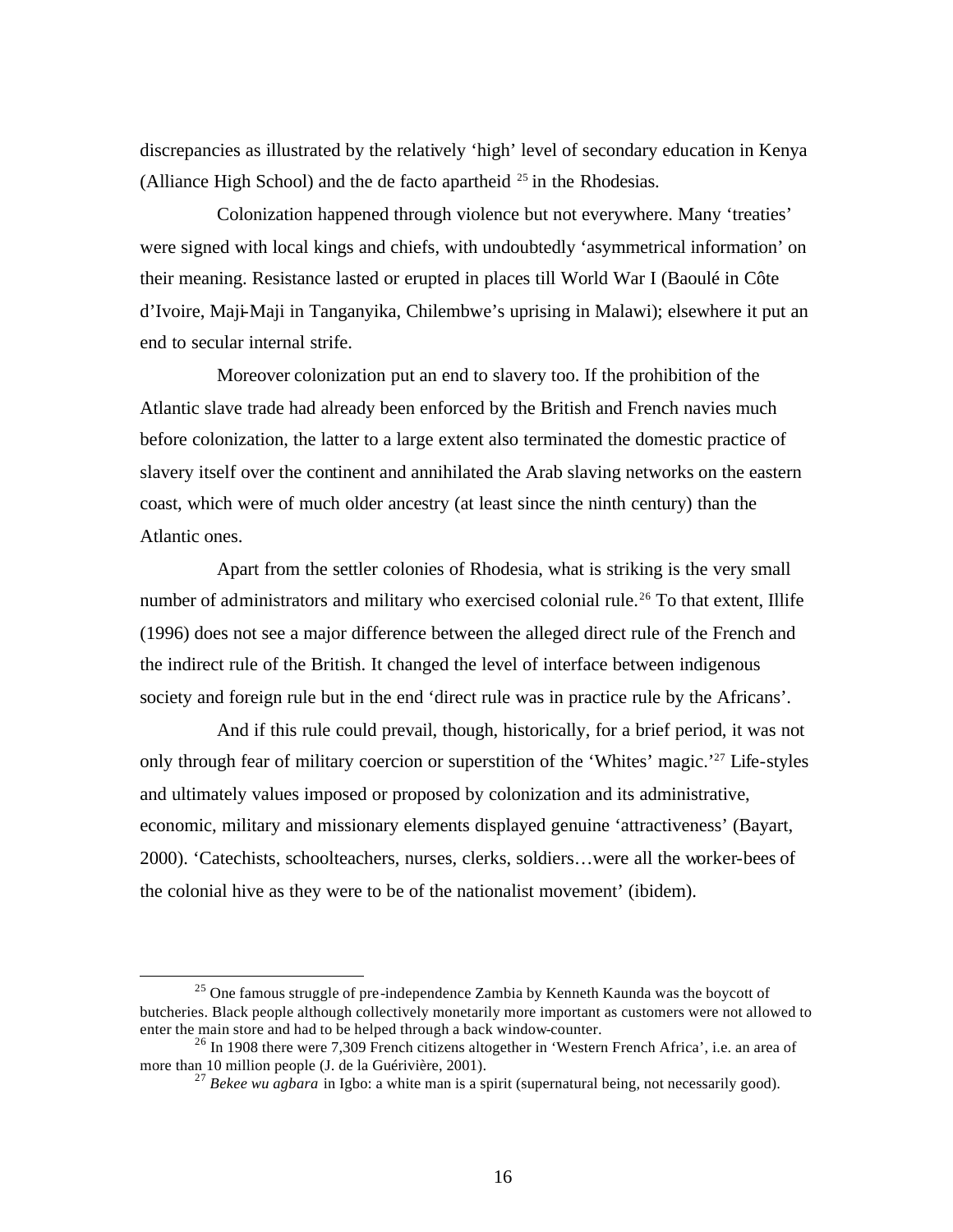discrepancies as illustrated by the relatively 'high' level of secondary education in Kenya (Alliance High School) and the de facto apartheid [25] in the Rhodesias.

Colonization happened through violence but not everywhere. Many 'treaties' were signed with local kings and chiefs, with undoubtedly 'asymmetrical information' on their meaning. Resistance lasted or erupted in places till World War I (Baoulé in Côte d'Ivoire, Maji-Maji in Tanganyika, Chilembwe's uprising in Malawi); elsewhere it put an end to secular internal strife.

Moreover colonization put an end to slavery too. If the prohibition of the Atlantic slave trade had already been enforced by the British and French navies much before colonization, the latter to a large extent also terminated the domestic practice of slavery itself over the continent and annihilated the Arab slaving networks on the eastern coast, which were of much older ancestry (at least since the ninth century) than the Atlantic ones.

Apart from the settler colonies of Rhodesia, what is striking is the very small number of administrators and military who exercised colonial rule.[26] To that extent, Illife (1996) does not see a major difference between the alleged direct rule of the French and the indirect rule of the British. It changed the level of interface between indigenous society and foreign rule but in the end 'direct rule was in practice rule by the Africans'.

And if this rule could prevail, though, historically, for a brief period, it was not only through fear of military coercion or superstition of the 'Whites' magic.'[27] Life-styles and ultimately values imposed or proposed by colonization and its administrative, economic, military and missionary elements displayed genuine 'attractiveness' (Bayart, 2000). 'Catechists, schoolteachers, nurses, clerks, soldiers…were all the worker-bees of the colonial hive as they were to be of the nationalist movement' (ibidem).

---

[25] One famous struggle of pre-independence Zambia by Kenneth Kaunda was the boycott of butcheries. Black people although collectively monetarily more important as customers were not allowed to enter the main store and had to be helped through a back window-counter.

[26] In 1908 there were 7,309 French citizens altogether in 'Western French Africa', i.e. an area of more than 10 million people (J. de la Guérivière, 2001).

[27] *Bekee wu agbara* in Igbo: a white man is a spirit (supernatural being, not necessarily good).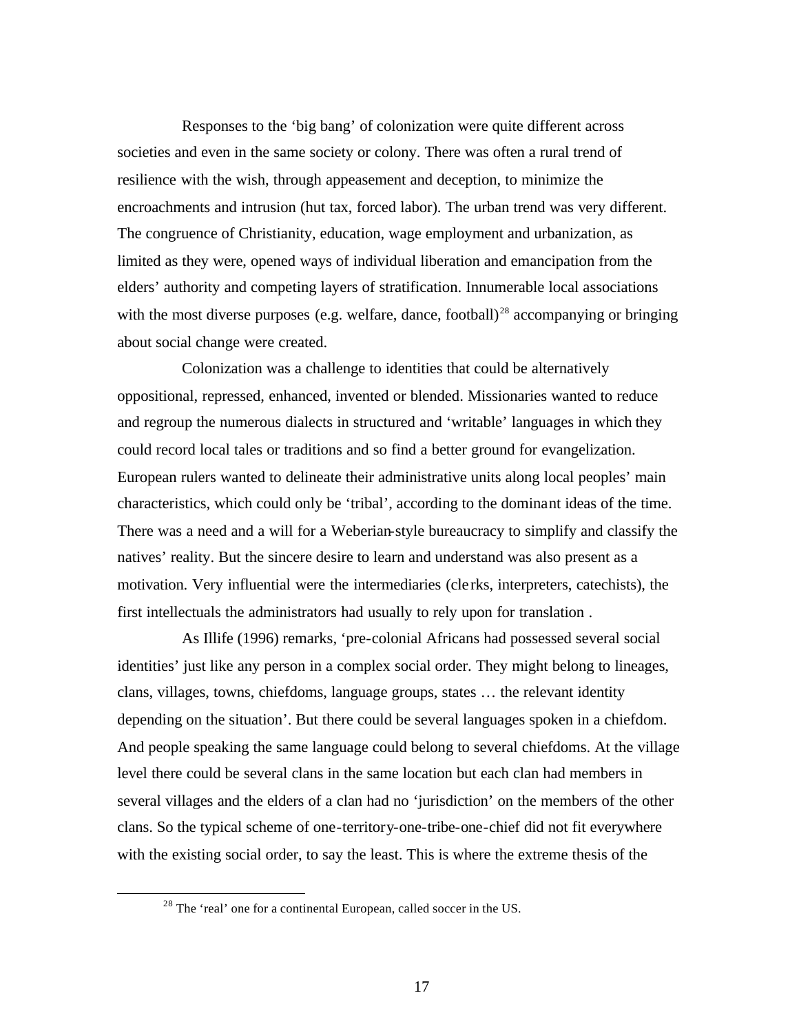Responses to the 'big bang' of colonization were quite different across societies and even in the same society or colony. There was often a rural trend of resilience with the wish, through appeasement and deception, to minimize the encroachments and intrusion (hut tax, forced labor). The urban trend was very different. The congruence of Christianity, education, wage employment and urbanization, as limited as they were, opened ways of individual liberation and emancipation from the elders' authority and competing layers of stratification. Innumerable local associations with the most diverse purposes (e.g. welfare, dance, football)[28] accompanying or bringing about social change were created.

Colonization was a challenge to identities that could be alternatively oppositional, repressed, enhanced, invented or blended. Missionaries wanted to reduce and regroup the numerous dialects in structured and 'writable' languages in which they could record local tales or traditions and so find a better ground for evangelization. European rulers wanted to delineate their administrative units along local peoples' main characteristics, which could only be 'tribal', according to the dominant ideas of the time. There was a need and a will for a Weberian-style bureaucracy to simplify and classify the natives' reality. But the sincere desire to learn and understand was also present as a motivation. Very influential were the intermediaries (clerks, interpreters, catechists), the first intellectuals the administrators had usually to rely upon for translation .

As Illife (1996) remarks, 'pre-colonial Africans had possessed several social identities' just like any person in a complex social order. They might belong to lineages, clans, villages, towns, chiefdoms, language groups, states … the relevant identity depending on the situation'. But there could be several languages spoken in a chiefdom. And people speaking the same language could belong to several chiefdoms. At the village level there could be several clans in the same location but each clan had members in several villages and the elders of a clan had no 'jurisdiction' on the members of the other clans. So the typical scheme of one-territory-one-tribe-one-chief did not fit everywhere with the existing social order, to say the least. This is where the extreme thesis of the

[28] The 'real' one for a continental European, called soccer in the US.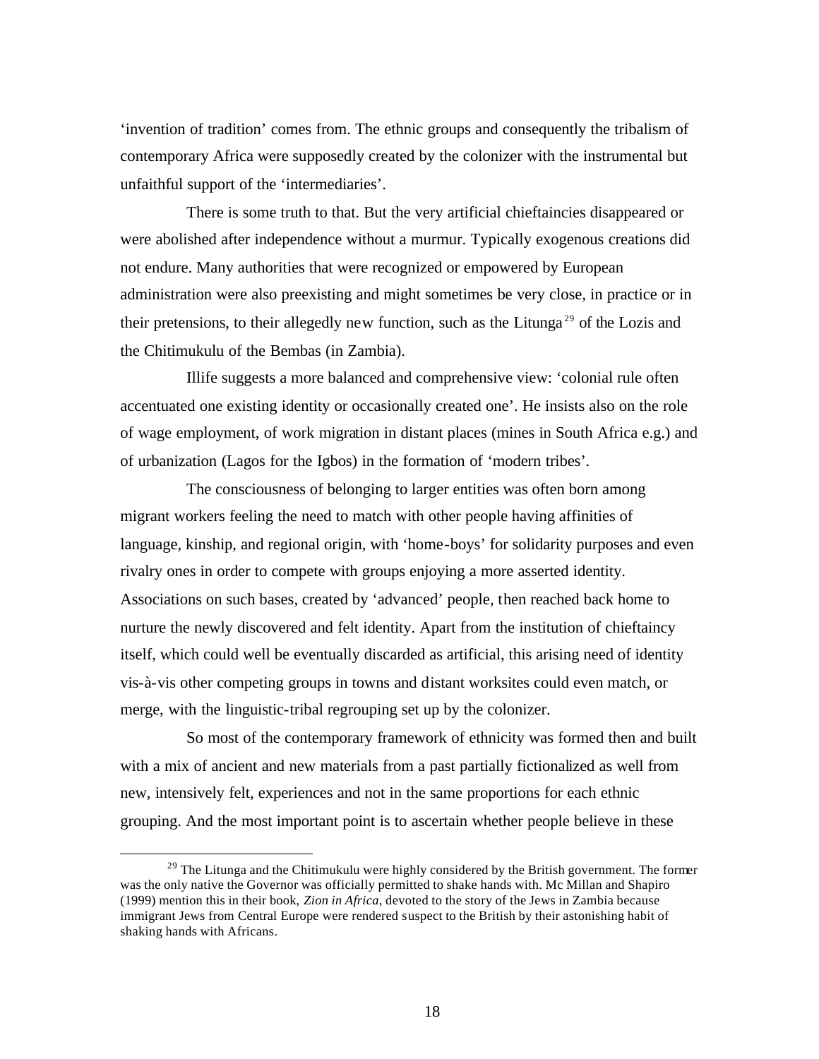'invention of tradition' comes from. The ethnic groups and consequently the tribalism of contemporary Africa were supposedly created by the colonizer with the instrumental but unfaithful support of the 'intermediaries'.

There is some truth to that. But the very artificial chieftaincies disappeared or were abolished after independence without a murmur. Typically exogenous creations did not endure. Many authorities that were recognized or empowered by European administration were also preexisting and might sometimes be very close, in practice or in their pretensions, to their allegedly new function, such as the Litunga[29] of the Lozis and the Chitimukulu of the Bembas (in Zambia).

Illife suggests a more balanced and comprehensive view: 'colonial rule often accentuated one existing identity or occasionally created one'. He insists also on the role of wage employment, of work migration in distant places (mines in South Africa e.g.) and of urbanization (Lagos for the Igbos) in the formation of 'modern tribes'.

The consciousness of belonging to larger entities was often born among migrant workers feeling the need to match with other people having affinities of language, kinship, and regional origin, with 'home-boys' for solidarity purposes and even rivalry ones in order to compete with groups enjoying a more asserted identity. Associations on such bases, created by 'advanced' people, then reached back home to nurture the newly discovered and felt identity. Apart from the institution of chieftaincy itself, which could well be eventually discarded as artificial, this arising need of identity vis-à-vis other competing groups in towns and distant worksites could even match, or merge, with the linguistic-tribal regrouping set up by the colonizer.

So most of the contemporary framework of ethnicity was formed then and built with a mix of ancient and new materials from a past partially fictionalized as well from new, intensively felt, experiences and not in the same proportions for each ethnic grouping. And the most important point is to ascertain whether people believe in these

---

[29] The Litunga and the Chitimukulu were highly considered by the British government. The former was the only native the Governor was officially permitted to shake hands with. Mc Millan and Shapiro (1999) mention this in their book, *Zion in Africa*, devoted to the story of the Jews in Zambia because immigrant Jews from Central Europe were rendered suspect to the British by their astonishing habit of shaking hands with Africans.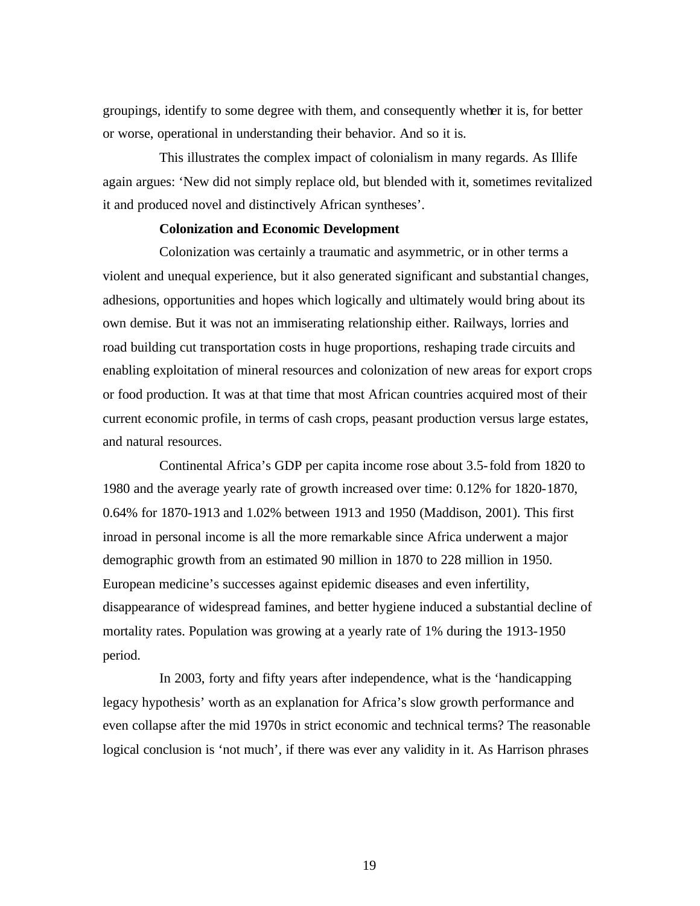groupings, identify to some degree with them, and consequently whether it is, for better or worse, operational in understanding their behavior. And so it is.

This illustrates the complex impact of colonialism in many regards. As Illife again argues: 'New did not simply replace old, but blended with it, sometimes revitalized it and produced novel and distinctively African syntheses'.

**Colonization and Economic Development**

Colonization was certainly a traumatic and asymmetric, or in other terms a violent and unequal experience, but it also generated significant and substantial changes, adhesions, opportunities and hopes which logically and ultimately would bring about its own demise. But it was not an immiserating relationship either. Railways, lorries and road building cut transportation costs in huge proportions, reshaping trade circuits and enabling exploitation of mineral resources and colonization of new areas for export crops or food production. It was at that time that most African countries acquired most of their current economic profile, in terms of cash crops, peasant production versus large estates, and natural resources.

Continental Africa's GDP per capita income rose about 3.5-fold from 1820 to 1980 and the average yearly rate of growth increased over time: 0.12% for 1820-1870, 0.64% for 1870-1913 and 1.02% between 1913 and 1950 (Maddison, 2001). This first inroad in personal income is all the more remarkable since Africa underwent a major demographic growth from an estimated 90 million in 1870 to 228 million in 1950. European medicine's successes against epidemic diseases and even infertility, disappearance of widespread famines, and better hygiene induced a substantial decline of mortality rates. Population was growing at a yearly rate of 1% during the 1913-1950 period.

In 2003, forty and fifty years after independence, what is the 'handicapping legacy hypothesis' worth as an explanation for Africa's slow growth performance and even collapse after the mid 1970s in strict economic and technical terms? The reasonable logical conclusion is 'not much', if there was ever any validity in it. As Harrison phrases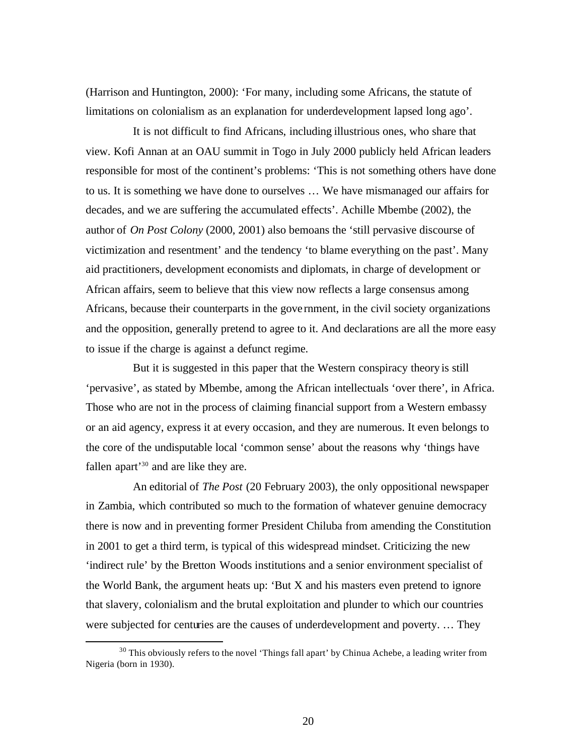(Harrison and Huntington, 2000): 'For many, including some Africans, the statute of limitations on colonialism as an explanation for underdevelopment lapsed long ago'.

It is not difficult to find Africans, including illustrious ones, who share that view. Kofi Annan at an OAU summit in Togo in July 2000 publicly held African leaders responsible for most of the continent's problems: 'This is not something others have done to us. It is something we have done to ourselves … We have mismanaged our affairs for decades, and we are suffering the accumulated effects'. Achille Mbembe (2002), the author of *On Post Colony* (2000, 2001) also bemoans the 'still pervasive discourse of victimization and resentment' and the tendency 'to blame everything on the past'. Many aid practitioners, development economists and diplomats, in charge of development or African affairs, seem to believe that this view now reflects a large consensus among Africans, because their counterparts in the government, in the civil society organizations and the opposition, generally pretend to agree to it. And declarations are all the more easy to issue if the charge is against a defunct regime.

But it is suggested in this paper that the Western conspiracy theory is still 'pervasive', as stated by Mbembe, among the African intellectuals 'over there', in Africa. Those who are not in the process of claiming financial support from a Western embassy or an aid agency, express it at every occasion, and they are numerous. It even belongs to the core of the undisputable local 'common sense' about the reasons why 'things have fallen apart'[30] and are like they are.

An editorial of *The Post* (20 February 2003), the only oppositional newspaper in Zambia, which contributed so much to the formation of whatever genuine democracy there is now and in preventing former President Chiluba from amending the Constitution in 2001 to get a third term, is typical of this widespread mindset. Criticizing the new 'indirect rule' by the Bretton Woods institutions and a senior environment specialist of the World Bank, the argument heats up: 'But X and his masters even pretend to ignore that slavery, colonialism and the brutal exploitation and plunder to which our countries were subjected for centuries are the causes of underdevelopment and poverty. … They

[30] This obviously refers to the novel 'Things fall apart' by Chinua Achebe, a leading writer from Nigeria (born in 1930).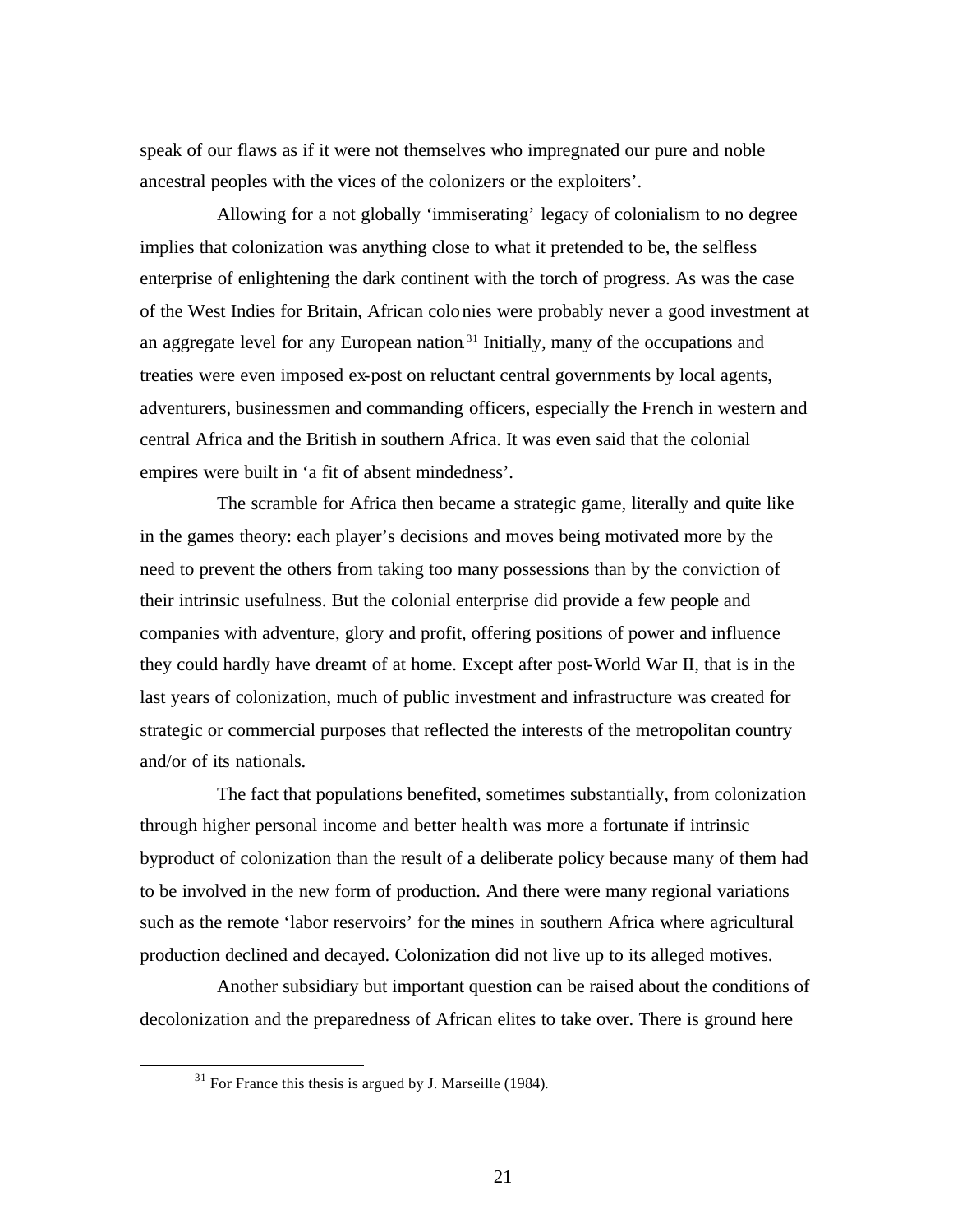speak of our flaws as if it were not themselves who impregnated our pure and noble ancestral peoples with the vices of the colonizers or the exploiters'.

Allowing for a not globally 'immiserating' legacy of colonialism to no degree implies that colonization was anything close to what it pretended to be, the selfless enterprise of enlightening the dark continent with the torch of progress. As was the case of the West Indies for Britain, African colonies were probably never a good investment at an aggregate level for any European nation.[31] Initially, many of the occupations and treaties were even imposed ex-post on reluctant central governments by local agents, adventurers, businessmen and commanding officers, especially the French in western and central Africa and the British in southern Africa. It was even said that the colonial empires were built in 'a fit of absent mindedness'.

The scramble for Africa then became a strategic game, literally and quite like in the games theory: each player's decisions and moves being motivated more by the need to prevent the others from taking too many possessions than by the conviction of their intrinsic usefulness. But the colonial enterprise did provide a few people and companies with adventure, glory and profit, offering positions of power and influence they could hardly have dreamt of at home. Except after post-World War II, that is in the last years of colonization, much of public investment and infrastructure was created for strategic or commercial purposes that reflected the interests of the metropolitan country and/or of its nationals.

The fact that populations benefited, sometimes substantially, from colonization through higher personal income and better health was more a fortunate if intrinsic byproduct of colonization than the result of a deliberate policy because many of them had to be involved in the new form of production. And there were many regional variations such as the remote 'labor reservoirs' for the mines in southern Africa where agricultural production declined and decayed. Colonization did not live up to its alleged motives.

Another subsidiary but important question can be raised about the conditions of decolonization and the preparedness of African elites to take over. There is ground here

[31] For France this thesis is argued by J. Marseille (1984).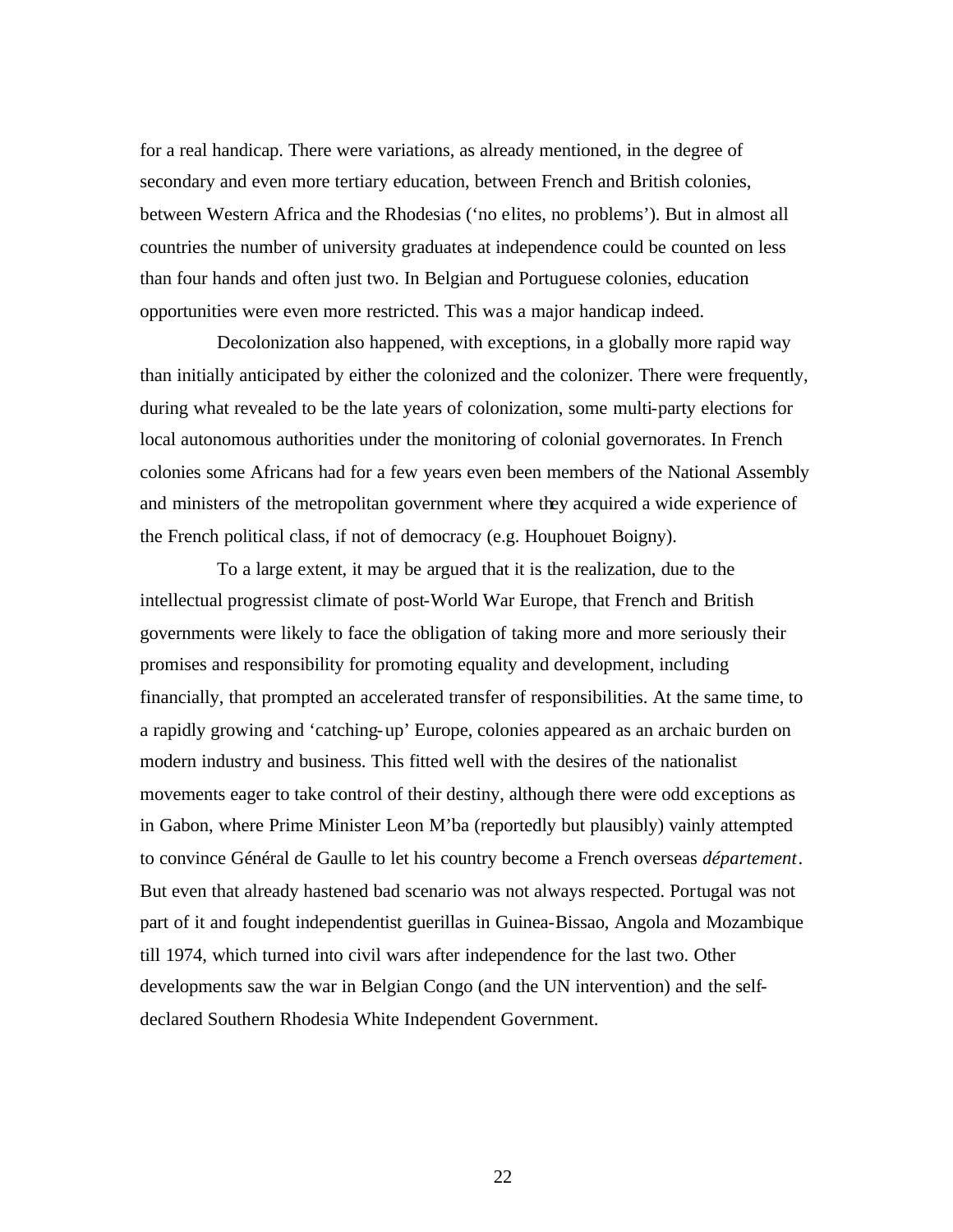for a real handicap. There were variations, as already mentioned, in the degree of secondary and even more tertiary education, between French and British colonies, between Western Africa and the Rhodesias ('no elites, no problems'). But in almost all countries the number of university graduates at independence could be counted on less than four hands and often just two. In Belgian and Portuguese colonies, education opportunities were even more restricted. This was a major handicap indeed.

Decolonization also happened, with exceptions, in a globally more rapid way than initially anticipated by either the colonized and the colonizer. There were frequently, during what revealed to be the late years of colonization, some multi-party elections for local autonomous authorities under the monitoring of colonial governorates. In French colonies some Africans had for a few years even been members of the National Assembly and ministers of the metropolitan government where they acquired a wide experience of the French political class, if not of democracy (e.g. Houphouet Boigny).

To a large extent, it may be argued that it is the realization, due to the intellectual progressist climate of post-World War Europe, that French and British governments were likely to face the obligation of taking more and more seriously their promises and responsibility for promoting equality and development, including financially, that prompted an accelerated transfer of responsibilities. At the same time, to a rapidly growing and 'catching-up' Europe, colonies appeared as an archaic burden on modern industry and business. This fitted well with the desires of the nationalist movements eager to take control of their destiny, although there were odd exceptions as in Gabon, where Prime Minister Leon M'ba (reportedly but plausibly) vainly attempted to convince Général de Gaulle to let his country become a French overseas *département*. But even that already hastened bad scenario was not always respected. Portugal was not part of it and fought independentist guerillas in Guinea-Bissao, Angola and Mozambique till 1974, which turned into civil wars after independence for the last two. Other developments saw the war in Belgian Congo (and the UN intervention) and the self-declared Southern Rhodesia White Independent Government.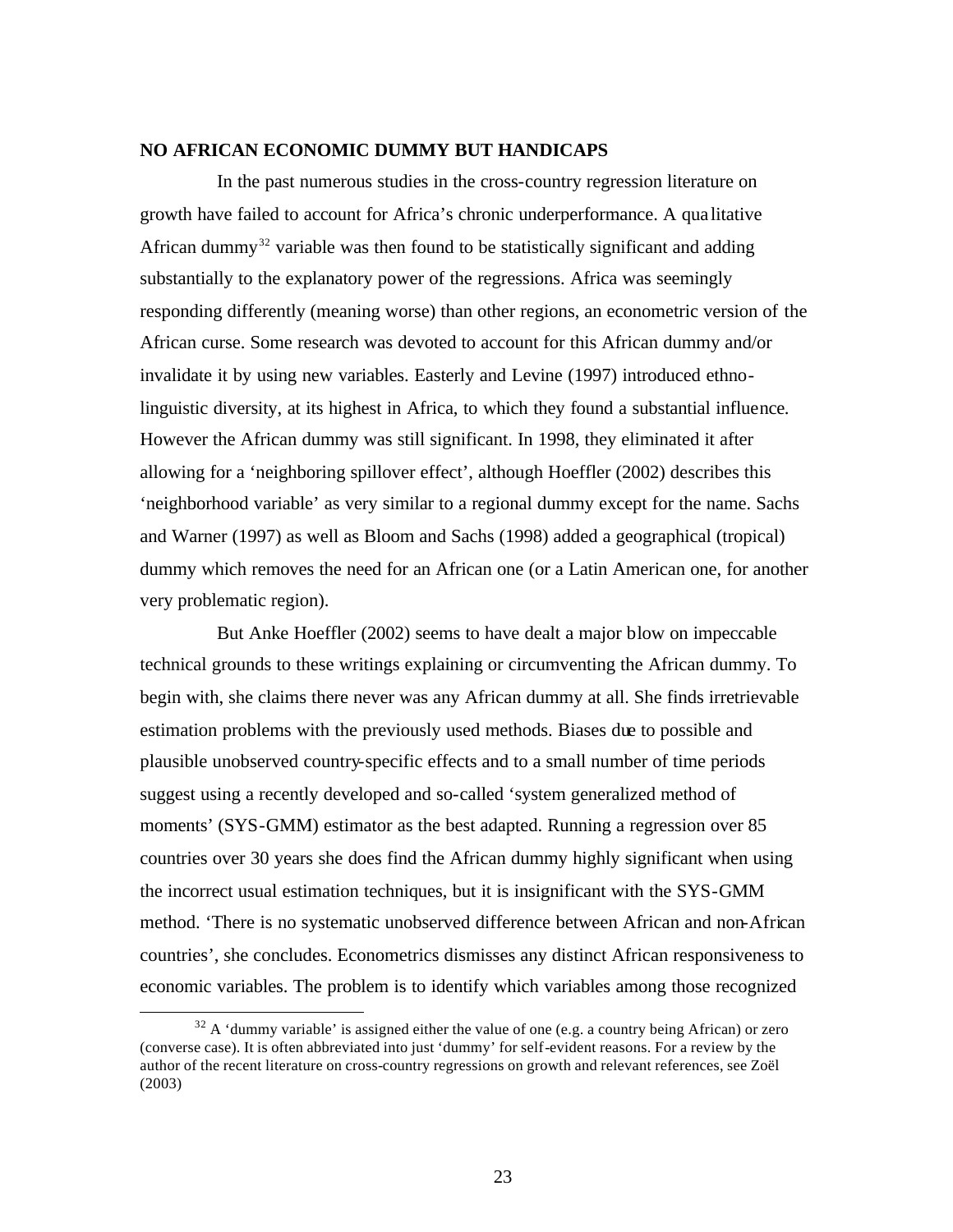## NO AFRICAN ECONOMIC DUMMY BUT HANDICAPS

In the past numerous studies in the cross-country regression literature on growth have failed to account for Africa's chronic underperformance. A qualitative African dummy[32] variable was then found to be statistically significant and adding substantially to the explanatory power of the regressions. Africa was seemingly responding differently (meaning worse) than other regions, an econometric version of the African curse. Some research was devoted to account for this African dummy and/or invalidate it by using new variables. Easterly and Levine (1997) introduced ethno-linguistic diversity, at its highest in Africa, to which they found a substantial influence. However the African dummy was still significant. In 1998, they eliminated it after allowing for a 'neighboring spillover effect', although Hoeffler (2002) describes this 'neighborhood variable' as very similar to a regional dummy except for the name. Sachs and Warner (1997) as well as Bloom and Sachs (1998) added a geographical (tropical) dummy which removes the need for an African one (or a Latin American one, for another very problematic region).

But Anke Hoeffler (2002) seems to have dealt a major blow on impeccable technical grounds to these writings explaining or circumventing the African dummy. To begin with, she claims there never was any African dummy at all. She finds irretrievable estimation problems with the previously used methods. Biases due to possible and plausible unobserved country-specific effects and to a small number of time periods suggest using a recently developed and so-called 'system generalized method of moments' (SYS-GMM) estimator as the best adapted. Running a regression over 85 countries over 30 years she does find the African dummy highly significant when using the incorrect usual estimation techniques, but it is insignificant with the SYS-GMM method. 'There is no systematic unobserved difference between African and non-African countries', she concludes. Econometrics dismisses any distinct African responsiveness to economic variables. The problem is to identify which variables among those recognized

---

[32] A 'dummy variable' is assigned either the value of one (e.g. a country being African) or zero (converse case). It is often abbreviated into just 'dummy' for self-evident reasons. For a review by the author of the recent literature on cross-country regressions on growth and relevant references, see Zoël (2003)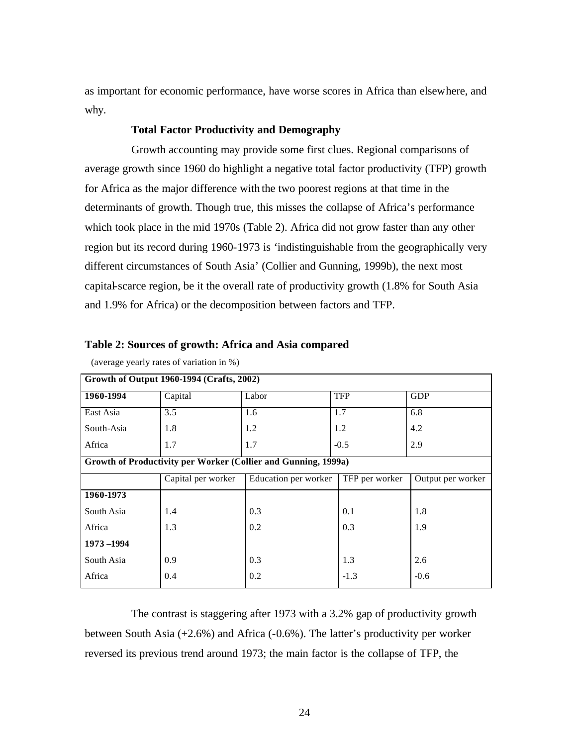as important for economic performance, have worse scores in Africa than elsewhere, and why.

### Total Factor Productivity and Demography

Growth accounting may provide some first clues. Regional comparisons of average growth since 1960 do highlight a negative total factor productivity (TFP) growth for Africa as the major difference with the two poorest regions at that time in the determinants of growth. Though true, this misses the collapse of Africa's performance which took place in the mid 1970s (Table 2). Africa did not grow faster than any other region but its record during 1960-1973 is 'indistinguishable from the geographically very different circumstances of South Asia' (Collier and Gunning, 1999b), the next most capital-scarce region, be it the overall rate of productivity growth (1.8% for South Asia and 1.9% for Africa) or the decomposition between factors and TFP.

**Table 2: Sources of growth: Africa and Asia compared**

(average yearly rates of variation in %)

| **Growth of Output 1960-1994 (Crafts, 2002)** | | | | |
|---|---|---|---|---|
| **1960-1994** | Capital | Labor | TFP | GDP |
| East Asia | 3.5 | 1.6 | 1.7 | 6.8 |
| South-Asia | 1.8 | 1.2 | 1.2 | 4.2 |
| Africa | 1.7 | 1.7 | -0.5 | 2.9 |
| **Growth of Productivity per Worker (Collier and Gunning, 1999a)** | | | | |
| | Capital per worker | Education per worker | TFP per worker | Output per worker |
| **1960-1973** | | | | |
| South Asia | 1.4 | 0.3 | 0.1 | 1.8 |
| Africa | 1.3 | 0.2 | 0.3 | 1.9 |
| **1973 –1994** | | | | |
| South Asia | 0.9 | 0.3 | 1.3 | 2.6 |
| Africa | 0.4 | 0.2 | -1.3 | -0.6 |

The contrast is staggering after 1973 with a 3.2% gap of productivity growth between South Asia (+2.6%) and Africa (-0.6%). The latter's productivity per worker reversed its previous trend around 1973; the main factor is the collapse of TFP, the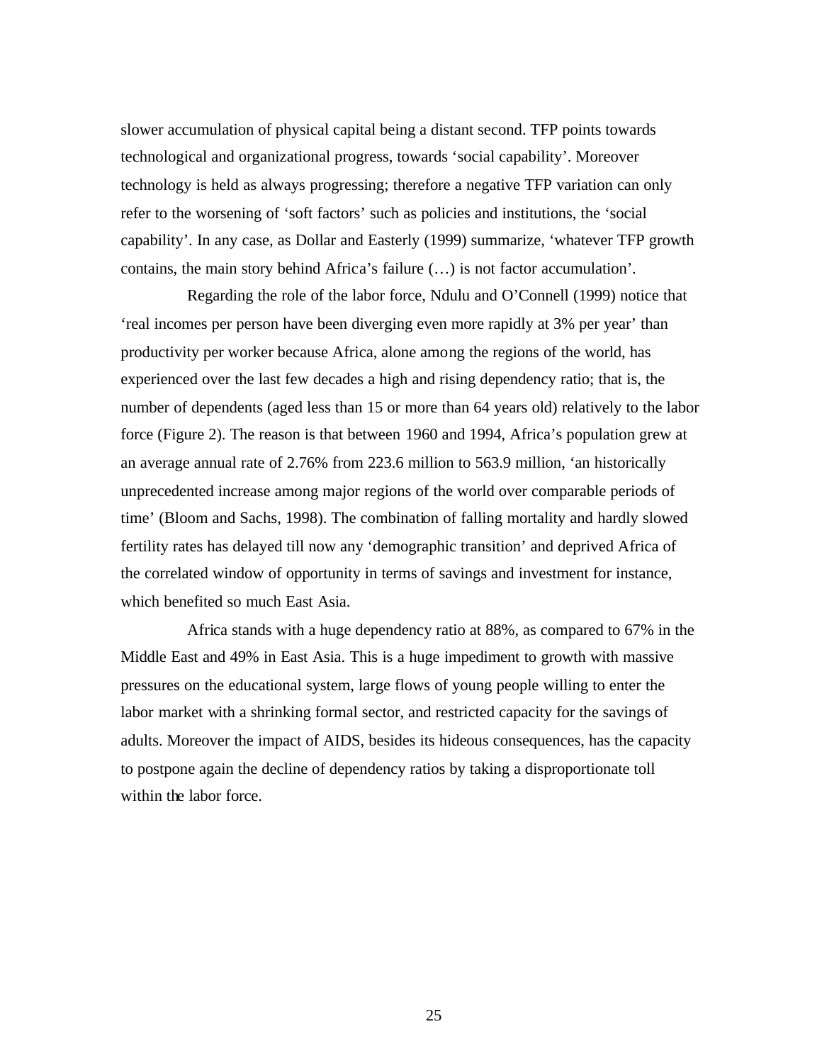slower accumulation of physical capital being a distant second. TFP points towards technological and organizational progress, towards 'social capability'. Moreover technology is held as always progressing; therefore a negative TFP variation can only refer to the worsening of 'soft factors' such as policies and institutions, the 'social capability'. In any case, as Dollar and Easterly (1999) summarize, 'whatever TFP growth contains, the main story behind Africa's failure (…) is not factor accumulation'.

Regarding the role of the labor force, Ndulu and O'Connell (1999) notice that 'real incomes per person have been diverging even more rapidly at 3% per year' than productivity per worker because Africa, alone among the regions of the world, has experienced over the last few decades a high and rising dependency ratio; that is, the number of dependents (aged less than 15 or more than 64 years old) relatively to the labor force (Figure 2). The reason is that between 1960 and 1994, Africa's population grew at an average annual rate of 2.76% from 223.6 million to 563.9 million, 'an historically unprecedented increase among major regions of the world over comparable periods of time' (Bloom and Sachs, 1998). The combination of falling mortality and hardly slowed fertility rates has delayed till now any 'demographic transition' and deprived Africa of the correlated window of opportunity in terms of savings and investment for instance, which benefited so much East Asia.

Africa stands with a huge dependency ratio at 88%, as compared to 67% in the Middle East and 49% in East Asia. This is a huge impediment to growth with massive pressures on the educational system, large flows of young people willing to enter the labor market with a shrinking formal sector, and restricted capacity for the savings of adults. Moreover the impact of AIDS, besides its hideous consequences, has the capacity to postpone again the decline of dependency ratios by taking a disproportionate toll within the labor force.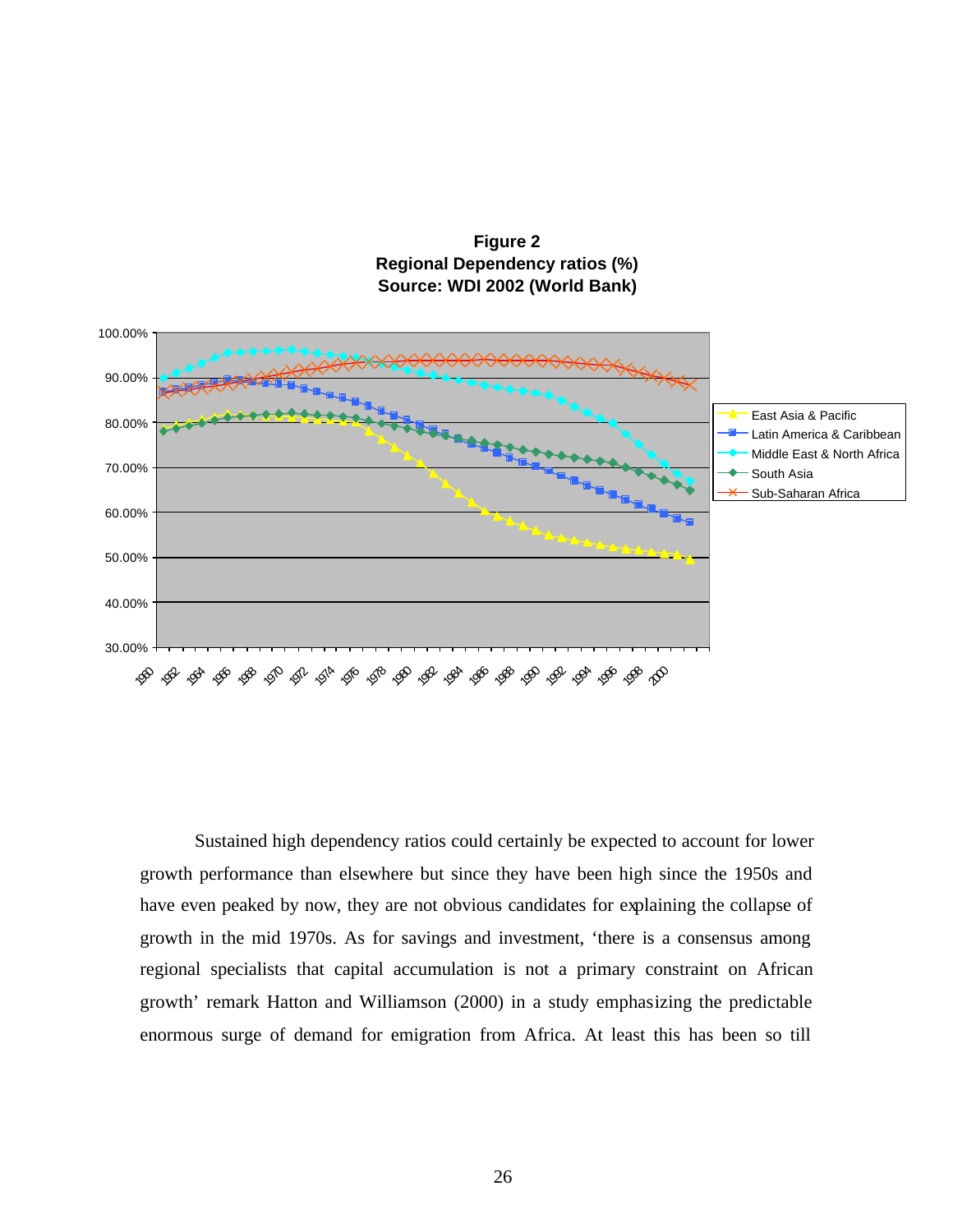**Figure 2**
**Regional Dependency ratios (%)**
**Source: WDI 2002 (World Bank)**

Sustained high dependency ratios could certainly be expected to account for lower growth performance than elsewhere but since they have been high since the 1950s and have even peaked by now, they are not obvious candidates for explaining the collapse of growth in the mid 1970s. As for savings and investment, 'there is a consensus among regional specialists that capital accumulation is not a primary constraint on African growth' remark Hatton and Williamson (2000) in a study emphasizing the predictable enormous surge of demand for emigration from Africa. At least this has been so till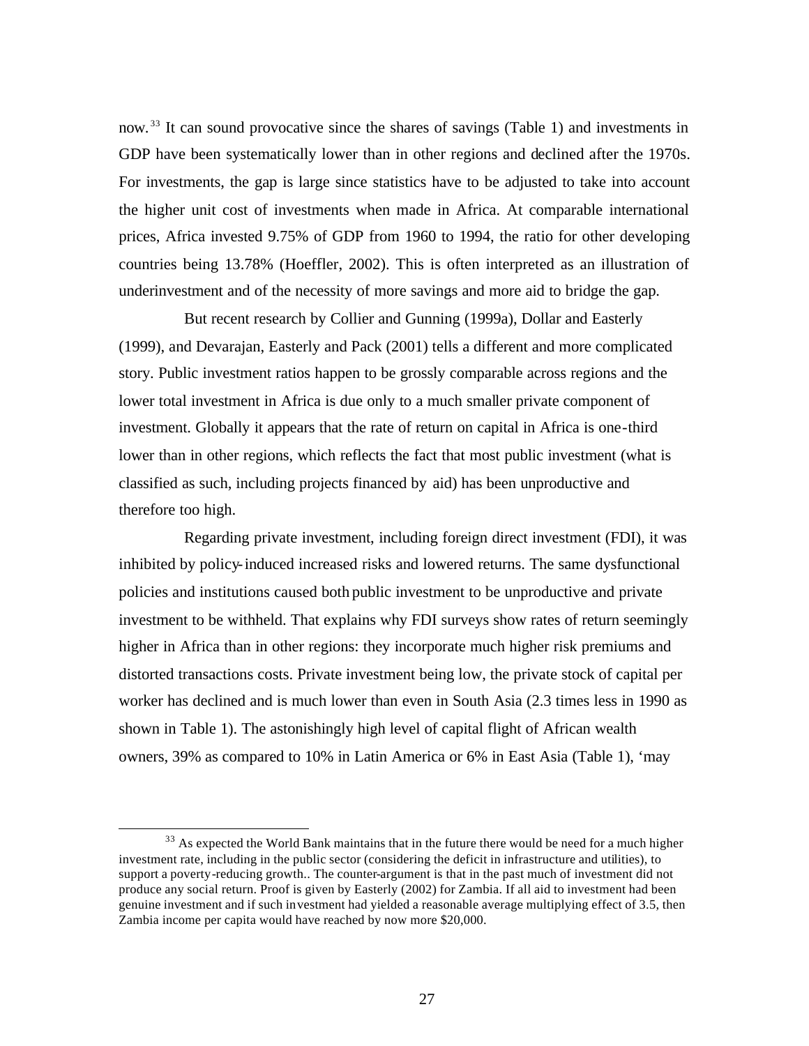now.[33] It can sound provocative since the shares of savings (Table 1) and investments in GDP have been systematically lower than in other regions and declined after the 1970s. For investments, the gap is large since statistics have to be adjusted to take into account the higher unit cost of investments when made in Africa. At comparable international prices, Africa invested 9.75% of GDP from 1960 to 1994, the ratio for other developing countries being 13.78% (Hoeffler, 2002). This is often interpreted as an illustration of underinvestment and of the necessity of more savings and more aid to bridge the gap.

But recent research by Collier and Gunning (1999a), Dollar and Easterly (1999), and Devarajan, Easterly and Pack (2001) tells a different and more complicated story. Public investment ratios happen to be grossly comparable across regions and the lower total investment in Africa is due only to a much smaller private component of investment. Globally it appears that the rate of return on capital in Africa is one-third lower than in other regions, which reflects the fact that most public investment (what is classified as such, including projects financed by aid) has been unproductive and therefore too high.

Regarding private investment, including foreign direct investment (FDI), it was inhibited by policy-induced increased risks and lowered returns. The same dysfunctional policies and institutions caused both public investment to be unproductive and private investment to be withheld. That explains why FDI surveys show rates of return seemingly higher in Africa than in other regions: they incorporate much higher risk premiums and distorted transactions costs. Private investment being low, the private stock of capital per worker has declined and is much lower than even in South Asia (2.3 times less in 1990 as shown in Table 1). The astonishingly high level of capital flight of African wealth owners, 39% as compared to 10% in Latin America or 6% in East Asia (Table 1), 'may

[33] As expected the World Bank maintains that in the future there would be need for a much higher investment rate, including in the public sector (considering the deficit in infrastructure and utilities), to support a poverty-reducing growth.. The counter-argument is that in the past much of investment did not produce any social return. Proof is given by Easterly (2002) for Zambia. If all aid to investment had been genuine investment and if such investment had yielded a reasonable average multiplying effect of 3.5, then Zambia income per capita would have reached by now more $20,000.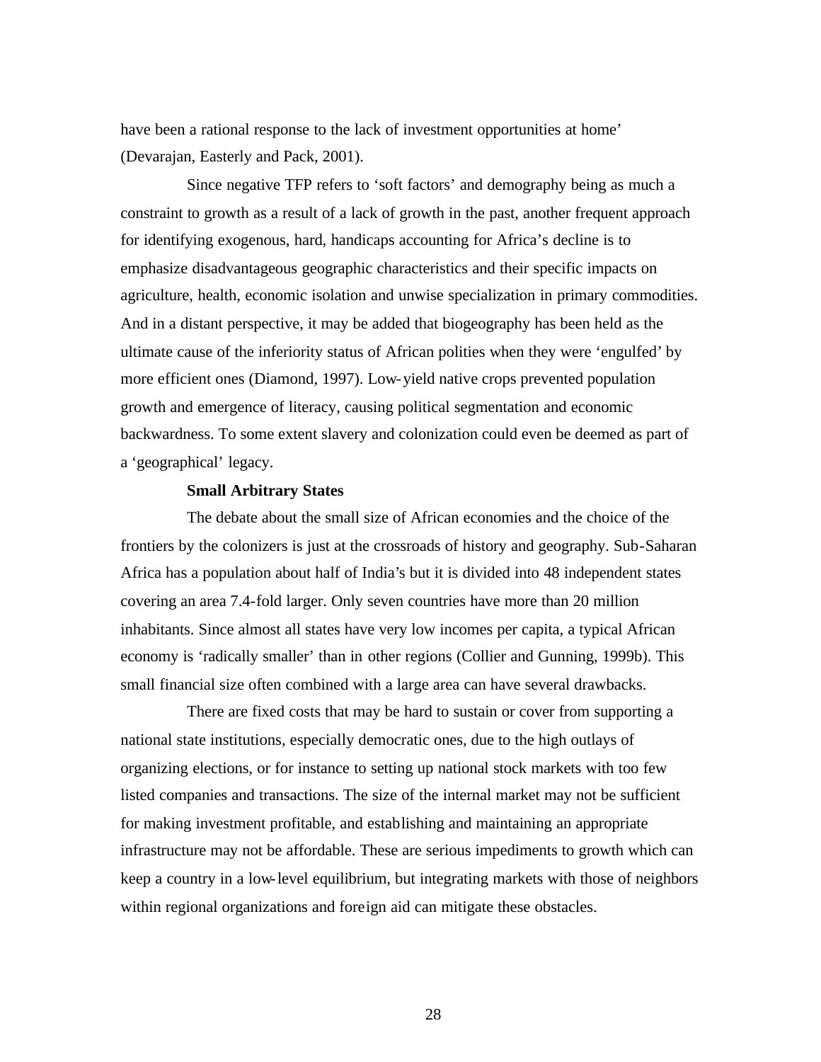have been a rational response to the lack of investment opportunities at home' (Devarajan, Easterly and Pack, 2001).

Since negative TFP refers to 'soft factors' and demography being as much a constraint to growth as a result of a lack of growth in the past, another frequent approach for identifying exogenous, hard, handicaps accounting for Africa's decline is to emphasize disadvantageous geographic characteristics and their specific impacts on agriculture, health, economic isolation and unwise specialization in primary commodities. And in a distant perspective, it may be added that biogeography has been held as the ultimate cause of the inferiority status of African polities when they were 'engulfed' by more efficient ones (Diamond, 1997). Low-yield native crops prevented population growth and emergence of literacy, causing political segmentation and economic backwardness. To some extent slavery and colonization could even be deemed as part of a 'geographical' legacy.

**Small Arbitrary States**

The debate about the small size of African economies and the choice of the frontiers by the colonizers is just at the crossroads of history and geography. Sub-Saharan Africa has a population about half of India's but it is divided into 48 independent states covering an area 7.4-fold larger. Only seven countries have more than 20 million inhabitants. Since almost all states have very low incomes per capita, a typical African economy is 'radically smaller' than in other regions (Collier and Gunning, 1999b). This small financial size often combined with a large area can have several drawbacks.

There are fixed costs that may be hard to sustain or cover from supporting a national state institutions, especially democratic ones, due to the high outlays of organizing elections, or for instance to setting up national stock markets with too few listed companies and transactions. The size of the internal market may not be sufficient for making investment profitable, and establishing and maintaining an appropriate infrastructure may not be affordable. These are serious impediments to growth which can keep a country in a low-level equilibrium, but integrating markets with those of neighbors within regional organizations and foreign aid can mitigate these obstacles.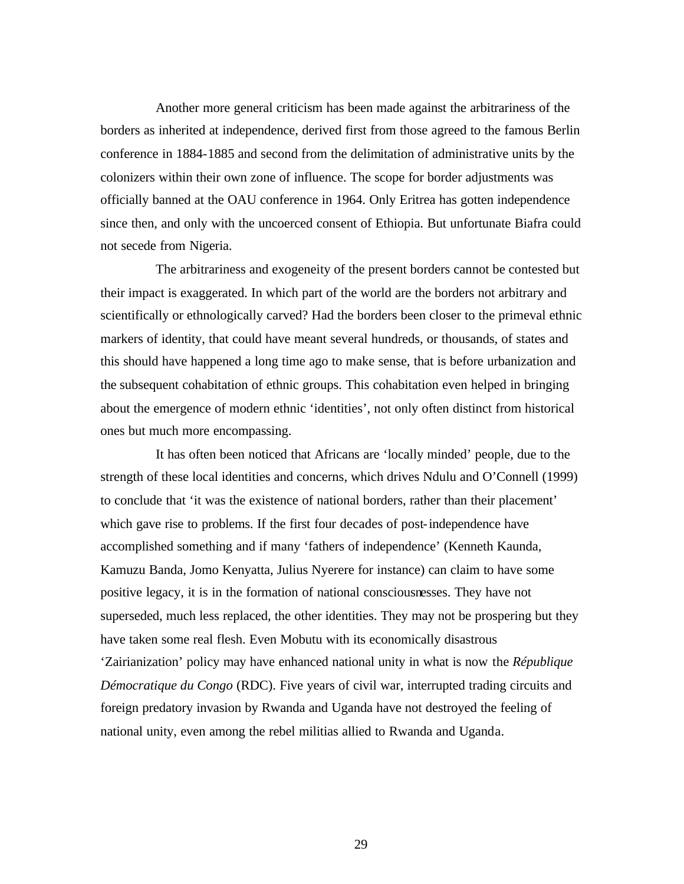Another more general criticism has been made against the arbitrariness of the borders as inherited at independence, derived first from those agreed to the famous Berlin conference in 1884-1885 and second from the delimitation of administrative units by the colonizers within their own zone of influence. The scope for border adjustments was officially banned at the OAU conference in 1964. Only Eritrea has gotten independence since then, and only with the uncoerced consent of Ethiopia. But unfortunate Biafra could not secede from Nigeria.

The arbitrariness and exogeneity of the present borders cannot be contested but their impact is exaggerated. In which part of the world are the borders not arbitrary and scientifically or ethnologically carved? Had the borders been closer to the primeval ethnic markers of identity, that could have meant several hundreds, or thousands, of states and this should have happened a long time ago to make sense, that is before urbanization and the subsequent cohabitation of ethnic groups. This cohabitation even helped in bringing about the emergence of modern ethnic 'identities', not only often distinct from historical ones but much more encompassing.

It has often been noticed that Africans are 'locally minded' people, due to the strength of these local identities and concerns, which drives Ndulu and O'Connell (1999) to conclude that 'it was the existence of national borders, rather than their placement' which gave rise to problems. If the first four decades of post-independence have accomplished something and if many 'fathers of independence' (Kenneth Kaunda, Kamuzu Banda, Jomo Kenyatta, Julius Nyerere for instance) can claim to have some positive legacy, it is in the formation of national consciousnesses. They have not superseded, much less replaced, the other identities. They may not be prospering but they have taken some real flesh. Even Mobutu with its economically disastrous 'Zairianization' policy may have enhanced national unity in what is now the *République Démocratique du Congo* (RDC). Five years of civil war, interrupted trading circuits and foreign predatory invasion by Rwanda and Uganda have not destroyed the feeling of national unity, even among the rebel militias allied to Rwanda and Uganda.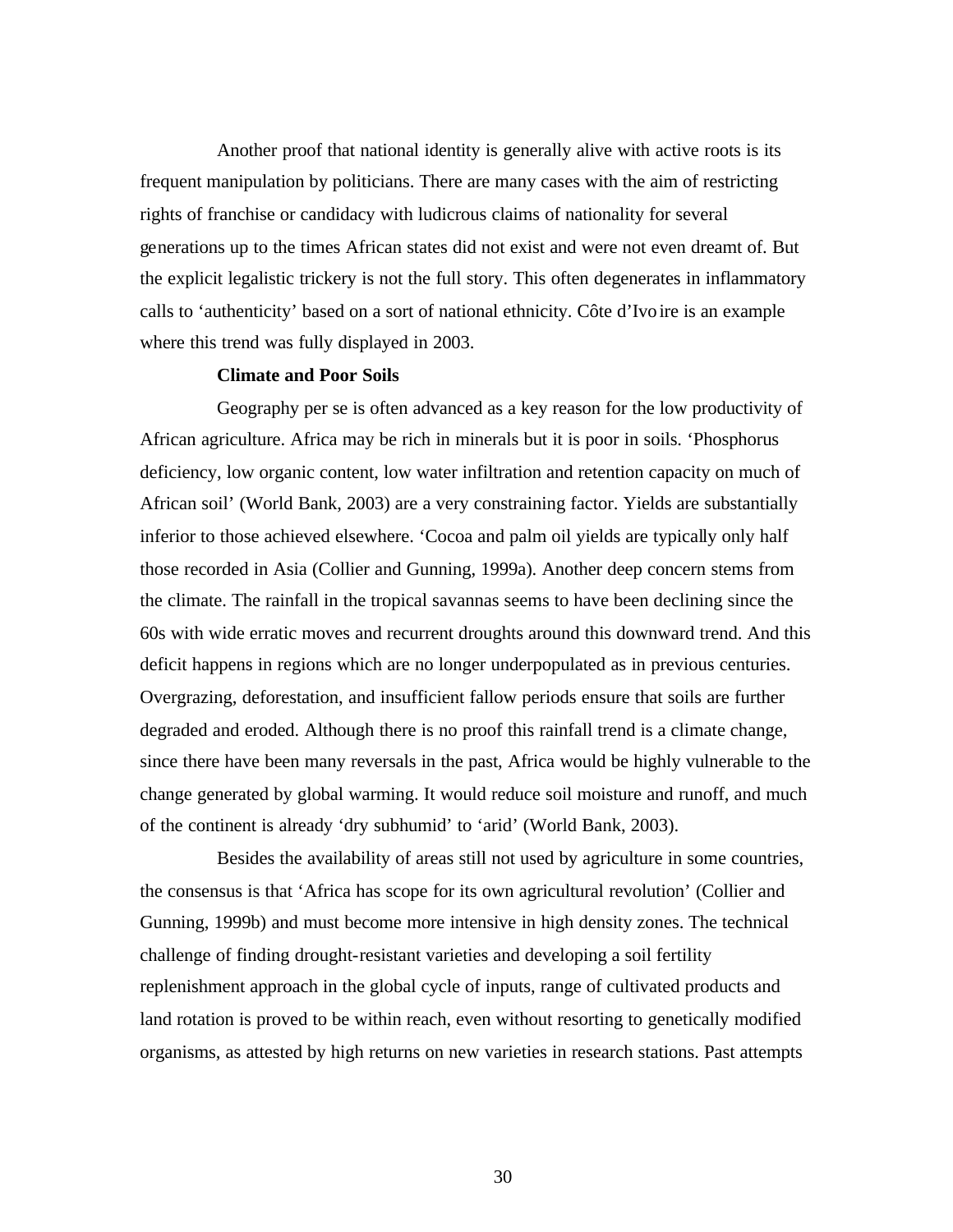Another proof that national identity is generally alive with active roots is its frequent manipulation by politicians. There are many cases with the aim of restricting rights of franchise or candidacy with ludicrous claims of nationality for several generations up to the times African states did not exist and were not even dreamt of. But the explicit legalistic trickery is not the full story. This often degenerates in inflammatory calls to 'authenticity' based on a sort of national ethnicity. Côte d'Ivoire is an example where this trend was fully displayed in 2003.

**Climate and Poor Soils**

Geography per se is often advanced as a key reason for the low productivity of African agriculture. Africa may be rich in minerals but it is poor in soils. 'Phosphorus deficiency, low organic content, low water infiltration and retention capacity on much of African soil' (World Bank, 2003) are a very constraining factor. Yields are substantially inferior to those achieved elsewhere. 'Cocoa and palm oil yields are typically only half those recorded in Asia (Collier and Gunning, 1999a). Another deep concern stems from the climate. The rainfall in the tropical savannas seems to have been declining since the 60s with wide erratic moves and recurrent droughts around this downward trend. And this deficit happens in regions which are no longer underpopulated as in previous centuries. Overgrazing, deforestation, and insufficient fallow periods ensure that soils are further degraded and eroded. Although there is no proof this rainfall trend is a climate change, since there have been many reversals in the past, Africa would be highly vulnerable to the change generated by global warming. It would reduce soil moisture and runoff, and much of the continent is already 'dry subhumid' to 'arid' (World Bank, 2003).

Besides the availability of areas still not used by agriculture in some countries, the consensus is that 'Africa has scope for its own agricultural revolution' (Collier and Gunning, 1999b) and must become more intensive in high density zones. The technical challenge of finding drought-resistant varieties and developing a soil fertility replenishment approach in the global cycle of inputs, range of cultivated products and land rotation is proved to be within reach, even without resorting to genetically modified organisms, as attested by high returns on new varieties in research stations. Past attempts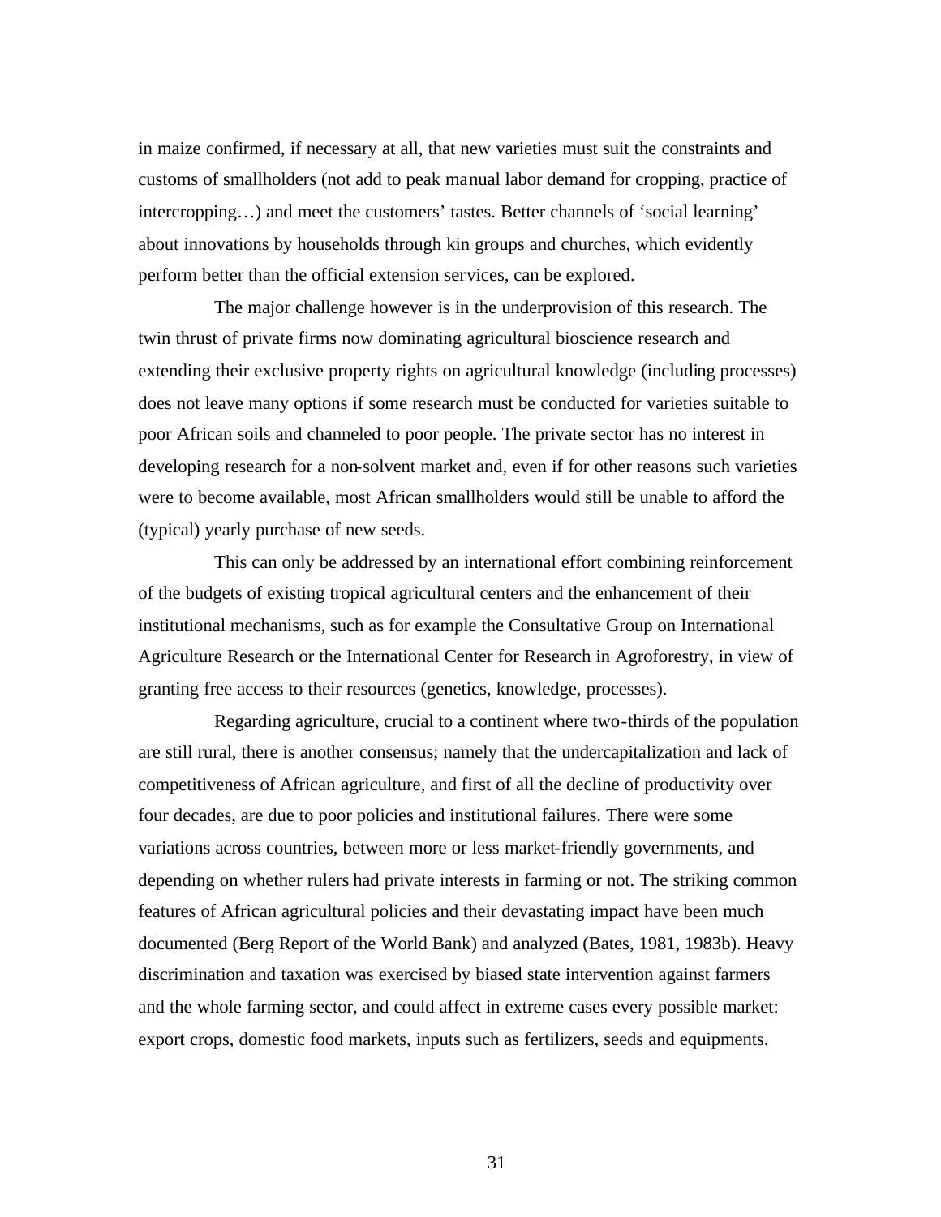in maize confirmed, if necessary at all, that new varieties must suit the constraints and customs of smallholders (not add to peak manual labor demand for cropping, practice of intercropping…) and meet the customers' tastes. Better channels of 'social learning' about innovations by households through kin groups and churches, which evidently perform better than the official extension services, can be explored.

The major challenge however is in the underprovision of this research. The twin thrust of private firms now dominating agricultural bioscience research and extending their exclusive property rights on agricultural knowledge (including processes) does not leave many options if some research must be conducted for varieties suitable to poor African soils and channeled to poor people. The private sector has no interest in developing research for a non-solvent market and, even if for other reasons such varieties were to become available, most African smallholders would still be unable to afford the (typical) yearly purchase of new seeds.

This can only be addressed by an international effort combining reinforcement of the budgets of existing tropical agricultural centers and the enhancement of their institutional mechanisms, such as for example the Consultative Group on International Agriculture Research or the International Center for Research in Agroforestry, in view of granting free access to their resources (genetics, knowledge, processes).

Regarding agriculture, crucial to a continent where two-thirds of the population are still rural, there is another consensus; namely that the undercapitalization and lack of competitiveness of African agriculture, and first of all the decline of productivity over four decades, are due to poor policies and institutional failures. There were some variations across countries, between more or less market-friendly governments, and depending on whether rulers had private interests in farming or not. The striking common features of African agricultural policies and their devastating impact have been much documented (Berg Report of the World Bank) and analyzed (Bates, 1981, 1983b). Heavy discrimination and taxation was exercised by biased state intervention against farmers and the whole farming sector, and could affect in extreme cases every possible market: export crops, domestic food markets, inputs such as fertilizers, seeds and equipments.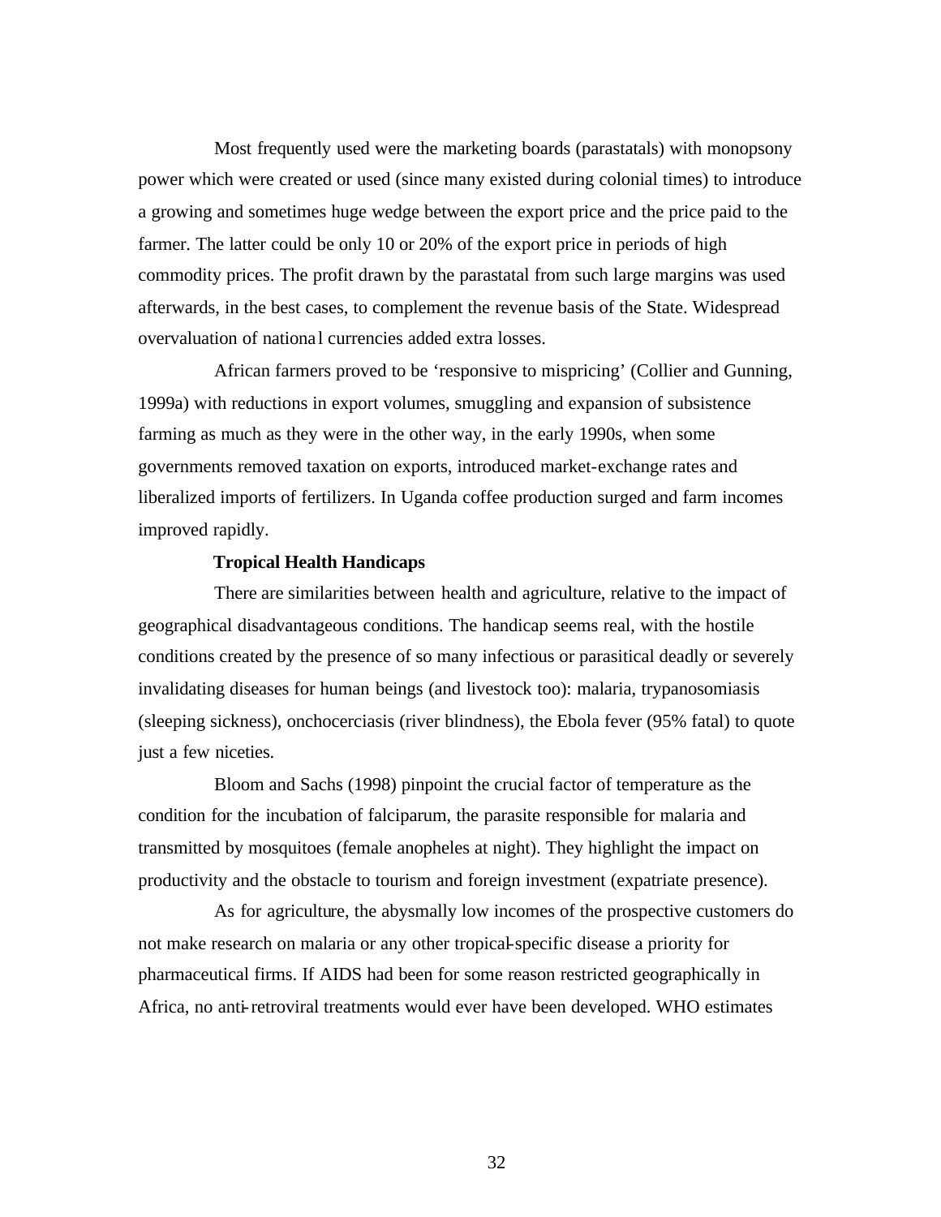Most frequently used were the marketing boards (parastatals) with monopsony power which were created or used (since many existed during colonial times) to introduce a growing and sometimes huge wedge between the export price and the price paid to the farmer. The latter could be only 10 or 20% of the export price in periods of high commodity prices. The profit drawn by the parastatal from such large margins was used afterwards, in the best cases, to complement the revenue basis of the State. Widespread overvaluation of national currencies added extra losses.

African farmers proved to be 'responsive to mispricing' (Collier and Gunning, 1999a) with reductions in export volumes, smuggling and expansion of subsistence farming as much as they were in the other way, in the early 1990s, when some governments removed taxation on exports, introduced market-exchange rates and liberalized imports of fertilizers. In Uganda coffee production surged and farm incomes improved rapidly.

**Tropical Health Handicaps**

There are similarities between health and agriculture, relative to the impact of geographical disadvantageous conditions. The handicap seems real, with the hostile conditions created by the presence of so many infectious or parasitical deadly or severely invalidating diseases for human beings (and livestock too): malaria, trypanosomiasis (sleeping sickness), onchocerciasis (river blindness), the Ebola fever (95% fatal) to quote just a few niceties.

Bloom and Sachs (1998) pinpoint the crucial factor of temperature as the condition for the incubation of falciparum, the parasite responsible for malaria and transmitted by mosquitoes (female anopheles at night). They highlight the impact on productivity and the obstacle to tourism and foreign investment (expatriate presence).

As for agriculture, the abysmally low incomes of the prospective customers do not make research on malaria or any other tropical-specific disease a priority for pharmaceutical firms. If AIDS had been for some reason restricted geographically in Africa, no anti-retroviral treatments would ever have been developed. WHO estimates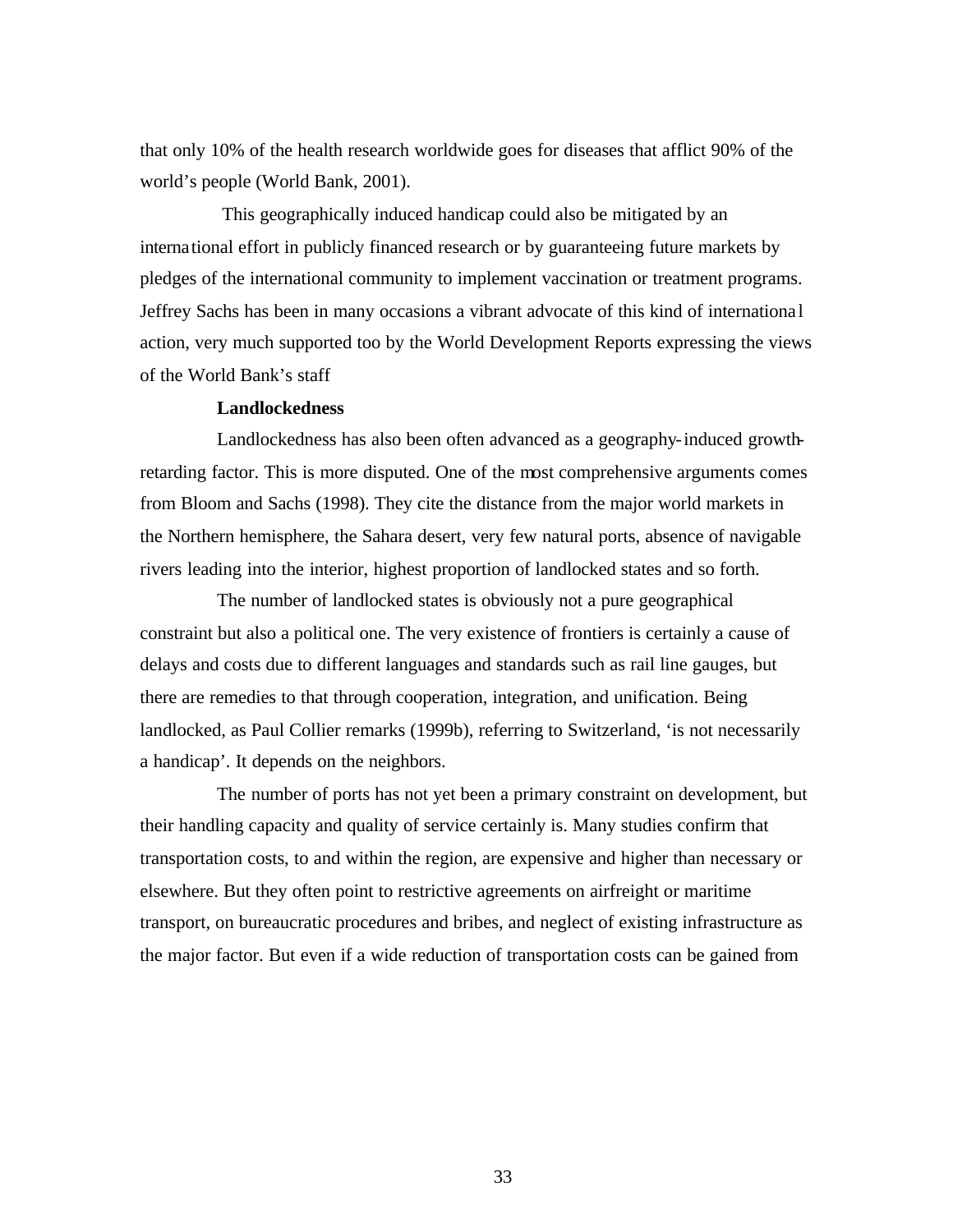that only 10% of the health research worldwide goes for diseases that afflict 90% of the world's people (World Bank, 2001).

This geographically induced handicap could also be mitigated by an international effort in publicly financed research or by guaranteeing future markets by pledges of the international community to implement vaccination or treatment programs. Jeffrey Sachs has been in many occasions a vibrant advocate of this kind of international action, very much supported too by the World Development Reports expressing the views of the World Bank's staff

**Landlockedness**

Landlockedness has also been often advanced as a geography-induced growth-retarding factor. This is more disputed. One of the most comprehensive arguments comes from Bloom and Sachs (1998). They cite the distance from the major world markets in the Northern hemisphere, the Sahara desert, very few natural ports, absence of navigable rivers leading into the interior, highest proportion of landlocked states and so forth.

The number of landlocked states is obviously not a pure geographical constraint but also a political one. The very existence of frontiers is certainly a cause of delays and costs due to different languages and standards such as rail line gauges, but there are remedies to that through cooperation, integration, and unification. Being landlocked, as Paul Collier remarks (1999b), referring to Switzerland, 'is not necessarily a handicap'. It depends on the neighbors.

The number of ports has not yet been a primary constraint on development, but their handling capacity and quality of service certainly is. Many studies confirm that transportation costs, to and within the region, are expensive and higher than necessary or elsewhere. But they often point to restrictive agreements on airfreight or maritime transport, on bureaucratic procedures and bribes, and neglect of existing infrastructure as the major factor. But even if a wide reduction of transportation costs can be gained from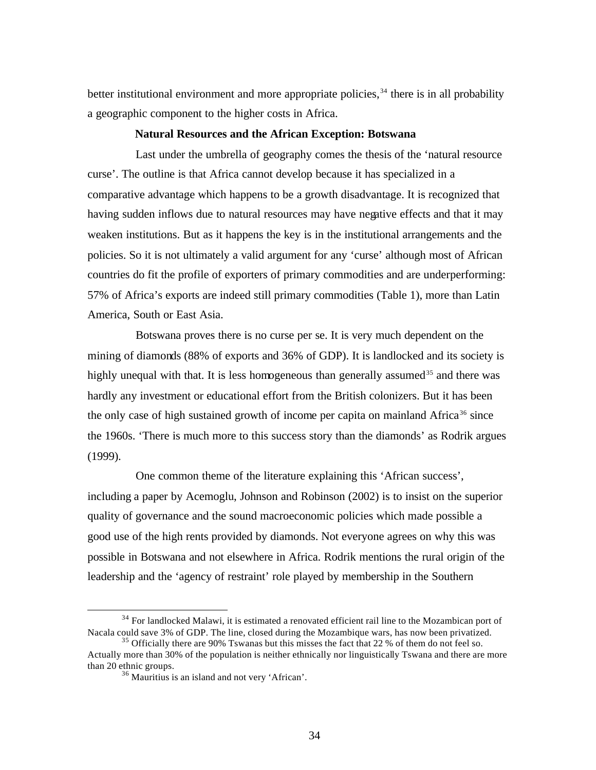better institutional environment and more appropriate policies,[34] there is in all probability a geographic component to the higher costs in Africa.

### Natural Resources and the African Exception: Botswana

Last under the umbrella of geography comes the thesis of the 'natural resource curse'. The outline is that Africa cannot develop because it has specialized in a comparative advantage which happens to be a growth disadvantage. It is recognized that having sudden inflows due to natural resources may have negative effects and that it may weaken institutions. But as it happens the key is in the institutional arrangements and the policies. So it is not ultimately a valid argument for any 'curse' although most of African countries do fit the profile of exporters of primary commodities and are underperforming: 57% of Africa's exports are indeed still primary commodities (Table 1), more than Latin America, South or East Asia.

Botswana proves there is no curse per se. It is very much dependent on the mining of diamonds (88% of exports and 36% of GDP). It is landlocked and its society is highly unequal with that. It is less homogeneous than generally assumed[35] and there was hardly any investment or educational effort from the British colonizers. But it has been the only case of high sustained growth of income per capita on mainland Africa[36] since the 1960s. 'There is much more to this success story than the diamonds' as Rodrik argues (1999).

One common theme of the literature explaining this 'African success', including a paper by Acemoglu, Johnson and Robinson (2002) is to insist on the superior quality of governance and the sound macroeconomic policies which made possible a good use of the high rents provided by diamonds. Not everyone agrees on why this was possible in Botswana and not elsewhere in Africa. Rodrik mentions the rural origin of the leadership and the 'agency of restraint' role played by membership in the Southern

---

[34] For landlocked Malawi, it is estimated a renovated efficient rail line to the Mozambican port of Nacala could save 3% of GDP. The line, closed during the Mozambique wars, has now been privatized.

[35] Officially there are 90% Tswanas but this misses the fact that 22 % of them do not feel so. Actually more than 30% of the population is neither ethnically nor linguistically Tswana and there are more than 20 ethnic groups.

[36] Mauritius is an island and not very 'African'.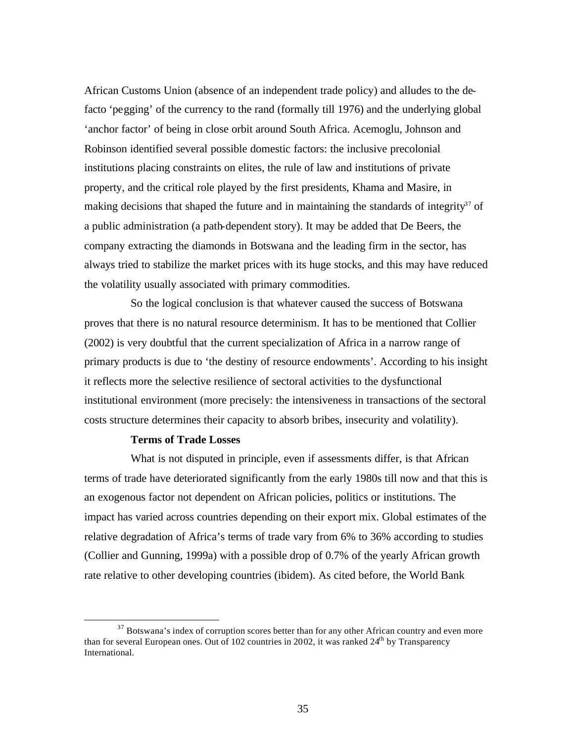African Customs Union (absence of an independent trade policy) and alludes to the de-facto 'pegging' of the currency to the rand (formally till 1976) and the underlying global 'anchor factor' of being in close orbit around South Africa. Acemoglu, Johnson and Robinson identified several possible domestic factors: the inclusive precolonial institutions placing constraints on elites, the rule of law and institutions of private property, and the critical role played by the first presidents, Khama and Masire, in making decisions that shaped the future and in maintaining the standards of integrity[37] of a public administration (a path-dependent story). It may be added that De Beers, the company extracting the diamonds in Botswana and the leading firm in the sector, has always tried to stabilize the market prices with its huge stocks, and this may have reduced the volatility usually associated with primary commodities.

So the logical conclusion is that whatever caused the success of Botswana proves that there is no natural resource determinism. It has to be mentioned that Collier (2002) is very doubtful that the current specialization of Africa in a narrow range of primary products is due to 'the destiny of resource endowments'. According to his insight it reflects more the selective resilience of sectoral activities to the dysfunctional institutional environment (more precisely: the intensiveness in transactions of the sectoral costs structure determines their capacity to absorb bribes, insecurity and volatility).

**Terms of Trade Losses**

What is not disputed in principle, even if assessments differ, is that African terms of trade have deteriorated significantly from the early 1980s till now and that this is an exogenous factor not dependent on African policies, politics or institutions. The impact has varied across countries depending on their export mix. Global estimates of the relative degradation of Africa's terms of trade vary from 6% to 36% according to studies (Collier and Gunning, 1999a) with a possible drop of 0.7% of the yearly African growth rate relative to other developing countries (ibidem). As cited before, the World Bank

[37] Botswana's index of corruption scores better than for any other African country and even more than for several European ones. Out of 102 countries in 2002, it was ranked 24th by Transparency International.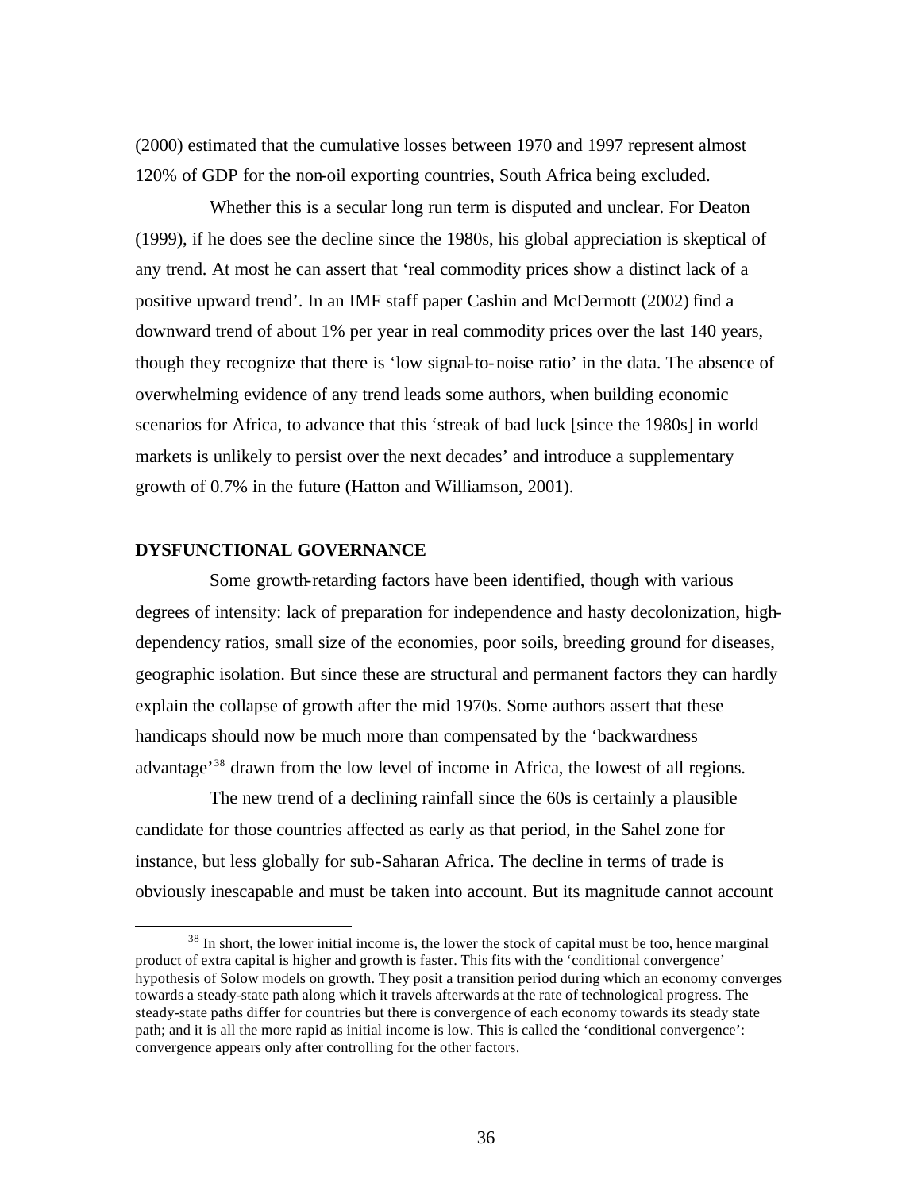(2000) estimated that the cumulative losses between 1970 and 1997 represent almost 120% of GDP for the non-oil exporting countries, South Africa being excluded.

Whether this is a secular long run term is disputed and unclear. For Deaton (1999), if he does see the decline since the 1980s, his global appreciation is skeptical of any trend. At most he can assert that 'real commodity prices show a distinct lack of a positive upward trend'. In an IMF staff paper Cashin and McDermott (2002) find a downward trend of about 1% per year in real commodity prices over the last 140 years, though they recognize that there is 'low signal-to-noise ratio' in the data. The absence of overwhelming evidence of any trend leads some authors, when building economic scenarios for Africa, to advance that this 'streak of bad luck [since the 1980s] in world markets is unlikely to persist over the next decades' and introduce a supplementary growth of 0.7% in the future (Hatton and Williamson, 2001).

## DYSFUNCTIONAL GOVERNANCE

Some growth-retarding factors have been identified, though with various degrees of intensity: lack of preparation for independence and hasty decolonization, high-dependency ratios, small size of the economies, poor soils, breeding ground for diseases, geographic isolation. But since these are structural and permanent factors they can hardly explain the collapse of growth after the mid 1970s. Some authors assert that these handicaps should now be much more than compensated by the 'backwardness advantage'[38] drawn from the low level of income in Africa, the lowest of all regions.

The new trend of a declining rainfall since the 60s is certainly a plausible candidate for those countries affected as early as that period, in the Sahel zone for instance, but less globally for sub-Saharan Africa. The decline in terms of trade is obviously inescapable and must be taken into account. But its magnitude cannot account

[38] In short, the lower initial income is, the lower the stock of capital must be too, hence marginal product of extra capital is higher and growth is faster. This fits with the 'conditional convergence' hypothesis of Solow models on growth. They posit a transition period during which an economy converges towards a steady-state path along which it travels afterwards at the rate of technological progress. The steady-state paths differ for countries but there is convergence of each economy towards its steady state path; and it is all the more rapid as initial income is low. This is called the 'conditional convergence': convergence appears only after controlling for the other factors.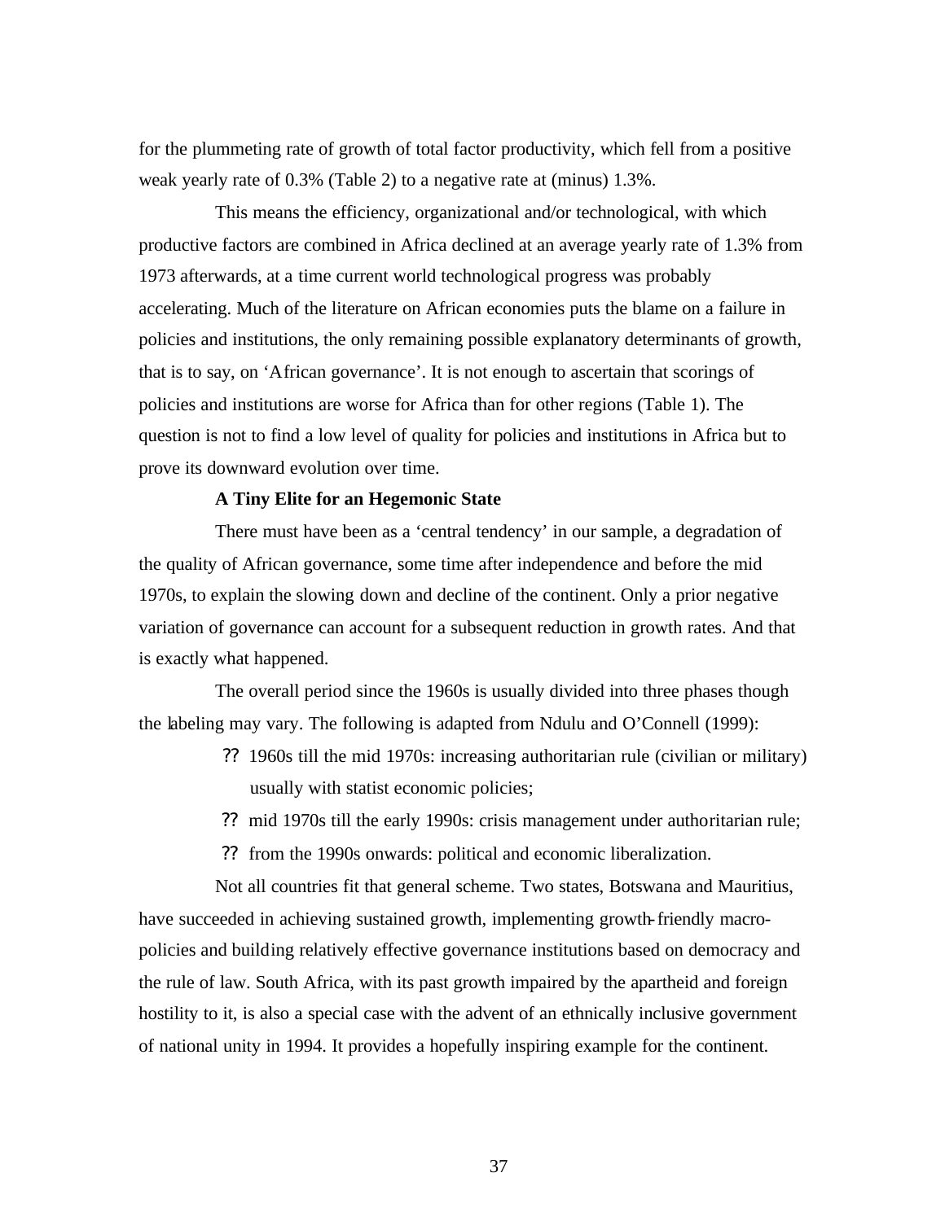for the plummeting rate of growth of total factor productivity, which fell from a positive weak yearly rate of 0.3% (Table 2) to a negative rate at (minus) 1.3%.

This means the efficiency, organizational and/or technological, with which productive factors are combined in Africa declined at an average yearly rate of 1.3% from 1973 afterwards, at a time current world technological progress was probably accelerating. Much of the literature on African economies puts the blame on a failure in policies and institutions, the only remaining possible explanatory determinants of growth, that is to say, on 'African governance'. It is not enough to ascertain that scorings of policies and institutions are worse for Africa than for other regions (Table 1). The question is not to find a low level of quality for policies and institutions in Africa but to prove its downward evolution over time.

**A Tiny Elite for an Hegemonic State**

There must have been as a 'central tendency' in our sample, a degradation of the quality of African governance, some time after independence and before the mid 1970s, to explain the slowing down and decline of the continent. Only a prior negative variation of governance can account for a subsequent reduction in growth rates. And that is exactly what happened.

The overall period since the 1960s is usually divided into three phases though the labeling may vary. The following is adapted from Ndulu and O'Connell (1999):

- 1960s till the mid 1970s: increasing authoritarian rule (civilian or military) usually with statist economic policies;
- mid 1970s till the early 1990s: crisis management under authoritarian rule;
- from the 1990s onwards: political and economic liberalization.

Not all countries fit that general scheme. Two states, Botswana and Mauritius, have succeeded in achieving sustained growth, implementing growth-friendly macro-policies and building relatively effective governance institutions based on democracy and the rule of law. South Africa, with its past growth impaired by the apartheid and foreign hostility to it, is also a special case with the advent of an ethnically inclusive government of national unity in 1994. It provides a hopefully inspiring example for the continent.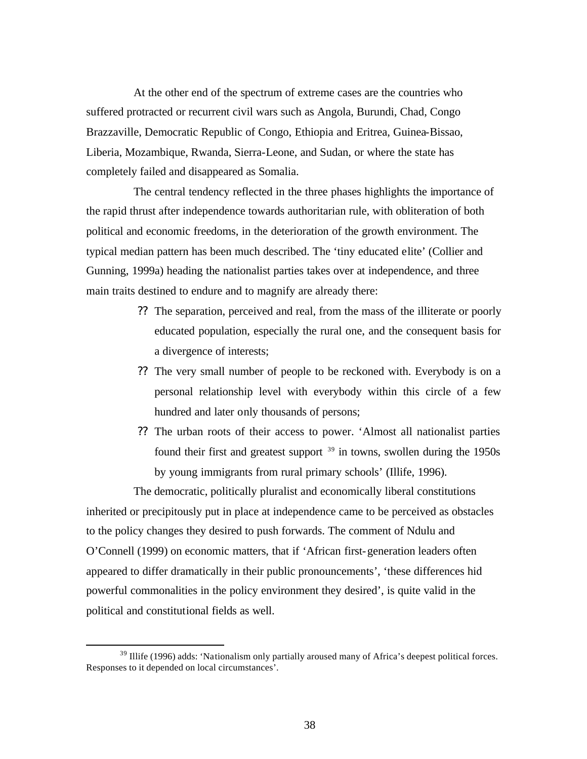At the other end of the spectrum of extreme cases are the countries who suffered protracted or recurrent civil wars such as Angola, Burundi, Chad, Congo Brazzaville, Democratic Republic of Congo, Ethiopia and Eritrea, Guinea-Bissao, Liberia, Mozambique, Rwanda, Sierra-Leone, and Sudan, or where the state has completely failed and disappeared as Somalia.

The central tendency reflected in the three phases highlights the importance of the rapid thrust after independence towards authoritarian rule, with obliteration of both political and economic freedoms, in the deterioration of the growth environment. The typical median pattern has been much described. The 'tiny educated elite' (Collier and Gunning, 1999a) heading the nationalist parties takes over at independence, and three main traits destined to endure and to magnify are already there:

- The separation, perceived and real, from the mass of the illiterate or poorly educated population, especially the rural one, and the consequent basis for a divergence of interests;
- The very small number of people to be reckoned with. Everybody is on a personal relationship level with everybody within this circle of a few hundred and later only thousands of persons;
- The urban roots of their access to power. 'Almost all nationalist parties found their first and greatest support [39] in towns, swollen during the 1950s by young immigrants from rural primary schools' (Illife, 1996).

The democratic, politically pluralist and economically liberal constitutions inherited or precipitously put in place at independence came to be perceived as obstacles to the policy changes they desired to push forwards. The comment of Ndulu and O'Connell (1999) on economic matters, that if 'African first-generation leaders often appeared to differ dramatically in their public pronouncements', 'these differences hid powerful commonalities in the policy environment they desired', is quite valid in the political and constitutional fields as well.

---

[39] Illife (1996) adds: 'Nationalism only partially aroused many of Africa's deepest political forces. Responses to it depended on local circumstances'.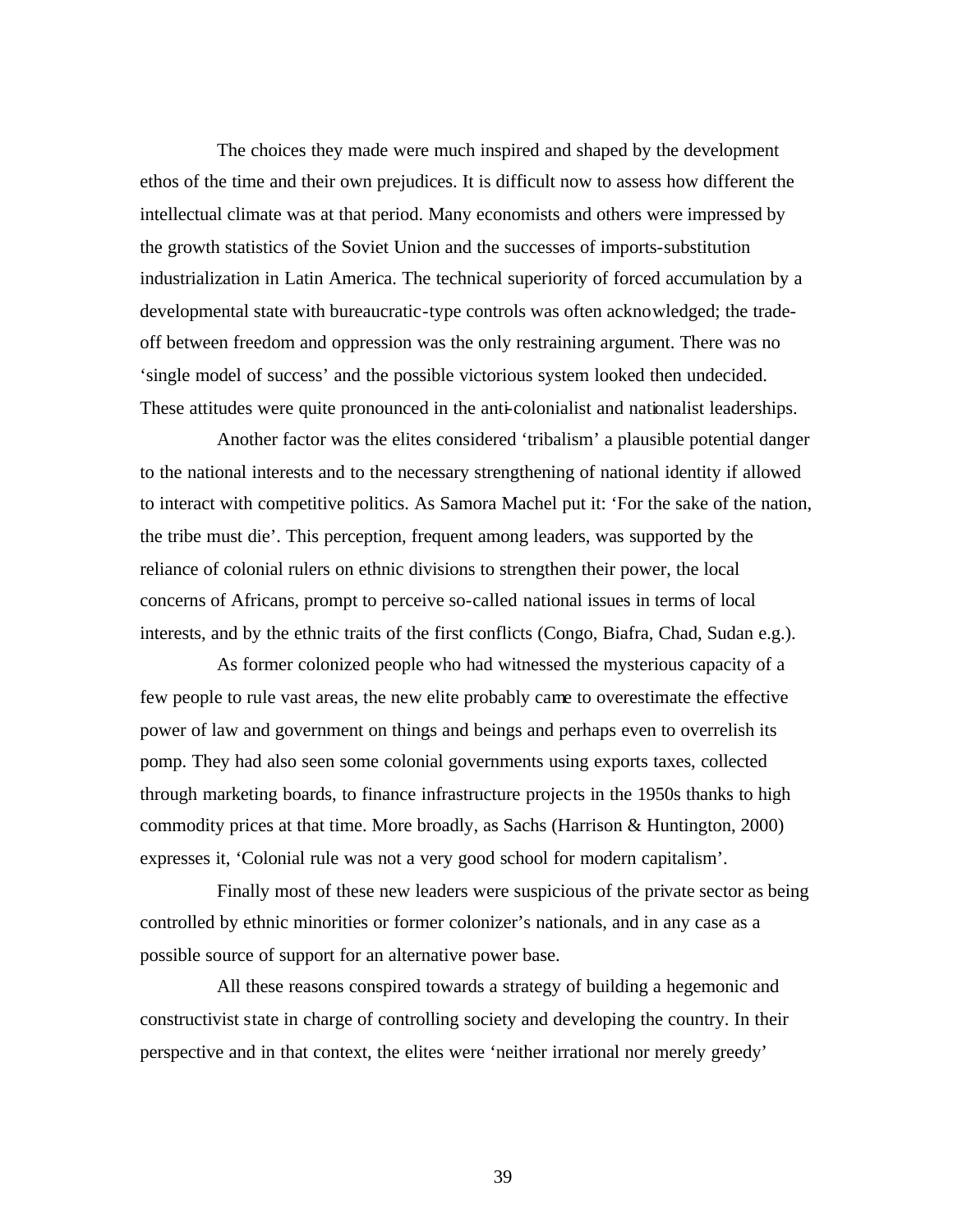The choices they made were much inspired and shaped by the development ethos of the time and their own prejudices. It is difficult now to assess how different the intellectual climate was at that period. Many economists and others were impressed by the growth statistics of the Soviet Union and the successes of imports-substitution industrialization in Latin America. The technical superiority of forced accumulation by a developmental state with bureaucratic-type controls was often acknowledged; the trade-off between freedom and oppression was the only restraining argument. There was no 'single model of success' and the possible victorious system looked then undecided. These attitudes were quite pronounced in the anti-colonialist and nationalist leaderships.

Another factor was the elites considered 'tribalism' a plausible potential danger to the national interests and to the necessary strengthening of national identity if allowed to interact with competitive politics. As Samora Machel put it: 'For the sake of the nation, the tribe must die'. This perception, frequent among leaders, was supported by the reliance of colonial rulers on ethnic divisions to strengthen their power, the local concerns of Africans, prompt to perceive so-called national issues in terms of local interests, and by the ethnic traits of the first conflicts (Congo, Biafra, Chad, Sudan e.g.).

As former colonized people who had witnessed the mysterious capacity of a few people to rule vast areas, the new elite probably came to overestimate the effective power of law and government on things and beings and perhaps even to overrelish its pomp. They had also seen some colonial governments using exports taxes, collected through marketing boards, to finance infrastructure projects in the 1950s thanks to high commodity prices at that time. More broadly, as Sachs (Harrison & Huntington, 2000) expresses it, 'Colonial rule was not a very good school for modern capitalism'.

Finally most of these new leaders were suspicious of the private sector as being controlled by ethnic minorities or former colonizer's nationals, and in any case as a possible source of support for an alternative power base.

All these reasons conspired towards a strategy of building a hegemonic and constructivist state in charge of controlling society and developing the country. In their perspective and in that context, the elites were 'neither irrational nor merely greedy'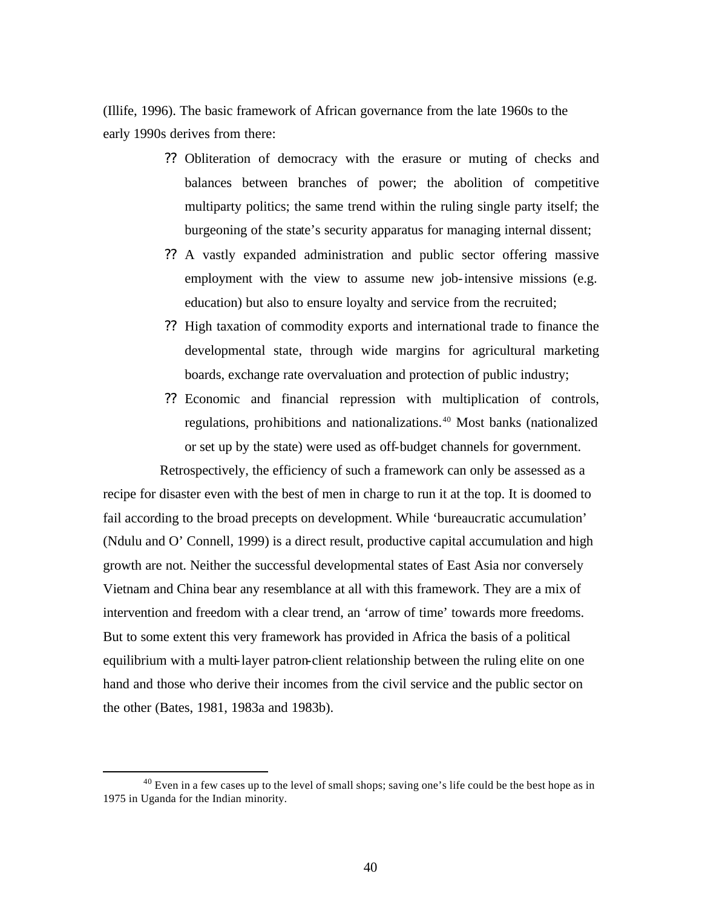(Illife, 1996). The basic framework of African governance from the late 1960s to the early 1990s derives from there:

- Obliteration of democracy with the erasure or muting of checks and balances between branches of power; the abolition of competitive multiparty politics; the same trend within the ruling single party itself; the burgeoning of the state's security apparatus for managing internal dissent;
- A vastly expanded administration and public sector offering massive employment with the view to assume new job-intensive missions (e.g. education) but also to ensure loyalty and service from the recruited;
- High taxation of commodity exports and international trade to finance the developmental state, through wide margins for agricultural marketing boards, exchange rate overvaluation and protection of public industry;
- Economic and financial repression with multiplication of controls, regulations, prohibitions and nationalizations.[40] Most banks (nationalized or set up by the state) were used as off-budget channels for government.

Retrospectively, the efficiency of such a framework can only be assessed as a recipe for disaster even with the best of men in charge to run it at the top. It is doomed to fail according to the broad precepts on development. While 'bureaucratic accumulation' (Ndulu and O' Connell, 1999) is a direct result, productive capital accumulation and high growth are not. Neither the successful developmental states of East Asia nor conversely Vietnam and China bear any resemblance at all with this framework. They are a mix of intervention and freedom with a clear trend, an 'arrow of time' towards more freedoms. But to some extent this very framework has provided in Africa the basis of a political equilibrium with a multi-layer patron-client relationship between the ruling elite on one hand and those who derive their incomes from the civil service and the public sector on the other (Bates, 1981, 1983a and 1983b).

[40] Even in a few cases up to the level of small shops; saving one's life could be the best hope as in 1975 in Uganda for the Indian minority.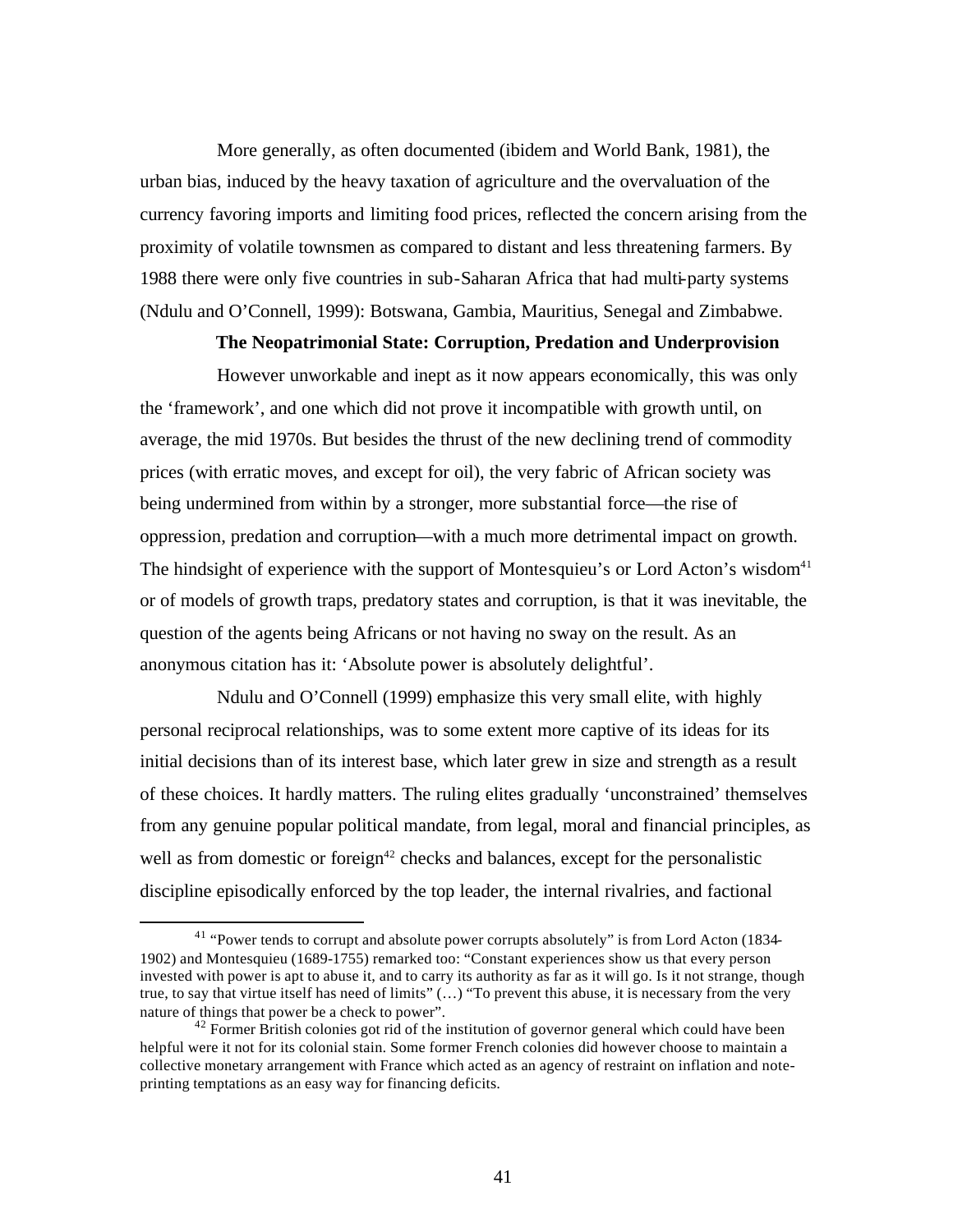More generally, as often documented (ibidem and World Bank, 1981), the urban bias, induced by the heavy taxation of agriculture and the overvaluation of the currency favoring imports and limiting food prices, reflected the concern arising from the proximity of volatile townsmen as compared to distant and less threatening farmers. By 1988 there were only five countries in sub-Saharan Africa that had multi-party systems (Ndulu and O'Connell, 1999): Botswana, Gambia, Mauritius, Senegal and Zimbabwe.

**The Neopatrimonial State: Corruption, Predation and Underprovision**

However unworkable and inept as it now appears economically, this was only the 'framework', and one which did not prove it incompatible with growth until, on average, the mid 1970s. But besides the thrust of the new declining trend of commodity prices (with erratic moves, and except for oil), the very fabric of African society was being undermined from within by a stronger, more substantial force—the rise of oppression, predation and corruption—with a much more detrimental impact on growth. The hindsight of experience with the support of Montesquieu's or Lord Acton's wisdom[41] or of models of growth traps, predatory states and corruption, is that it was inevitable, the question of the agents being Africans or not having no sway on the result. As an anonymous citation has it: 'Absolute power is absolutely delightful'.

Ndulu and O'Connell (1999) emphasize this very small elite, with highly personal reciprocal relationships, was to some extent more captive of its ideas for its initial decisions than of its interest base, which later grew in size and strength as a result of these choices. It hardly matters. The ruling elites gradually 'unconstrained' themselves from any genuine popular political mandate, from legal, moral and financial principles, as well as from domestic or foreign[42] checks and balances, except for the personalistic discipline episodically enforced by the top leader, the internal rivalries, and factional

---

[41] "Power tends to corrupt and absolute power corrupts absolutely" is from Lord Acton (1834-1902) and Montesquieu (1689-1755) remarked too: "Constant experiences show us that every person invested with power is apt to abuse it, and to carry its authority as far as it will go. Is it not strange, though true, to say that virtue itself has need of limits" (…) "To prevent this abuse, it is necessary from the very nature of things that power be a check to power".

[42] Former British colonies got rid of the institution of governor general which could have been helpful were it not for its colonial stain. Some former French colonies did however choose to maintain a collective monetary arrangement with France which acted as an agency of restraint on inflation and note-printing temptations as an easy way for financing deficits.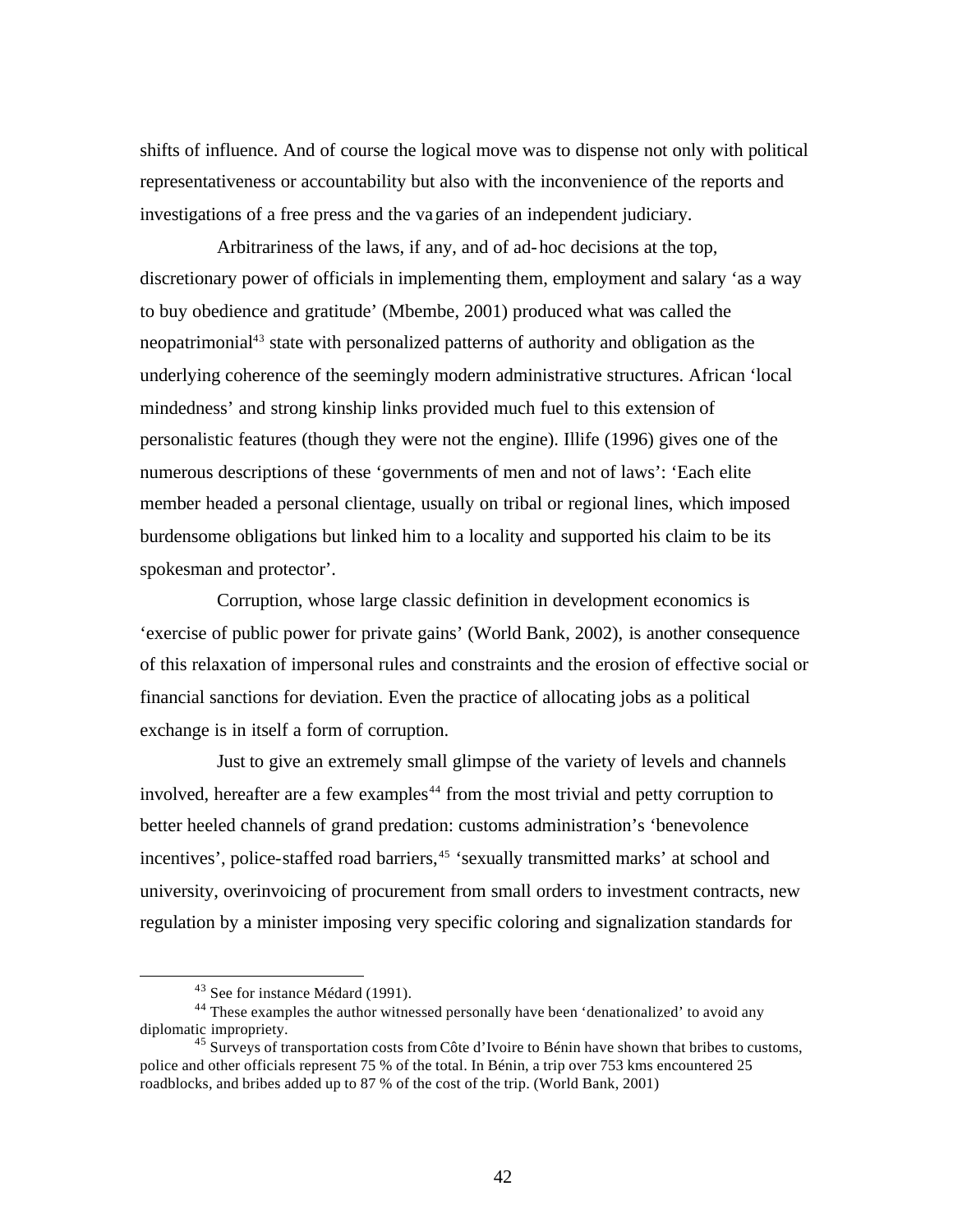shifts of influence. And of course the logical move was to dispense not only with political representativeness or accountability but also with the inconvenience of the reports and investigations of a free press and the vagaries of an independent judiciary.

Arbitrariness of the laws, if any, and of ad-hoc decisions at the top, discretionary power of officials in implementing them, employment and salary 'as a way to buy obedience and gratitude' (Mbembe, 2001) produced what was called the neopatrimonial[43] state with personalized patterns of authority and obligation as the underlying coherence of the seemingly modern administrative structures. African 'local mindedness' and strong kinship links provided much fuel to this extension of personalistic features (though they were not the engine). Illife (1996) gives one of the numerous descriptions of these 'governments of men and not of laws': 'Each elite member headed a personal clientage, usually on tribal or regional lines, which imposed burdensome obligations but linked him to a locality and supported his claim to be its spokesman and protector'.

Corruption, whose large classic definition in development economics is 'exercise of public power for private gains' (World Bank, 2002), is another consequence of this relaxation of impersonal rules and constraints and the erosion of effective social or financial sanctions for deviation. Even the practice of allocating jobs as a political exchange is in itself a form of corruption.

Just to give an extremely small glimpse of the variety of levels and channels involved, hereafter are a few examples[44] from the most trivial and petty corruption to better heeled channels of grand predation: customs administration's 'benevolence incentives', police-staffed road barriers,[45] 'sexually transmitted marks' at school and university, overinvoicing of procurement from small orders to investment contracts, new regulation by a minister imposing very specific coloring and signalization standards for

[43] See for instance Médard (1991).

[44] These examples the author witnessed personally have been 'denationalized' to avoid any diplomatic impropriety.

[45] Surveys of transportation costs from Côte d'Ivoire to Bénin have shown that bribes to customs, police and other officials represent 75 % of the total. In Bénin, a trip over 753 kms encountered 25 roadblocks, and bribes added up to 87 % of the cost of the trip. (World Bank, 2001)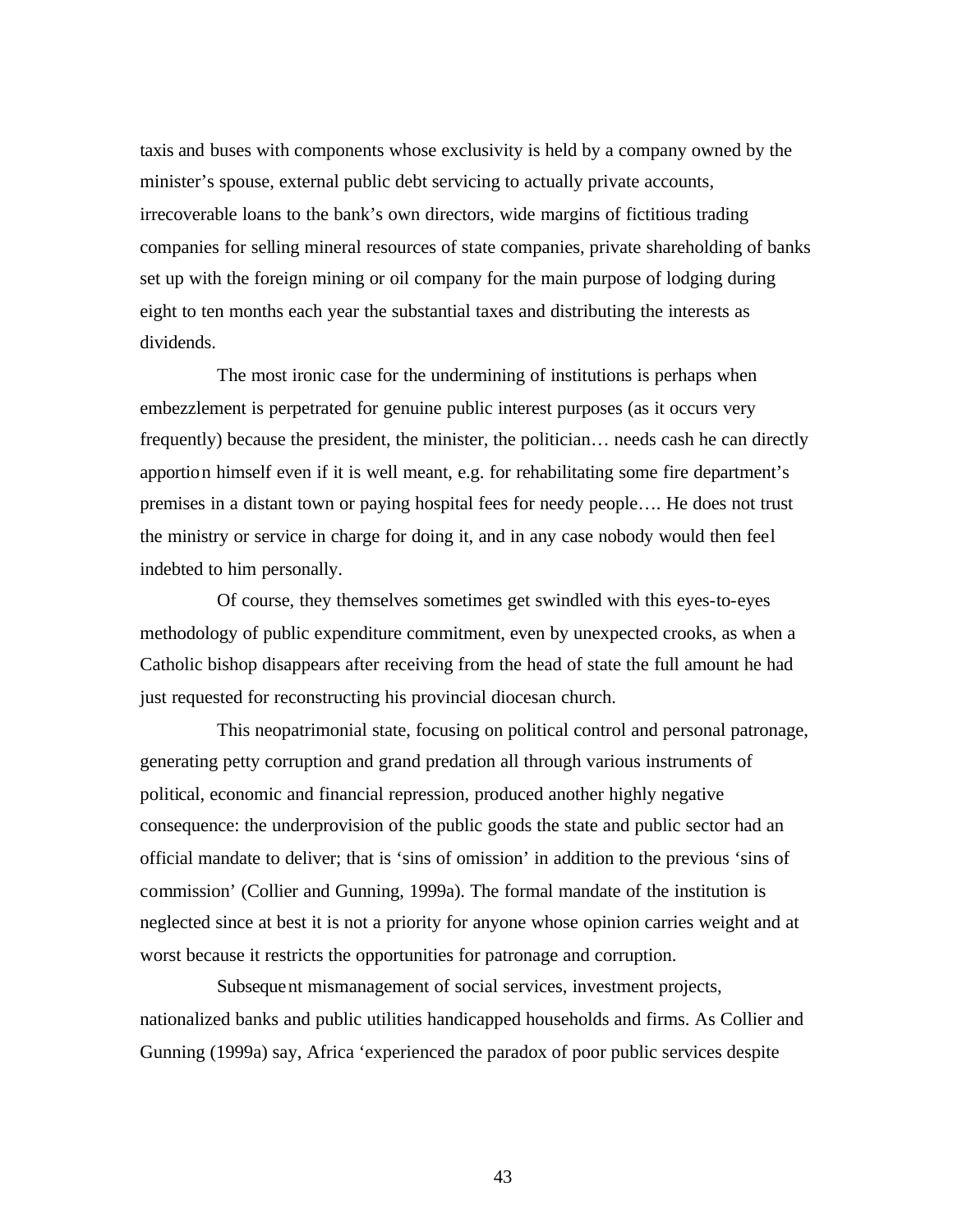taxis and buses with components whose exclusivity is held by a company owned by the minister's spouse, external public debt servicing to actually private accounts, irrecoverable loans to the bank's own directors, wide margins of fictitious trading companies for selling mineral resources of state companies, private shareholding of banks set up with the foreign mining or oil company for the main purpose of lodging during eight to ten months each year the substantial taxes and distributing the interests as dividends.

The most ironic case for the undermining of institutions is perhaps when embezzlement is perpetrated for genuine public interest purposes (as it occurs very frequently) because the president, the minister, the politician… needs cash he can directly apportion himself even if it is well meant, e.g. for rehabilitating some fire department's premises in a distant town or paying hospital fees for needy people…. He does not trust the ministry or service in charge for doing it, and in any case nobody would then feel indebted to him personally.

Of course, they themselves sometimes get swindled with this eyes-to-eyes methodology of public expenditure commitment, even by unexpected crooks, as when a Catholic bishop disappears after receiving from the head of state the full amount he had just requested for reconstructing his provincial diocesan church.

This neopatrimonial state, focusing on political control and personal patronage, generating petty corruption and grand predation all through various instruments of political, economic and financial repression, produced another highly negative consequence: the underprovision of the public goods the state and public sector had an official mandate to deliver; that is 'sins of omission' in addition to the previous 'sins of commission' (Collier and Gunning, 1999a). The formal mandate of the institution is neglected since at best it is not a priority for anyone whose opinion carries weight and at worst because it restricts the opportunities for patronage and corruption.

Subsequent mismanagement of social services, investment projects, nationalized banks and public utilities handicapped households and firms. As Collier and Gunning (1999a) say, Africa 'experienced the paradox of poor public services despite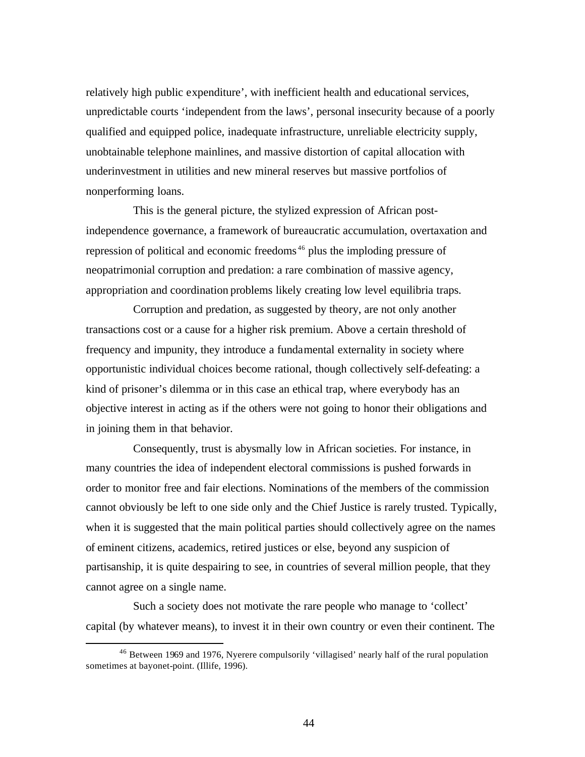relatively high public expenditure', with inefficient health and educational services, unpredictable courts 'independent from the laws', personal insecurity because of a poorly qualified and equipped police, inadequate infrastructure, unreliable electricity supply, unobtainable telephone mainlines, and massive distortion of capital allocation with underinvestment in utilities and new mineral reserves but massive portfolios of nonperforming loans.

This is the general picture, the stylized expression of African post-independence governance, a framework of bureaucratic accumulation, overtaxation and repression of political and economic freedoms[46] plus the imploding pressure of neopatrimonial corruption and predation: a rare combination of massive agency, appropriation and coordination problems likely creating low level equilibria traps.

Corruption and predation, as suggested by theory, are not only another transactions cost or a cause for a higher risk premium. Above a certain threshold of frequency and impunity, they introduce a fundamental externality in society where opportunistic individual choices become rational, though collectively self-defeating: a kind of prisoner's dilemma or in this case an ethical trap, where everybody has an objective interest in acting as if the others were not going to honor their obligations and in joining them in that behavior.

Consequently, trust is abysmally low in African societies. For instance, in many countries the idea of independent electoral commissions is pushed forwards in order to monitor free and fair elections. Nominations of the members of the commission cannot obviously be left to one side only and the Chief Justice is rarely trusted. Typically, when it is suggested that the main political parties should collectively agree on the names of eminent citizens, academics, retired justices or else, beyond any suspicion of partisanship, it is quite despairing to see, in countries of several million people, that they cannot agree on a single name.

Such a society does not motivate the rare people who manage to 'collect' capital (by whatever means), to invest it in their own country or even their continent. The

[46] Between 1969 and 1976, Nyerere compulsorily 'villagised' nearly half of the rural population sometimes at bayonet-point. (Illife, 1996).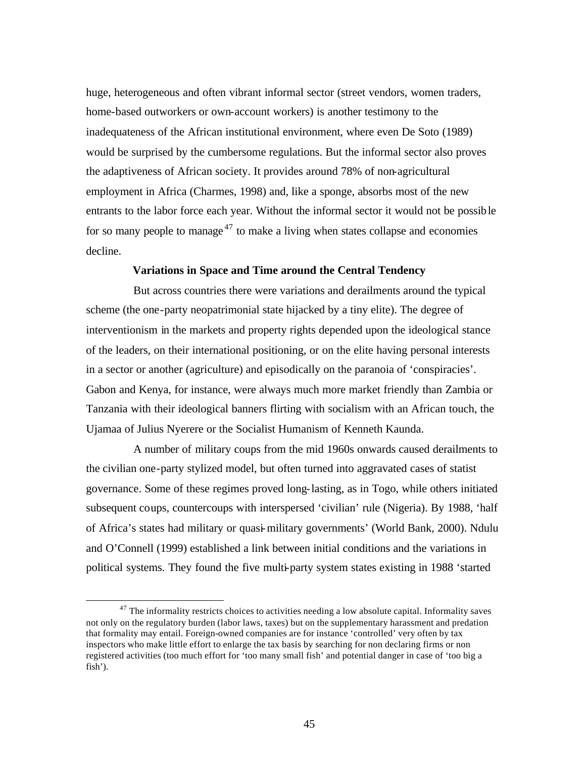huge, heterogeneous and often vibrant informal sector (street vendors, women traders, home-based outworkers or own-account workers) is another testimony to the inadequateness of the African institutional environment, where even De Soto (1989) would be surprised by the cumbersome regulations. But the informal sector also proves the adaptiveness of African society. It provides around 78% of non-agricultural employment in Africa (Charmes, 1998) and, like a sponge, absorbs most of the new entrants to the labor force each year. Without the informal sector it would not be possible for so many people to manage[47] to make a living when states collapse and economies decline.

### Variations in Space and Time around the Central Tendency

But across countries there were variations and derailments around the typical scheme (the one-party neopatrimonial state hijacked by a tiny elite). The degree of interventionism in the markets and property rights depended upon the ideological stance of the leaders, on their international positioning, or on the elite having personal interests in a sector or another (agriculture) and episodically on the paranoia of 'conspiracies'. Gabon and Kenya, for instance, were always much more market friendly than Zambia or Tanzania with their ideological banners flirting with socialism with an African touch, the Ujamaa of Julius Nyerere or the Socialist Humanism of Kenneth Kaunda.

A number of military coups from the mid 1960s onwards caused derailments to the civilian one-party stylized model, but often turned into aggravated cases of statist governance. Some of these regimes proved long-lasting, as in Togo, while others initiated subsequent coups, countercoups with interspersed 'civilian' rule (Nigeria). By 1988, 'half of Africa's states had military or quasi-military governments' (World Bank, 2000). Ndulu and O'Connell (1999) established a link between initial conditions and the variations in political systems. They found the five multi-party system states existing in 1988 'started

---

[47] The informality restricts choices to activities needing a low absolute capital. Informality saves not only on the regulatory burden (labor laws, taxes) but on the supplementary harassment and predation that formality may entail. Foreign-owned companies are for instance 'controlled' very often by tax inspectors who make little effort to enlarge the tax basis by searching for non declaring firms or non registered activities (too much effort for 'too many small fish' and potential danger in case of 'too big a fish').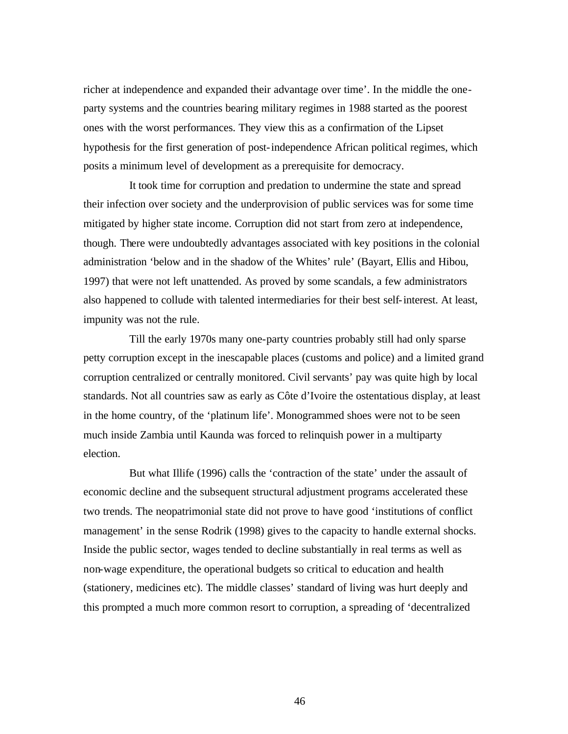richer at independence and expanded their advantage over time'. In the middle the one-party systems and the countries bearing military regimes in 1988 started as the poorest ones with the worst performances. They view this as a confirmation of the Lipset hypothesis for the first generation of post-independence African political regimes, which posits a minimum level of development as a prerequisite for democracy.

It took time for corruption and predation to undermine the state and spread their infection over society and the underprovision of public services was for some time mitigated by higher state income. Corruption did not start from zero at independence, though. There were undoubtedly advantages associated with key positions in the colonial administration 'below and in the shadow of the Whites' rule' (Bayart, Ellis and Hibou, 1997) that were not left unattended. As proved by some scandals, a few administrators also happened to collude with talented intermediaries for their best self-interest. At least, impunity was not the rule.

Till the early 1970s many one-party countries probably still had only sparse petty corruption except in the inescapable places (customs and police) and a limited grand corruption centralized or centrally monitored. Civil servants' pay was quite high by local standards. Not all countries saw as early as Côte d'Ivoire the ostentatious display, at least in the home country, of the 'platinum life'. Monogrammed shoes were not to be seen much inside Zambia until Kaunda was forced to relinquish power in a multiparty election.

But what Illife (1996) calls the 'contraction of the state' under the assault of economic decline and the subsequent structural adjustment programs accelerated these two trends. The neopatrimonial state did not prove to have good 'institutions of conflict management' in the sense Rodrik (1998) gives to the capacity to handle external shocks. Inside the public sector, wages tended to decline substantially in real terms as well as non-wage expenditure, the operational budgets so critical to education and health (stationery, medicines etc). The middle classes' standard of living was hurt deeply and this prompted a much more common resort to corruption, a spreading of 'decentralized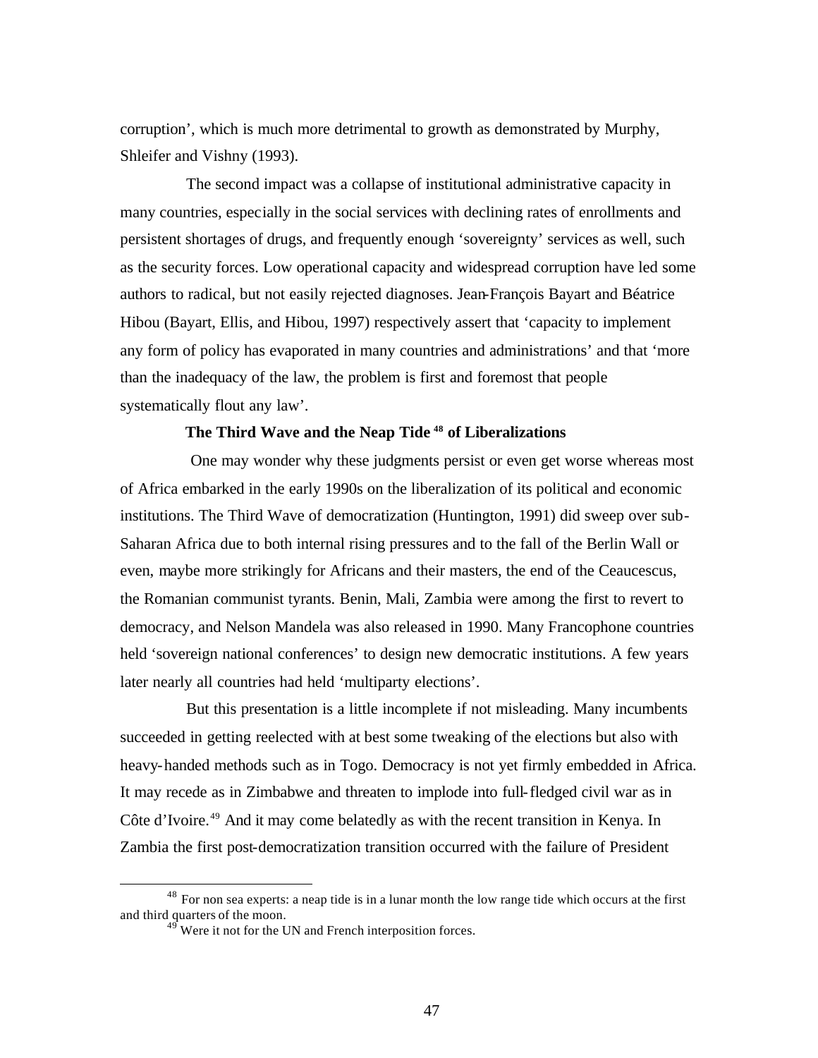corruption', which is much more detrimental to growth as demonstrated by Murphy, Shleifer and Vishny (1993).

The second impact was a collapse of institutional administrative capacity in many countries, especially in the social services with declining rates of enrollments and persistent shortages of drugs, and frequently enough 'sovereignty' services as well, such as the security forces. Low operational capacity and widespread corruption have led some authors to radical, but not easily rejected diagnoses. Jean-François Bayart and Béatrice Hibou (Bayart, Ellis, and Hibou, 1997) respectively assert that 'capacity to implement any form of policy has evaporated in many countries and administrations' and that 'more than the inadequacy of the law, the problem is first and foremost that people systematically flout any law'.

### The Third Wave and the Neap Tide [48] of Liberalizations

One may wonder why these judgments persist or even get worse whereas most of Africa embarked in the early 1990s on the liberalization of its political and economic institutions. The Third Wave of democratization (Huntington, 1991) did sweep over sub-Saharan Africa due to both internal rising pressures and to the fall of the Berlin Wall or even, maybe more strikingly for Africans and their masters, the end of the Ceaucescus, the Romanian communist tyrants. Benin, Mali, Zambia were among the first to revert to democracy, and Nelson Mandela was also released in 1990. Many Francophone countries held 'sovereign national conferences' to design new democratic institutions. A few years later nearly all countries had held 'multiparty elections'.

But this presentation is a little incomplete if not misleading. Many incumbents succeeded in getting reelected with at best some tweaking of the elections but also with heavy-handed methods such as in Togo. Democracy is not yet firmly embedded in Africa. It may recede as in Zimbabwe and threaten to implode into full-fledged civil war as in Côte d'Ivoire.[49] And it may come belatedly as with the recent transition in Kenya. In Zambia the first post-democratization transition occurred with the failure of President

---

[48] For non sea experts: a neap tide is in a lunar month the low range tide which occurs at the first and third quarters of the moon.

[49] Were it not for the UN and French interposition forces.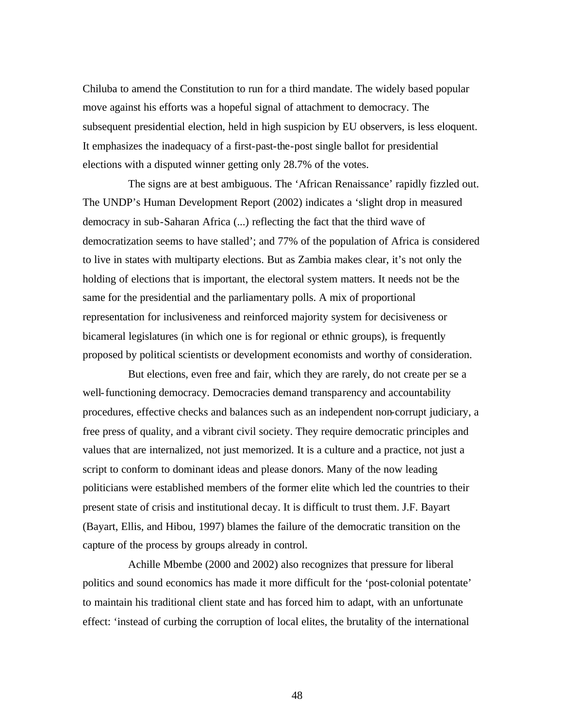Chiluba to amend the Constitution to run for a third mandate. The widely based popular move against his efforts was a hopeful signal of attachment to democracy. The subsequent presidential election, held in high suspicion by EU observers, is less eloquent. It emphasizes the inadequacy of a first-past-the-post single ballot for presidential elections with a disputed winner getting only 28.7% of the votes.

The signs are at best ambiguous. The 'African Renaissance' rapidly fizzled out. The UNDP's Human Development Report (2002) indicates a 'slight drop in measured democracy in sub-Saharan Africa (...) reflecting the fact that the third wave of democratization seems to have stalled'; and 77% of the population of Africa is considered to live in states with multiparty elections. But as Zambia makes clear, it's not only the holding of elections that is important, the electoral system matters. It needs not be the same for the presidential and the parliamentary polls. A mix of proportional representation for inclusiveness and reinforced majority system for decisiveness or bicameral legislatures (in which one is for regional or ethnic groups), is frequently proposed by political scientists or development economists and worthy of consideration.

But elections, even free and fair, which they are rarely, do not create per se a well-functioning democracy. Democracies demand transparency and accountability procedures, effective checks and balances such as an independent non-corrupt judiciary, a free press of quality, and a vibrant civil society. They require democratic principles and values that are internalized, not just memorized. It is a culture and a practice, not just a script to conform to dominant ideas and please donors. Many of the now leading politicians were established members of the former elite which led the countries to their present state of crisis and institutional decay. It is difficult to trust them. J.F. Bayart (Bayart, Ellis, and Hibou, 1997) blames the failure of the democratic transition on the capture of the process by groups already in control.

Achille Mbembe (2000 and 2002) also recognizes that pressure for liberal politics and sound economics has made it more difficult for the 'post-colonial potentate' to maintain his traditional client state and has forced him to adapt, with an unfortunate effect: 'instead of curbing the corruption of local elites, the brutality of the international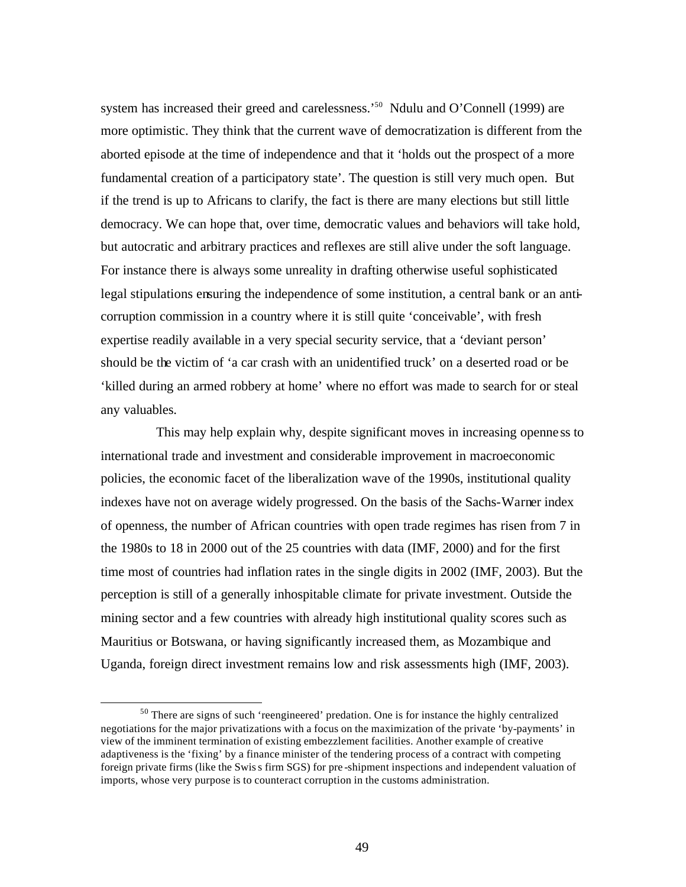system has increased their greed and carelessness.'[50] Ndulu and O'Connell (1999) are more optimistic. They think that the current wave of democratization is different from the aborted episode at the time of independence and that it 'holds out the prospect of a more fundamental creation of a participatory state'. The question is still very much open. But if the trend is up to Africans to clarify, the fact is there are many elections but still little democracy. We can hope that, over time, democratic values and behaviors will take hold, but autocratic and arbitrary practices and reflexes are still alive under the soft language. For instance there is always some unreality in drafting otherwise useful sophisticated legal stipulations ensuring the independence of some institution, a central bank or an anti-corruption commission in a country where it is still quite 'conceivable', with fresh expertise readily available in a very special security service, that a 'deviant person' should be the victim of 'a car crash with an unidentified truck' on a deserted road or be 'killed during an armed robbery at home' where no effort was made to search for or steal any valuables.

This may help explain why, despite significant moves in increasing openness to international trade and investment and considerable improvement in macroeconomic policies, the economic facet of the liberalization wave of the 1990s, institutional quality indexes have not on average widely progressed. On the basis of the Sachs-Warner index of openness, the number of African countries with open trade regimes has risen from 7 in the 1980s to 18 in 2000 out of the 25 countries with data (IMF, 2000) and for the first time most of countries had inflation rates in the single digits in 2002 (IMF, 2003). But the perception is still of a generally inhospitable climate for private investment. Outside the mining sector and a few countries with already high institutional quality scores such as Mauritius or Botswana, or having significantly increased them, as Mozambique and Uganda, foreign direct investment remains low and risk assessments high (IMF, 2003).

[50] There are signs of such 'reengineered' predation. One is for instance the highly centralized negotiations for the major privatizations with a focus on the maximization of the private 'by-payments' in view of the imminent termination of existing embezzlement facilities. Another example of creative adaptiveness is the 'fixing' by a finance minister of the tendering process of a contract with competing foreign private firms (like the Swiss firm SGS) for pre-shipment inspections and independent valuation of imports, whose very purpose is to counteract corruption in the customs administration.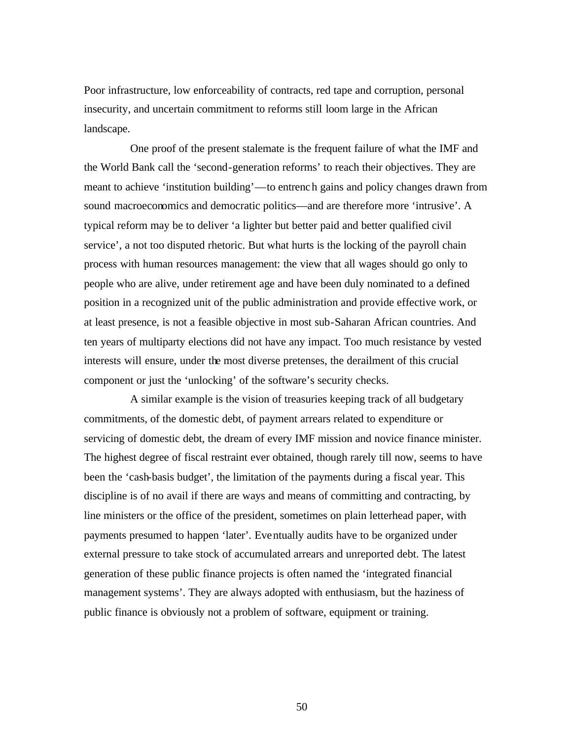Poor infrastructure, low enforceability of contracts, red tape and corruption, personal insecurity, and uncertain commitment to reforms still loom large in the African landscape.

One proof of the present stalemate is the frequent failure of what the IMF and the World Bank call the 'second-generation reforms' to reach their objectives. They are meant to achieve 'institution building'—to entrench gains and policy changes drawn from sound macroeconomics and democratic politics—and are therefore more 'intrusive'. A typical reform may be to deliver 'a lighter but better paid and better qualified civil service', a not too disputed rhetoric. But what hurts is the locking of the payroll chain process with human resources management: the view that all wages should go only to people who are alive, under retirement age and have been duly nominated to a defined position in a recognized unit of the public administration and provide effective work, or at least presence, is not a feasible objective in most sub-Saharan African countries. And ten years of multiparty elections did not have any impact. Too much resistance by vested interests will ensure, under the most diverse pretenses, the derailment of this crucial component or just the 'unlocking' of the software's security checks.

A similar example is the vision of treasuries keeping track of all budgetary commitments, of the domestic debt, of payment arrears related to expenditure or servicing of domestic debt, the dream of every IMF mission and novice finance minister. The highest degree of fiscal restraint ever obtained, though rarely till now, seems to have been the 'cash-basis budget', the limitation of the payments during a fiscal year. This discipline is of no avail if there are ways and means of committing and contracting, by line ministers or the office of the president, sometimes on plain letterhead paper, with payments presumed to happen 'later'. Eventually audits have to be organized under external pressure to take stock of accumulated arrears and unreported debt. The latest generation of these public finance projects is often named the 'integrated financial management systems'. They are always adopted with enthusiasm, but the haziness of public finance is obviously not a problem of software, equipment or training.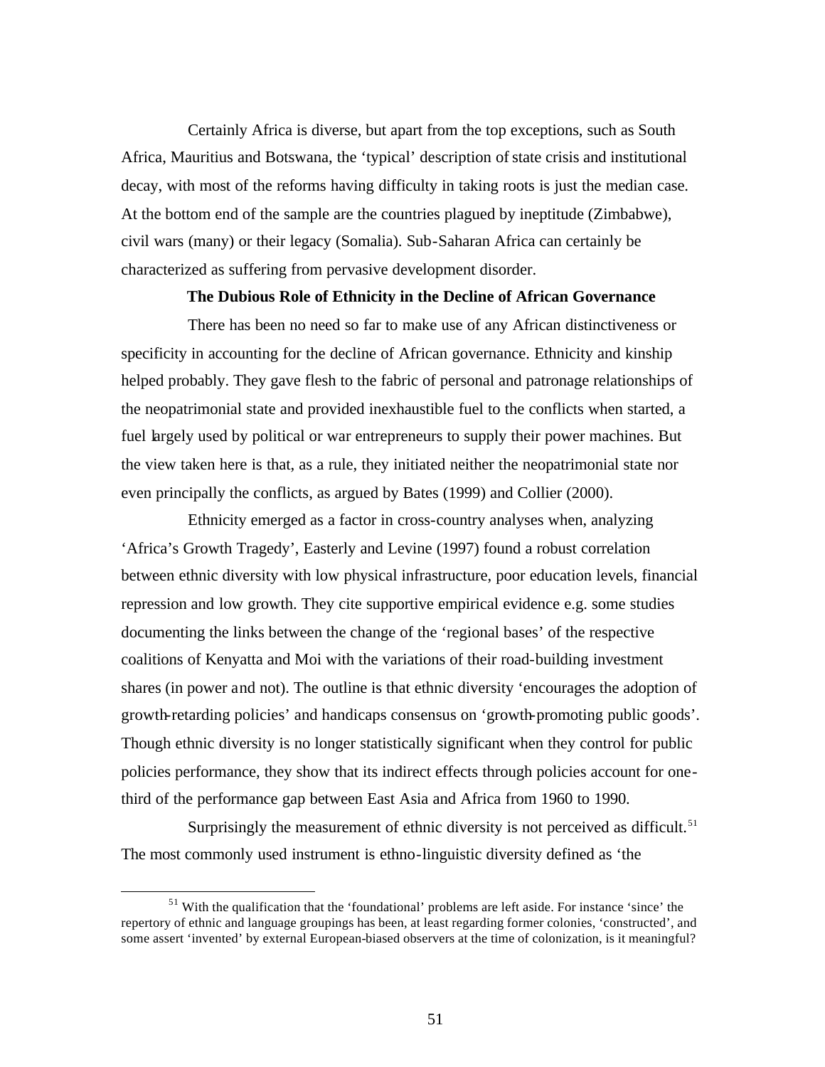Certainly Africa is diverse, but apart from the top exceptions, such as South Africa, Mauritius and Botswana, the 'typical' description of state crisis and institutional decay, with most of the reforms having difficulty in taking roots is just the median case. At the bottom end of the sample are the countries plagued by ineptitude (Zimbabwe), civil wars (many) or their legacy (Somalia). Sub-Saharan Africa can certainly be characterized as suffering from pervasive development disorder.

**The Dubious Role of Ethnicity in the Decline of African Governance**

There has been no need so far to make use of any African distinctiveness or specificity in accounting for the decline of African governance. Ethnicity and kinship helped probably. They gave flesh to the fabric of personal and patronage relationships of the neopatrimonial state and provided inexhaustible fuel to the conflicts when started, a fuel largely used by political or war entrepreneurs to supply their power machines. But the view taken here is that, as a rule, they initiated neither the neopatrimonial state nor even principally the conflicts, as argued by Bates (1999) and Collier (2000).

Ethnicity emerged as a factor in cross-country analyses when, analyzing 'Africa's Growth Tragedy', Easterly and Levine (1997) found a robust correlation between ethnic diversity with low physical infrastructure, poor education levels, financial repression and low growth. They cite supportive empirical evidence e.g. some studies documenting the links between the change of the 'regional bases' of the respective coalitions of Kenyatta and Moi with the variations of their road-building investment shares (in power and not). The outline is that ethnic diversity 'encourages the adoption of growth-retarding policies' and handicaps consensus on 'growth-promoting public goods'. Though ethnic diversity is no longer statistically significant when they control for public policies performance, they show that its indirect effects through policies account for one-third of the performance gap between East Asia and Africa from 1960 to 1990.

Surprisingly the measurement of ethnic diversity is not perceived as difficult.[51] The most commonly used instrument is ethno-linguistic diversity defined as 'the

[51] With the qualification that the 'foundational' problems are left aside. For instance 'since' the repertory of ethnic and language groupings has been, at least regarding former colonies, 'constructed', and some assert 'invented' by external European-biased observers at the time of colonization, is it meaningful?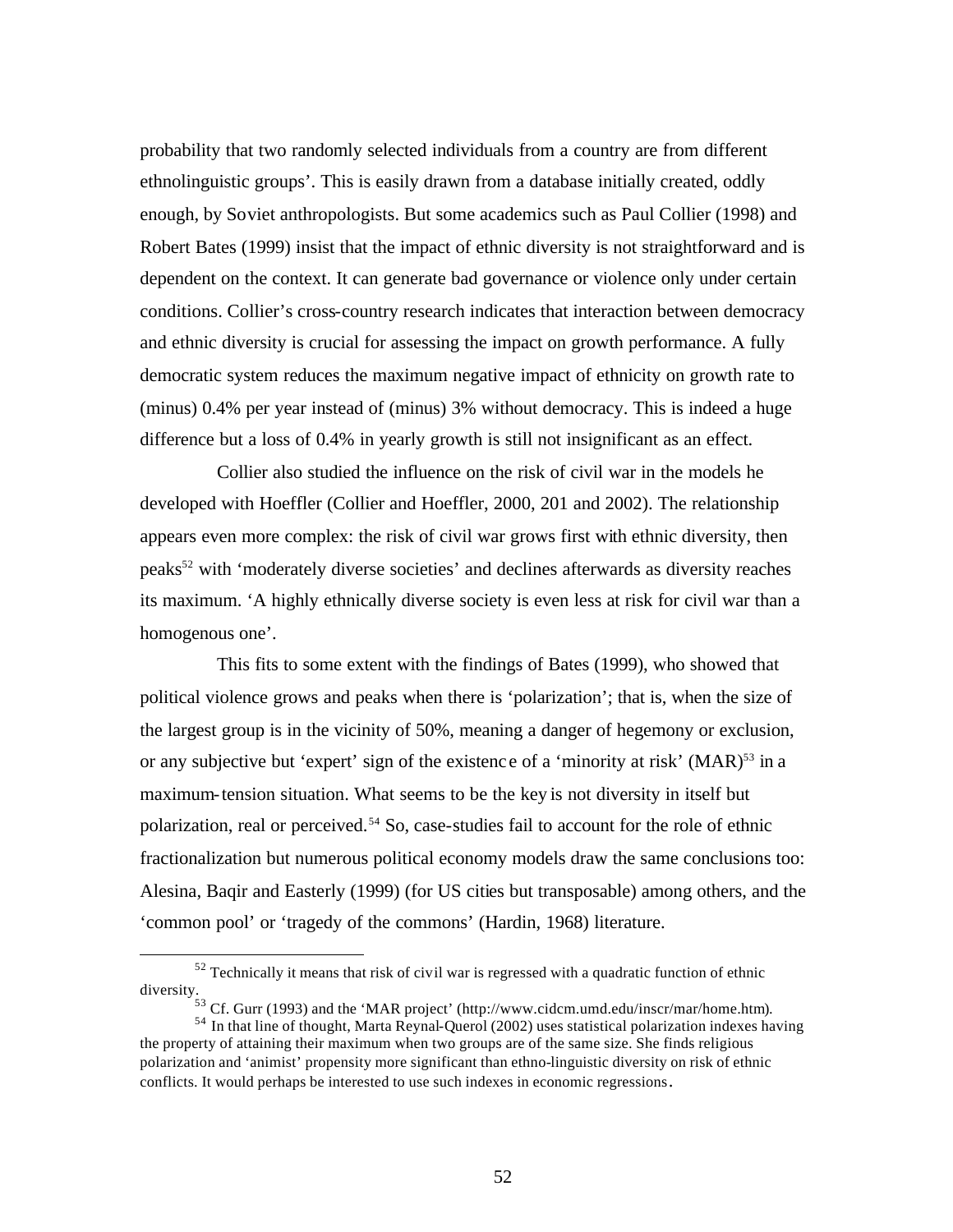probability that two randomly selected individuals from a country are from different ethnolinguistic groups'. This is easily drawn from a database initially created, oddly enough, by Soviet anthropologists. But some academics such as Paul Collier (1998) and Robert Bates (1999) insist that the impact of ethnic diversity is not straightforward and is dependent on the context. It can generate bad governance or violence only under certain conditions. Collier's cross-country research indicates that interaction between democracy and ethnic diversity is crucial for assessing the impact on growth performance. A fully democratic system reduces the maximum negative impact of ethnicity on growth rate to (minus) 0.4% per year instead of (minus) 3% without democracy. This is indeed a huge difference but a loss of 0.4% in yearly growth is still not insignificant as an effect.

Collier also studied the influence on the risk of civil war in the models he developed with Hoeffler (Collier and Hoeffler, 2000, 201 and 2002). The relationship appears even more complex: the risk of civil war grows first with ethnic diversity, then peaks[52] with 'moderately diverse societies' and declines afterwards as diversity reaches its maximum. 'A highly ethnically diverse society is even less at risk for civil war than a homogenous one'.

This fits to some extent with the findings of Bates (1999), who showed that political violence grows and peaks when there is 'polarization'; that is, when the size of the largest group is in the vicinity of 50%, meaning a danger of hegemony or exclusion, or any subjective but 'expert' sign of the existence of a 'minority at risk' (MAR)[53] in a maximum-tension situation. What seems to be the key is not diversity in itself but polarization, real or perceived.[54] So, case-studies fail to account for the role of ethnic fractionalization but numerous political economy models draw the same conclusions too: Alesina, Baqir and Easterly (1999) (for US cities but transposable) among others, and the 'common pool' or 'tragedy of the commons' (Hardin, 1968) literature.

---

[52] Technically it means that risk of civil war is regressed with a quadratic function of ethnic diversity.

[53] Cf. Gurr (1993) and the 'MAR project' (http://www.cidcm.umd.edu/inscr/mar/home.htm).

[54] In that line of thought, Marta Reynal-Querol (2002) uses statistical polarization indexes having the property of attaining their maximum when two groups are of the same size. She finds religious polarization and 'animist' propensity more significant than ethno-linguistic diversity on risk of ethnic conflicts. It would perhaps be interested to use such indexes in economic regressions.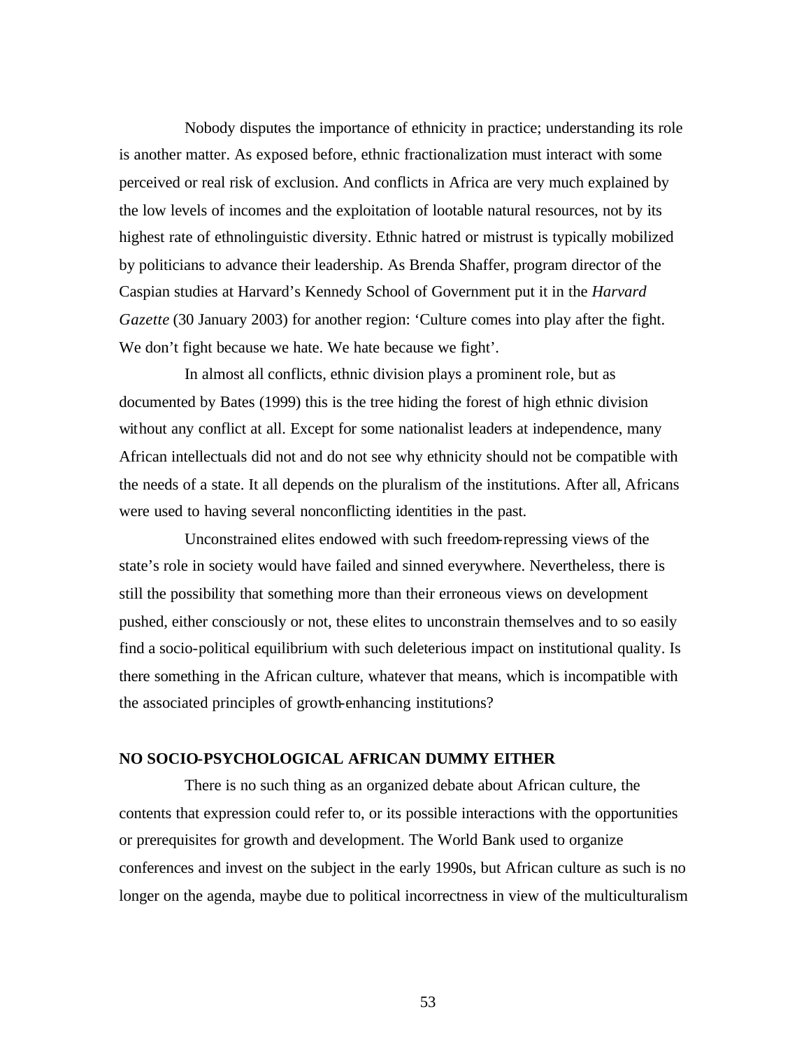Nobody disputes the importance of ethnicity in practice; understanding its role is another matter. As exposed before, ethnic fractionalization must interact with some perceived or real risk of exclusion. And conflicts in Africa are very much explained by the low levels of incomes and the exploitation of lootable natural resources, not by its highest rate of ethnolinguistic diversity. Ethnic hatred or mistrust is typically mobilized by politicians to advance their leadership. As Brenda Shaffer, program director of the Caspian studies at Harvard's Kennedy School of Government put it in the *Harvard Gazette* (30 January 2003) for another region: 'Culture comes into play after the fight. We don't fight because we hate. We hate because we fight'.

In almost all conflicts, ethnic division plays a prominent role, but as documented by Bates (1999) this is the tree hiding the forest of high ethnic division without any conflict at all. Except for some nationalist leaders at independence, many African intellectuals did not and do not see why ethnicity should not be compatible with the needs of a state. It all depends on the pluralism of the institutions. After all, Africans were used to having several nonconflicting identities in the past.

Unconstrained elites endowed with such freedom-repressing views of the state's role in society would have failed and sinned everywhere. Nevertheless, there is still the possibility that something more than their erroneous views on development pushed, either consciously or not, these elites to unconstrain themselves and to so easily find a socio-political equilibrium with such deleterious impact on institutional quality. Is there something in the African culture, whatever that means, which is incompatible with the associated principles of growth-enhancing institutions?

**NO SOCIO-PSYCHOLOGICAL AFRICAN DUMMY EITHER**

There is no such thing as an organized debate about African culture, the contents that expression could refer to, or its possible interactions with the opportunities or prerequisites for growth and development. The World Bank used to organize conferences and invest on the subject in the early 1990s, but African culture as such is no longer on the agenda, maybe due to political incorrectness in view of the multiculturalism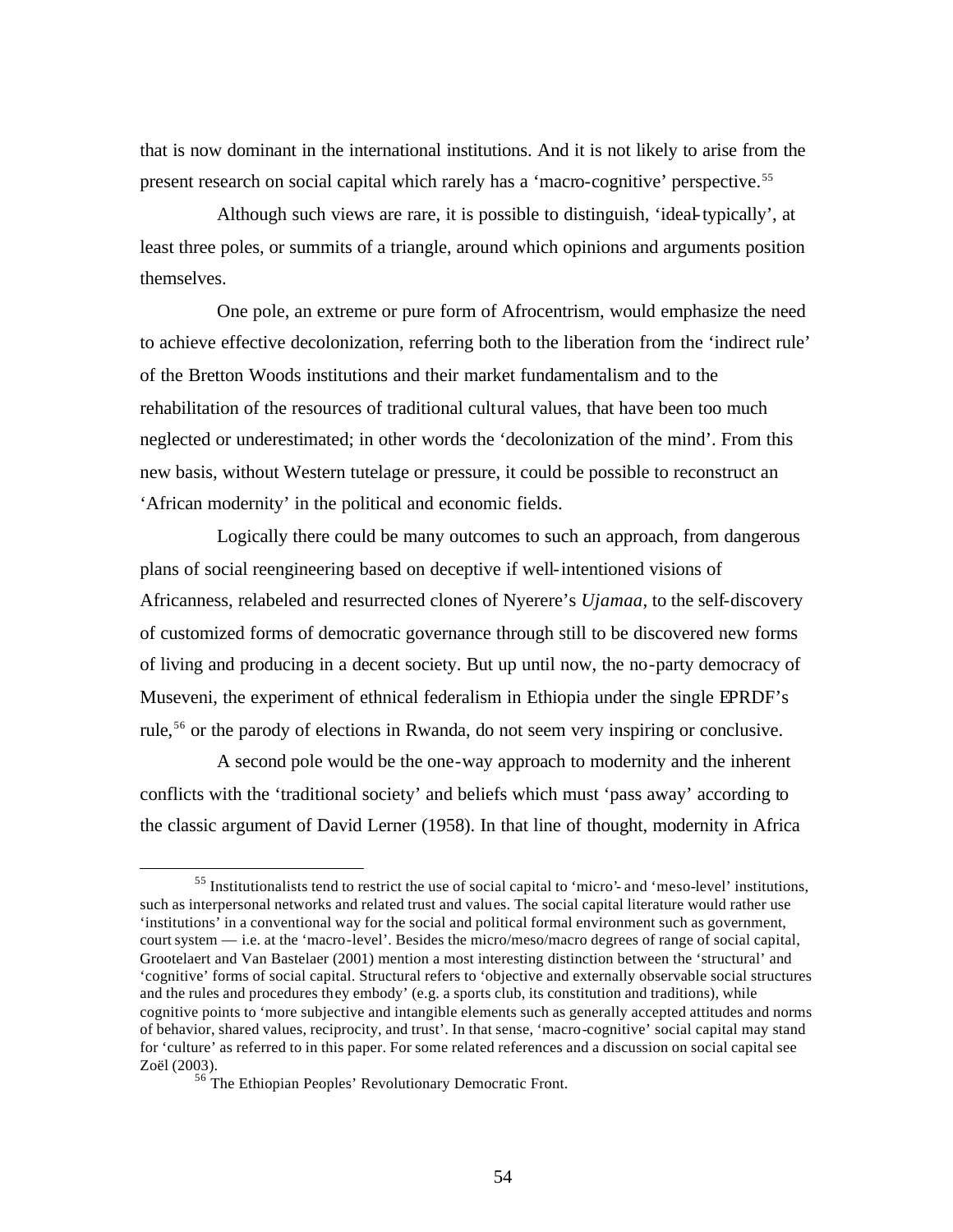that is now dominant in the international institutions. And it is not likely to arise from the present research on social capital which rarely has a 'macro-cognitive' perspective.[55]

Although such views are rare, it is possible to distinguish, 'ideal-typically', at least three poles, or summits of a triangle, around which opinions and arguments position themselves.

One pole, an extreme or pure form of Afrocentrism, would emphasize the need to achieve effective decolonization, referring both to the liberation from the 'indirect rule' of the Bretton Woods institutions and their market fundamentalism and to the rehabilitation of the resources of traditional cultural values, that have been too much neglected or underestimated; in other words the 'decolonization of the mind'. From this new basis, without Western tutelage or pressure, it could be possible to reconstruct an 'African modernity' in the political and economic fields.

Logically there could be many outcomes to such an approach, from dangerous plans of social reengineering based on deceptive if well-intentioned visions of Africanness, relabeled and resurrected clones of Nyerere's *Ujamaa*, to the self-discovery of customized forms of democratic governance through still to be discovered new forms of living and producing in a decent society. But up until now, the no-party democracy of Museveni, the experiment of ethnical federalism in Ethiopia under the single EPRDF's rule,[56] or the parody of elections in Rwanda, do not seem very inspiring or conclusive.

A second pole would be the one-way approach to modernity and the inherent conflicts with the 'traditional society' and beliefs which must 'pass away' according to the classic argument of David Lerner (1958). In that line of thought, modernity in Africa

---

[55] Institutionalists tend to restrict the use of social capital to 'micro'- and 'meso-level' institutions, such as interpersonal networks and related trust and values. The social capital literature would rather use 'institutions' in a conventional way for the social and political formal environment such as government, court system — i.e. at the 'macro-level'. Besides the micro/meso/macro degrees of range of social capital, Grootelaert and Van Bastelaer (2001) mention a most interesting distinction between the 'structural' and 'cognitive' forms of social capital. Structural refers to 'objective and externally observable social structures and the rules and procedures they embody' (e.g. a sports club, its constitution and traditions), while cognitive points to 'more subjective and intangible elements such as generally accepted attitudes and norms of behavior, shared values, reciprocity, and trust'. In that sense, 'macro-cognitive' social capital may stand for 'culture' as referred to in this paper. For some related references and a discussion on social capital see Zoël (2003).

[56] The Ethiopian Peoples' Revolutionary Democratic Front.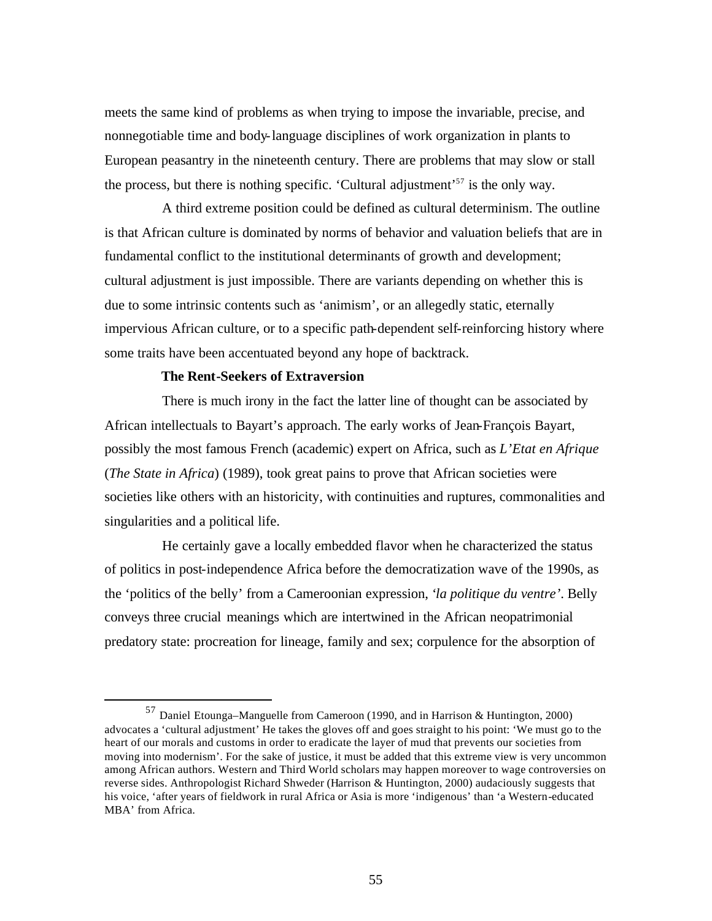meets the same kind of problems as when trying to impose the invariable, precise, and nonnegotiable time and body-language disciplines of work organization in plants to European peasantry in the nineteenth century. There are problems that may slow or stall the process, but there is nothing specific. 'Cultural adjustment'[57] is the only way.

A third extreme position could be defined as cultural determinism. The outline is that African culture is dominated by norms of behavior and valuation beliefs that are in fundamental conflict to the institutional determinants of growth and development; cultural adjustment is just impossible. There are variants depending on whether this is due to some intrinsic contents such as 'animism', or an allegedly static, eternally impervious African culture, or to a specific path-dependent self-reinforcing history where some traits have been accentuated beyond any hope of backtrack.

**The Rent-Seekers of Extraversion**

There is much irony in the fact the latter line of thought can be associated by African intellectuals to Bayart's approach. The early works of Jean-François Bayart, possibly the most famous French (academic) expert on Africa, such as *L'Etat en Afrique* (*The State in Africa*) (1989), took great pains to prove that African societies were societies like others with an historicity, with continuities and ruptures, commonalities and singularities and a political life.

He certainly gave a locally embedded flavor when he characterized the status of politics in post-independence Africa before the democratization wave of the 1990s, as the 'politics of the belly' from a Cameroonian expression, '*la politique du ventre*'. Belly conveys three crucial meanings which are intertwined in the African neopatrimonial predatory state: procreation for lineage, family and sex; corpulence for the absorption of

---

[57] Daniel Etounga–Manguelle from Cameroon (1990, and in Harrison & Huntington, 2000) advocates a 'cultural adjustment' He takes the gloves off and goes straight to his point: 'We must go to the heart of our morals and customs in order to eradicate the layer of mud that prevents our societies from moving into modernism'. For the sake of justice, it must be added that this extreme view is very uncommon among African authors. Western and Third World scholars may happen moreover to wage controversies on reverse sides. Anthropologist Richard Shweder (Harrison & Huntington, 2000) audaciously suggests that his voice, 'after years of fieldwork in rural Africa or Asia is more 'indigenous' than 'a Western-educated MBA' from Africa.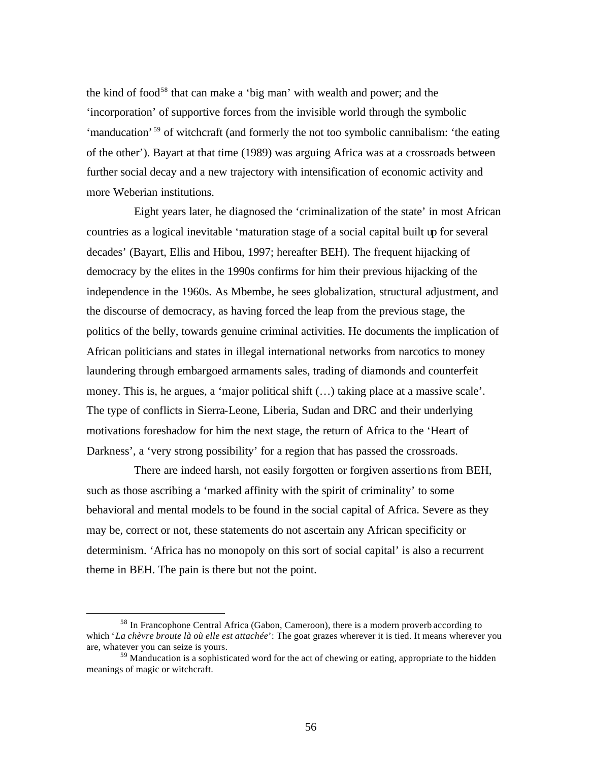the kind of food[58] that can make a 'big man' with wealth and power; and the 'incorporation' of supportive forces from the invisible world through the symbolic 'manducation'[59] of witchcraft (and formerly the not too symbolic cannibalism: 'the eating of the other'). Bayart at that time (1989) was arguing Africa was at a crossroads between further social decay and a new trajectory with intensification of economic activity and more Weberian institutions.

Eight years later, he diagnosed the 'criminalization of the state' in most African countries as a logical inevitable 'maturation stage of a social capital built up for several decades' (Bayart, Ellis and Hibou, 1997; hereafter BEH). The frequent hijacking of democracy by the elites in the 1990s confirms for him their previous hijacking of the independence in the 1960s. As Mbembe, he sees globalization, structural adjustment, and the discourse of democracy, as having forced the leap from the previous stage, the politics of the belly, towards genuine criminal activities. He documents the implication of African politicians and states in illegal international networks from narcotics to money laundering through embargoed armaments sales, trading of diamonds and counterfeit money. This is, he argues, a 'major political shift (…) taking place at a massive scale'. The type of conflicts in Sierra-Leone, Liberia, Sudan and DRC and their underlying motivations foreshadow for him the next stage, the return of Africa to the 'Heart of Darkness', a 'very strong possibility' for a region that has passed the crossroads.

There are indeed harsh, not easily forgotten or forgiven assertions from BEH, such as those ascribing a 'marked affinity with the spirit of criminality' to some behavioral and mental models to be found in the social capital of Africa. Severe as they may be, correct or not, these statements do not ascertain any African specificity or determinism. 'Africa has no monopoly on this sort of social capital' is also a recurrent theme in BEH. The pain is there but not the point.

---

[58] In Francophone Central Africa (Gabon, Cameroon), there is a modern proverb according to which '*La chèvre broute là où elle est attachée*': The goat grazes wherever it is tied. It means wherever you are, whatever you can seize is yours.

[59] Manducation is a sophisticated word for the act of chewing or eating, appropriate to the hidden meanings of magic or witchcraft.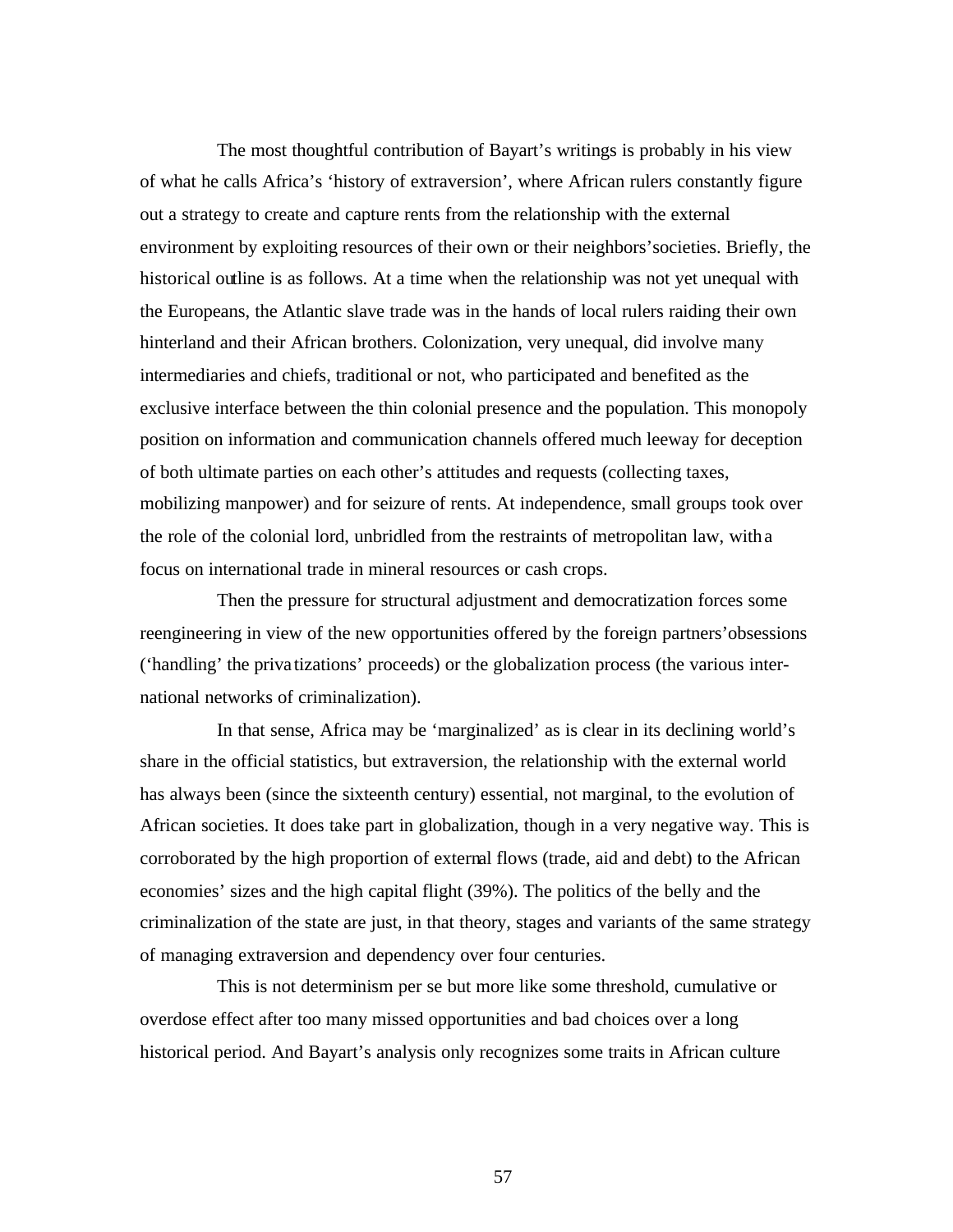The most thoughtful contribution of Bayart's writings is probably in his view of what he calls Africa's 'history of extraversion', where African rulers constantly figure out a strategy to create and capture rents from the relationship with the external environment by exploiting resources of their own or their neighbors' societies. Briefly, the historical outline is as follows. At a time when the relationship was not yet unequal with the Europeans, the Atlantic slave trade was in the hands of local rulers raiding their own hinterland and their African brothers. Colonization, very unequal, did involve many intermediaries and chiefs, traditional or not, who participated and benefited as the exclusive interface between the thin colonial presence and the population. This monopoly position on information and communication channels offered much leeway for deception of both ultimate parties on each other's attitudes and requests (collecting taxes, mobilizing manpower) and for seizure of rents. At independence, small groups took over the role of the colonial lord, unbridled from the restraints of metropolitan law, with a focus on international trade in mineral resources or cash crops.

Then the pressure for structural adjustment and democratization forces some reengineering in view of the new opportunities offered by the foreign partners' obsessions ('handling' the privatizations' proceeds) or the globalization process (the various international networks of criminalization).

In that sense, Africa may be 'marginalized' as is clear in its declining world's share in the official statistics, but extraversion, the relationship with the external world has always been (since the sixteenth century) essential, not marginal, to the evolution of African societies. It does take part in globalization, though in a very negative way. This is corroborated by the high proportion of external flows (trade, aid and debt) to the African economies' sizes and the high capital flight (39%). The politics of the belly and the criminalization of the state are just, in that theory, stages and variants of the same strategy of managing extraversion and dependency over four centuries.

This is not determinism per se but more like some threshold, cumulative or overdose effect after too many missed opportunities and bad choices over a long historical period. And Bayart's analysis only recognizes some traits in African culture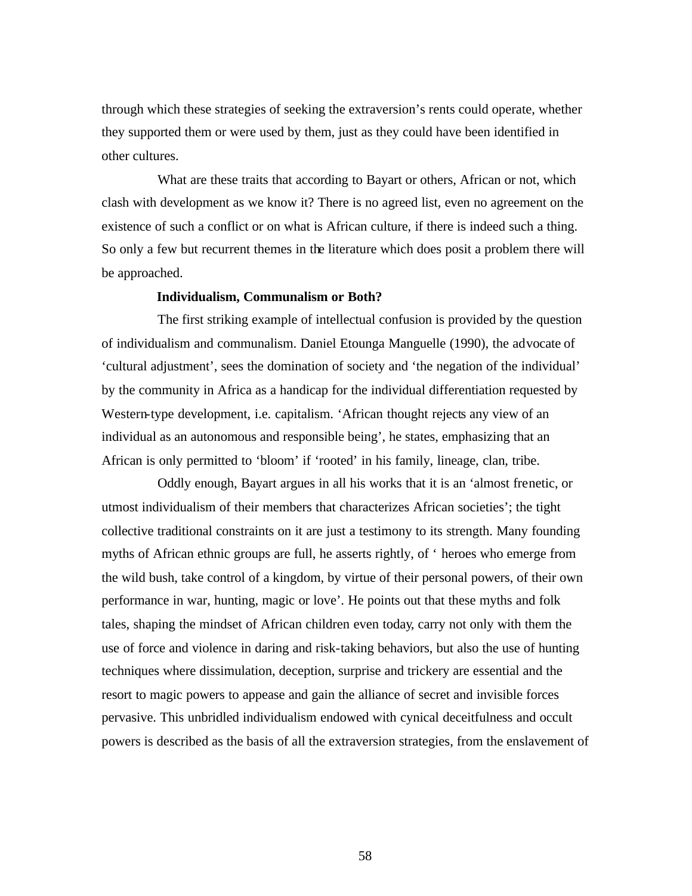through which these strategies of seeking the extraversion's rents could operate, whether they supported them or were used by them, just as they could have been identified in other cultures.

What are these traits that according to Bayart or others, African or not, which clash with development as we know it? There is no agreed list, even no agreement on the existence of such a conflict or on what is African culture, if there is indeed such a thing. So only a few but recurrent themes in the literature which does posit a problem there will be approached.

**Individualism, Communalism or Both?**

The first striking example of intellectual confusion is provided by the question of individualism and communalism. Daniel Etounga Manguelle (1990), the advocate of 'cultural adjustment', sees the domination of society and 'the negation of the individual' by the community in Africa as a handicap for the individual differentiation requested by Western-type development, i.e. capitalism. 'African thought rejects any view of an individual as an autonomous and responsible being', he states, emphasizing that an African is only permitted to 'bloom' if 'rooted' in his family, lineage, clan, tribe.

Oddly enough, Bayart argues in all his works that it is an 'almost frenetic, or utmost individualism of their members that characterizes African societies'; the tight collective traditional constraints on it are just a testimony to its strength. Many founding myths of African ethnic groups are full, he asserts rightly, of ' heroes who emerge from the wild bush, take control of a kingdom, by virtue of their personal powers, of their own performance in war, hunting, magic or love'. He points out that these myths and folk tales, shaping the mindset of African children even today, carry not only with them the use of force and violence in daring and risk-taking behaviors, but also the use of hunting techniques where dissimulation, deception, surprise and trickery are essential and the resort to magic powers to appease and gain the alliance of secret and invisible forces pervasive. This unbridled individualism endowed with cynical deceitfulness and occult powers is described as the basis of all the extraversion strategies, from the enslavement of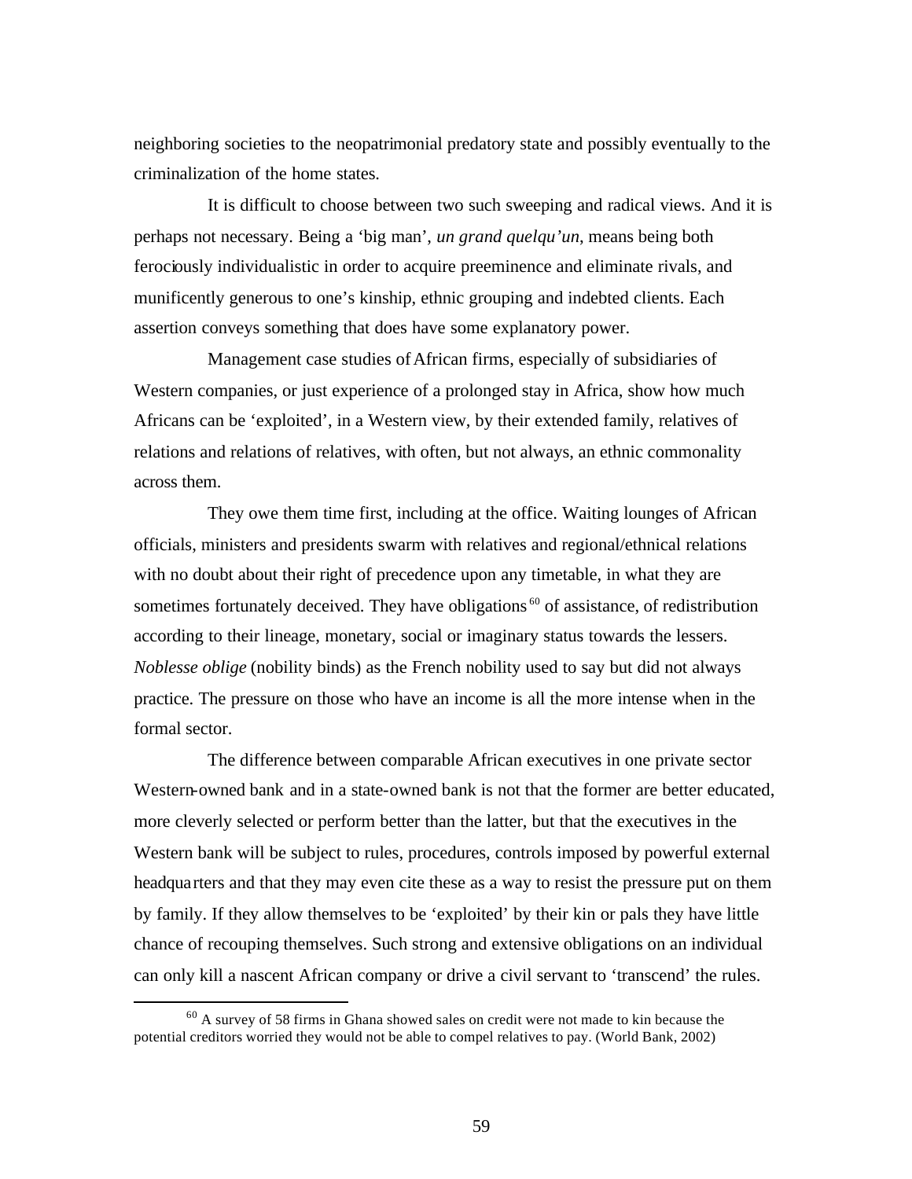neighboring societies to the neopatrimonial predatory state and possibly eventually to the criminalization of the home states.

It is difficult to choose between two such sweeping and radical views. And it is perhaps not necessary. Being a 'big man', *un grand quelqu'un*, means being both ferociously individualistic in order to acquire preeminence and eliminate rivals, and munificently generous to one's kinship, ethnic grouping and indebted clients. Each assertion conveys something that does have some explanatory power.

Management case studies of African firms, especially of subsidiaries of Western companies, or just experience of a prolonged stay in Africa, show how much Africans can be 'exploited', in a Western view, by their extended family, relatives of relations and relations of relatives, with often, but not always, an ethnic commonality across them.

They owe them time first, including at the office. Waiting lounges of African officials, ministers and presidents swarm with relatives and regional/ethnical relations with no doubt about their right of precedence upon any timetable, in what they are sometimes fortunately deceived. They have obligations[60] of assistance, of redistribution according to their lineage, monetary, social or imaginary status towards the lessers. *Noblesse oblige* (nobility binds) as the French nobility used to say but did not always practice. The pressure on those who have an income is all the more intense when in the formal sector.

The difference between comparable African executives in one private sector Western-owned bank and in a state-owned bank is not that the former are better educated, more cleverly selected or perform better than the latter, but that the executives in the Western bank will be subject to rules, procedures, controls imposed by powerful external headquarters and that they may even cite these as a way to resist the pressure put on them by family. If they allow themselves to be 'exploited' by their kin or pals they have little chance of recouping themselves. Such strong and extensive obligations on an individual can only kill a nascent African company or drive a civil servant to 'transcend' the rules.

---

[60] A survey of 58 firms in Ghana showed sales on credit were not made to kin because the potential creditors worried they would not be able to compel relatives to pay. (World Bank, 2002)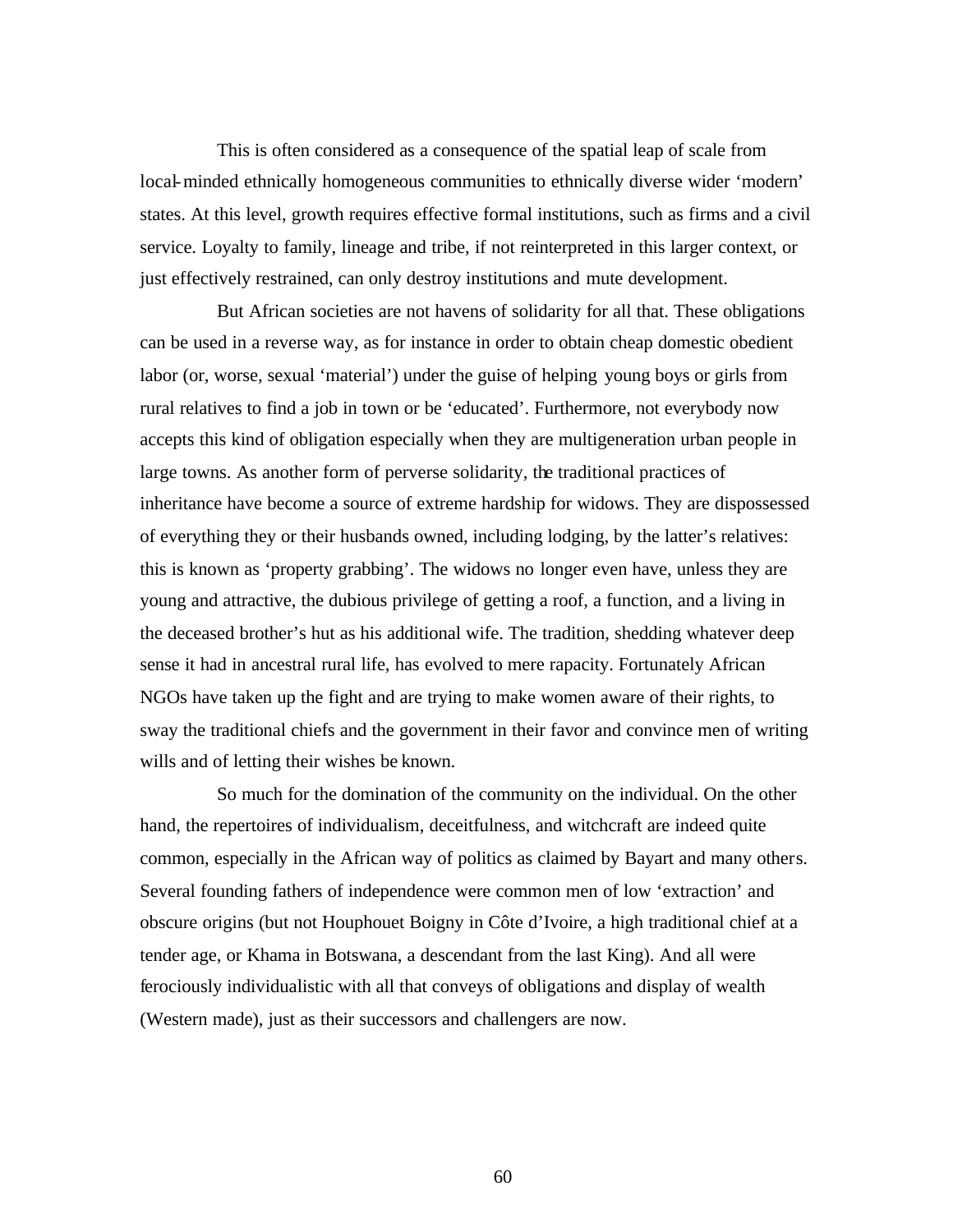This is often considered as a consequence of the spatial leap of scale from local-minded ethnically homogeneous communities to ethnically diverse wider 'modern' states. At this level, growth requires effective formal institutions, such as firms and a civil service. Loyalty to family, lineage and tribe, if not reinterpreted in this larger context, or just effectively restrained, can only destroy institutions and mute development.

But African societies are not havens of solidarity for all that. These obligations can be used in a reverse way, as for instance in order to obtain cheap domestic obedient labor (or, worse, sexual 'material') under the guise of helping young boys or girls from rural relatives to find a job in town or be 'educated'. Furthermore, not everybody now accepts this kind of obligation especially when they are multigeneration urban people in large towns. As another form of perverse solidarity, the traditional practices of inheritance have become a source of extreme hardship for widows. They are dispossessed of everything they or their husbands owned, including lodging, by the latter's relatives: this is known as 'property grabbing'. The widows no longer even have, unless they are young and attractive, the dubious privilege of getting a roof, a function, and a living in the deceased brother's hut as his additional wife. The tradition, shedding whatever deep sense it had in ancestral rural life, has evolved to mere rapacity. Fortunately African NGOs have taken up the fight and are trying to make women aware of their rights, to sway the traditional chiefs and the government in their favor and convince men of writing wills and of letting their wishes be known.

So much for the domination of the community on the individual. On the other hand, the repertoires of individualism, deceitfulness, and witchcraft are indeed quite common, especially in the African way of politics as claimed by Bayart and many others. Several founding fathers of independence were common men of low 'extraction' and obscure origins (but not Houphouet Boigny in Côte d'Ivoire, a high traditional chief at a tender age, or Khama in Botswana, a descendant from the last King). And all were ferociously individualistic with all that conveys of obligations and display of wealth (Western made), just as their successors and challengers are now.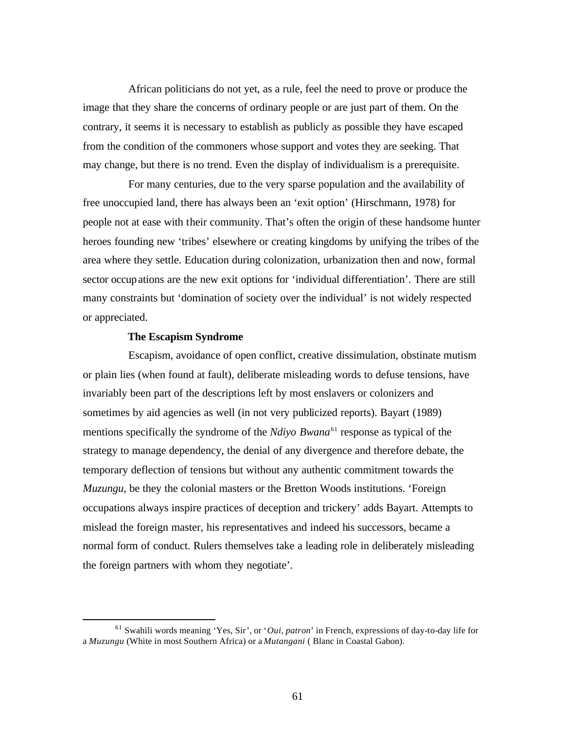African politicians do not yet, as a rule, feel the need to prove or produce the image that they share the concerns of ordinary people or are just part of them. On the contrary, it seems it is necessary to establish as publicly as possible they have escaped from the condition of the commoners whose support and votes they are seeking. That may change, but there is no trend. Even the display of individualism is a prerequisite.

For many centuries, due to the very sparse population and the availability of free unoccupied land, there has always been an 'exit option' (Hirschmann, 1978) for people not at ease with their community. That's often the origin of these handsome hunter heroes founding new 'tribes' elsewhere or creating kingdoms by unifying the tribes of the area where they settle. Education during colonization, urbanization then and now, formal sector occupations are the new exit options for 'individual differentiation'. There are still many constraints but 'domination of society over the individual' is not widely respected or appreciated.

**The Escapism Syndrome**

Escapism, avoidance of open conflict, creative dissimulation, obstinate mutism or plain lies (when found at fault), deliberate misleading words to defuse tensions, have invariably been part of the descriptions left by most enslavers or colonizers and sometimes by aid agencies as well (in not very publicized reports). Bayart (1989) mentions specifically the syndrome of the *Ndiyo Bwana*[61] response as typical of the strategy to manage dependency, the denial of any divergence and therefore debate, the temporary deflection of tensions but without any authentic commitment towards the *Muzungu*, be they the colonial masters or the Bretton Woods institutions. 'Foreign occupations always inspire practices of deception and trickery' adds Bayart. Attempts to mislead the foreign master, his representatives and indeed his successors, became a normal form of conduct. Rulers themselves take a leading role in deliberately misleading the foreign partners with whom they negotiate'.

---

[61] Swahili words meaning 'Yes, Sir', or '*Oui, patron*' in French, expressions of day-to-day life for a *Muzungu* (White in most Southern Africa) or a *Mutangani* ( Blanc in Coastal Gabon).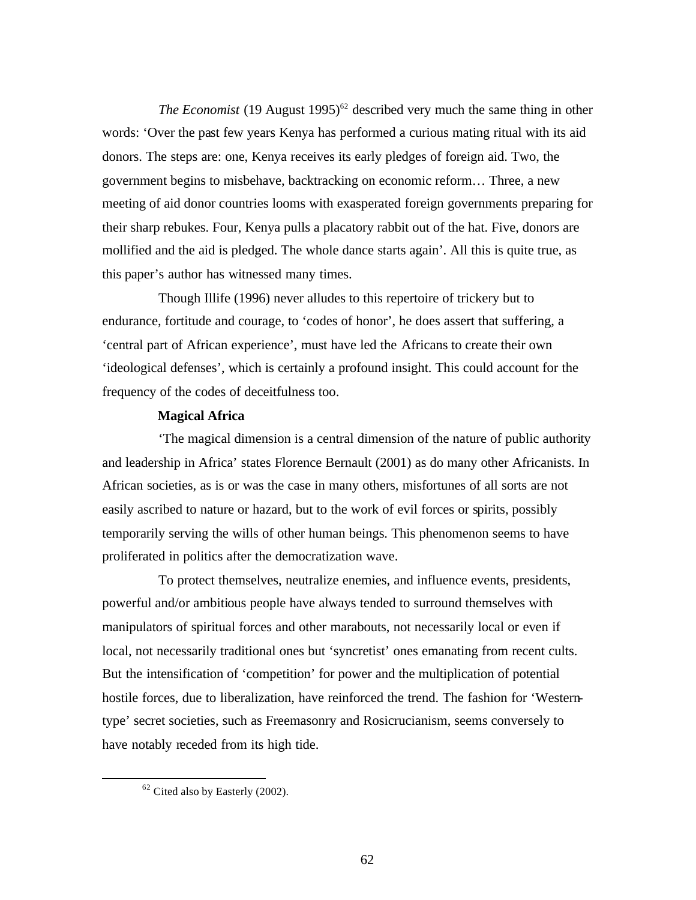*The Economist* (19 August 1995)[62] described very much the same thing in other words: 'Over the past few years Kenya has performed a curious mating ritual with its aid donors. The steps are: one, Kenya receives its early pledges of foreign aid. Two, the government begins to misbehave, backtracking on economic reform… Three, a new meeting of aid donor countries looms with exasperated foreign governments preparing for their sharp rebukes. Four, Kenya pulls a placatory rabbit out of the hat. Five, donors are mollified and the aid is pledged. The whole dance starts again'. All this is quite true, as this paper's author has witnessed many times.

Though Illife (1996) never alludes to this repertoire of trickery but to endurance, fortitude and courage, to 'codes of honor', he does assert that suffering, a 'central part of African experience', must have led the Africans to create their own 'ideological defenses', which is certainly a profound insight. This could account for the frequency of the codes of deceitfulness too.

**Magical Africa**

'The magical dimension is a central dimension of the nature of public authority and leadership in Africa' states Florence Bernault (2001) as do many other Africanists. In African societies, as is or was the case in many others, misfortunes of all sorts are not easily ascribed to nature or hazard, but to the work of evil forces or spirits, possibly temporarily serving the wills of other human beings. This phenomenon seems to have proliferated in politics after the democratization wave.

To protect themselves, neutralize enemies, and influence events, presidents, powerful and/or ambitious people have always tended to surround themselves with manipulators of spiritual forces and other marabouts, not necessarily local or even if local, not necessarily traditional ones but 'syncretist' ones emanating from recent cults. But the intensification of 'competition' for power and the multiplication of potential hostile forces, due to liberalization, have reinforced the trend. The fashion for 'Western-type' secret societies, such as Freemasonry and Rosicrucianism, seems conversely to have notably receded from its high tide.

[62] Cited also by Easterly (2002).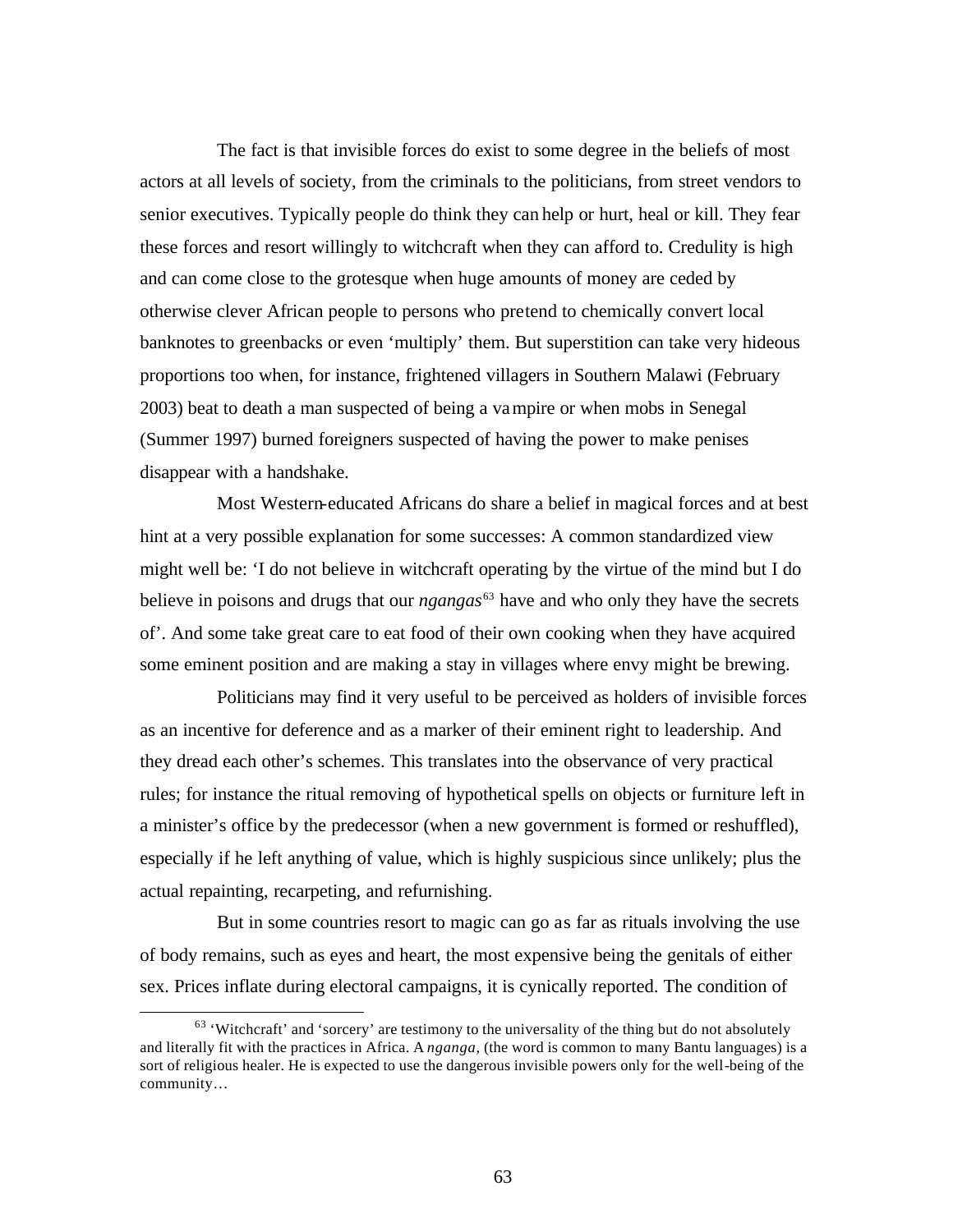The fact is that invisible forces do exist to some degree in the beliefs of most actors at all levels of society, from the criminals to the politicians, from street vendors to senior executives. Typically people do think they can help or hurt, heal or kill. They fear these forces and resort willingly to witchcraft when they can afford to. Credulity is high and can come close to the grotesque when huge amounts of money are ceded by otherwise clever African people to persons who pretend to chemically convert local banknotes to greenbacks or even 'multiply' them. But superstition can take very hideous proportions too when, for instance, frightened villagers in Southern Malawi (February 2003) beat to death a man suspected of being a vampire or when mobs in Senegal (Summer 1997) burned foreigners suspected of having the power to make penises disappear with a handshake.

Most Western-educated Africans do share a belief in magical forces and at best hint at a very possible explanation for some successes: A common standardized view might well be: 'I do not believe in witchcraft operating by the virtue of the mind but I do believe in poisons and drugs that our *ngangas*[63] have and who only they have the secrets of'. And some take great care to eat food of their own cooking when they have acquired some eminent position and are making a stay in villages where envy might be brewing.

Politicians may find it very useful to be perceived as holders of invisible forces as an incentive for deference and as a marker of their eminent right to leadership. And they dread each other's schemes. This translates into the observance of very practical rules; for instance the ritual removing of hypothetical spells on objects or furniture left in a minister's office by the predecessor (when a new government is formed or reshuffled), especially if he left anything of value, which is highly suspicious since unlikely; plus the actual repainting, recarpeting, and refurnishing.

But in some countries resort to magic can go as far as rituals involving the use of body remains, such as eyes and heart, the most expensive being the genitals of either sex. Prices inflate during electoral campaigns, it is cynically reported. The condition of

[63] 'Witchcraft' and 'sorcery' are testimony to the universality of the thing but do not absolutely and literally fit with the practices in Africa. A *nganga*, (the word is common to many Bantu languages) is a sort of religious healer. He is expected to use the dangerous invisible powers only for the well-being of the community…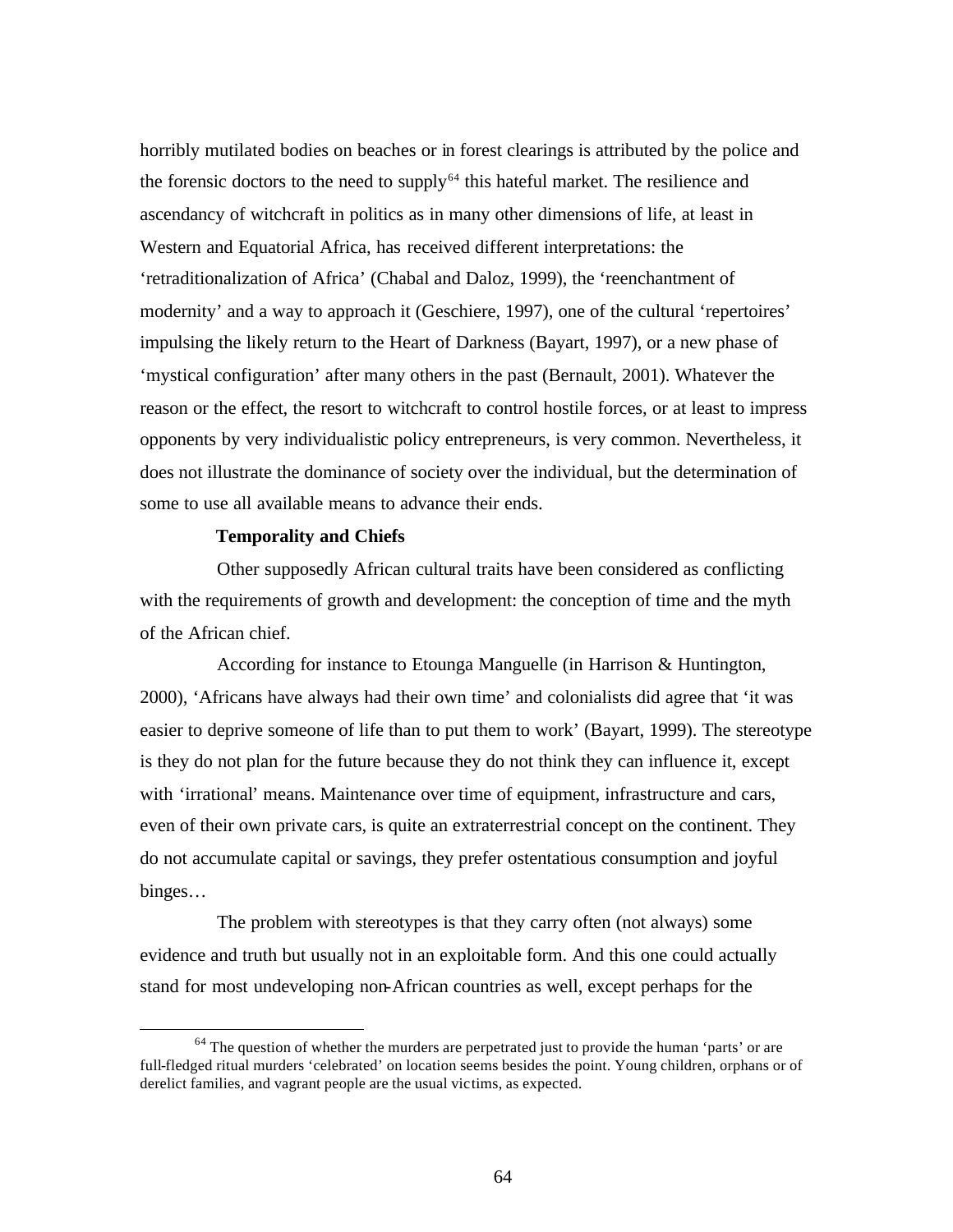horribly mutilated bodies on beaches or in forest clearings is attributed by the police and the forensic doctors to the need to supply[64] this hateful market. The resilience and ascendancy of witchcraft in politics as in many other dimensions of life, at least in Western and Equatorial Africa, has received different interpretations: the 'retraditionalization of Africa' (Chabal and Daloz, 1999), the 'reenchantment of modernity' and a way to approach it (Geschiere, 1997), one of the cultural 'repertoires' impulsing the likely return to the Heart of Darkness (Bayart, 1997), or a new phase of 'mystical configuration' after many others in the past (Bernault, 2001). Whatever the reason or the effect, the resort to witchcraft to control hostile forces, or at least to impress opponents by very individualistic policy entrepreneurs, is very common. Nevertheless, it does not illustrate the dominance of society over the individual, but the determination of some to use all available means to advance their ends.

**Temporality and Chiefs**

Other supposedly African cultural traits have been considered as conflicting with the requirements of growth and development: the conception of time and the myth of the African chief.

According for instance to Etounga Manguelle (in Harrison & Huntington, 2000), 'Africans have always had their own time' and colonialists did agree that 'it was easier to deprive someone of life than to put them to work' (Bayart, 1999). The stereotype is they do not plan for the future because they do not think they can influence it, except with 'irrational' means. Maintenance over time of equipment, infrastructure and cars, even of their own private cars, is quite an extraterrestrial concept on the continent. They do not accumulate capital or savings, they prefer ostentatious consumption and joyful binges…

The problem with stereotypes is that they carry often (not always) some evidence and truth but usually not in an exploitable form. And this one could actually stand for most undeveloping non-African countries as well, except perhaps for the

[64] The question of whether the murders are perpetrated just to provide the human 'parts' or are full-fledged ritual murders 'celebrated' on location seems besides the point. Young children, orphans or of derelict families, and vagrant people are the usual victims, as expected.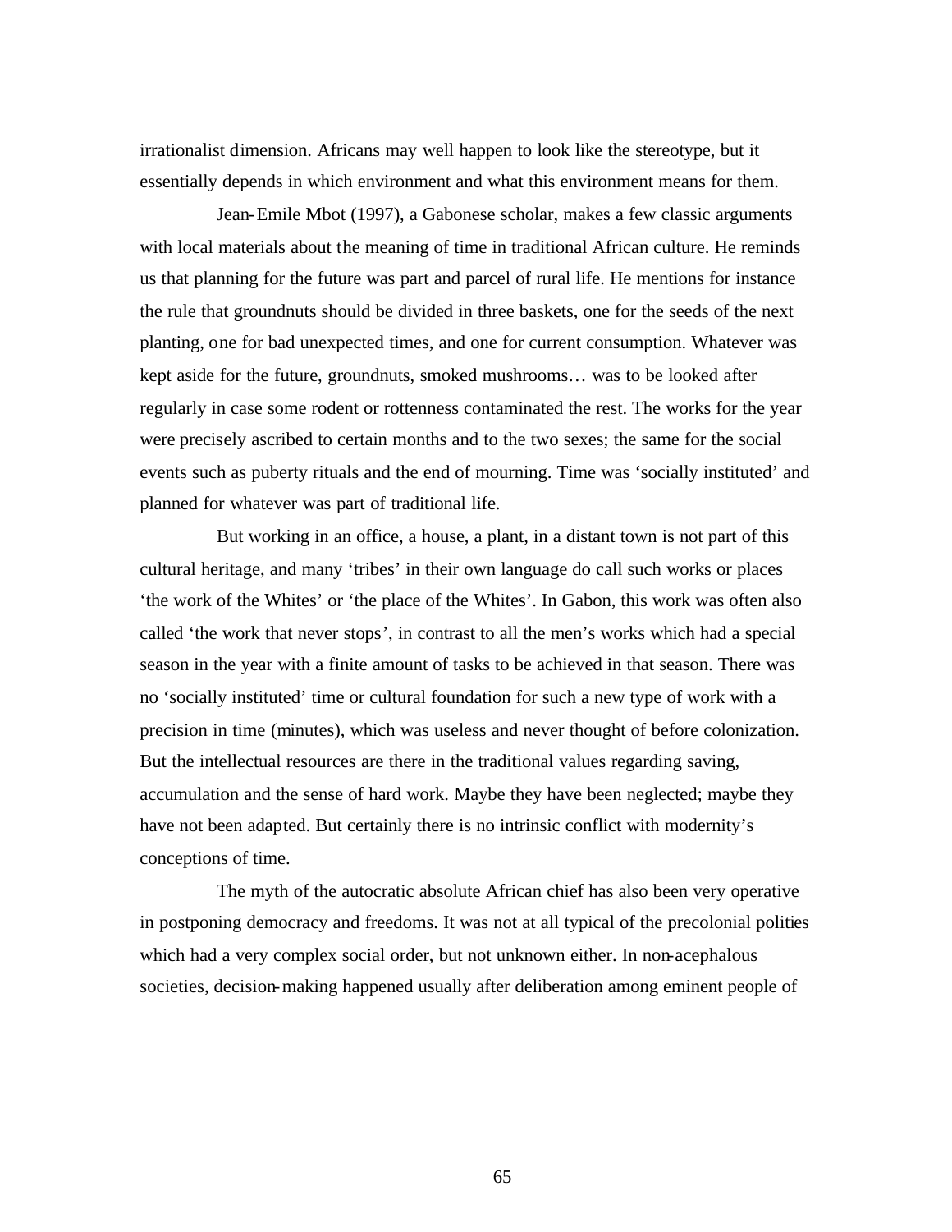irrationalist dimension. Africans may well happen to look like the stereotype, but it essentially depends in which environment and what this environment means for them.

Jean-Emile Mbot (1997), a Gabonese scholar, makes a few classic arguments with local materials about the meaning of time in traditional African culture. He reminds us that planning for the future was part and parcel of rural life. He mentions for instance the rule that groundnuts should be divided in three baskets, one for the seeds of the next planting, one for bad unexpected times, and one for current consumption. Whatever was kept aside for the future, groundnuts, smoked mushrooms… was to be looked after regularly in case some rodent or rottenness contaminated the rest. The works for the year were precisely ascribed to certain months and to the two sexes; the same for the social events such as puberty rituals and the end of mourning. Time was 'socially instituted' and planned for whatever was part of traditional life.

But working in an office, a house, a plant, in a distant town is not part of this cultural heritage, and many 'tribes' in their own language do call such works or places 'the work of the Whites' or 'the place of the Whites'. In Gabon, this work was often also called 'the work that never stops', in contrast to all the men's works which had a special season in the year with a finite amount of tasks to be achieved in that season. There was no 'socially instituted' time or cultural foundation for such a new type of work with a precision in time (minutes), which was useless and never thought of before colonization. But the intellectual resources are there in the traditional values regarding saving, accumulation and the sense of hard work. Maybe they have been neglected; maybe they have not been adapted. But certainly there is no intrinsic conflict with modernity's conceptions of time.

The myth of the autocratic absolute African chief has also been very operative in postponing democracy and freedoms. It was not at all typical of the precolonial polities which had a very complex social order, but not unknown either. In non-acephalous societies, decision-making happened usually after deliberation among eminent people of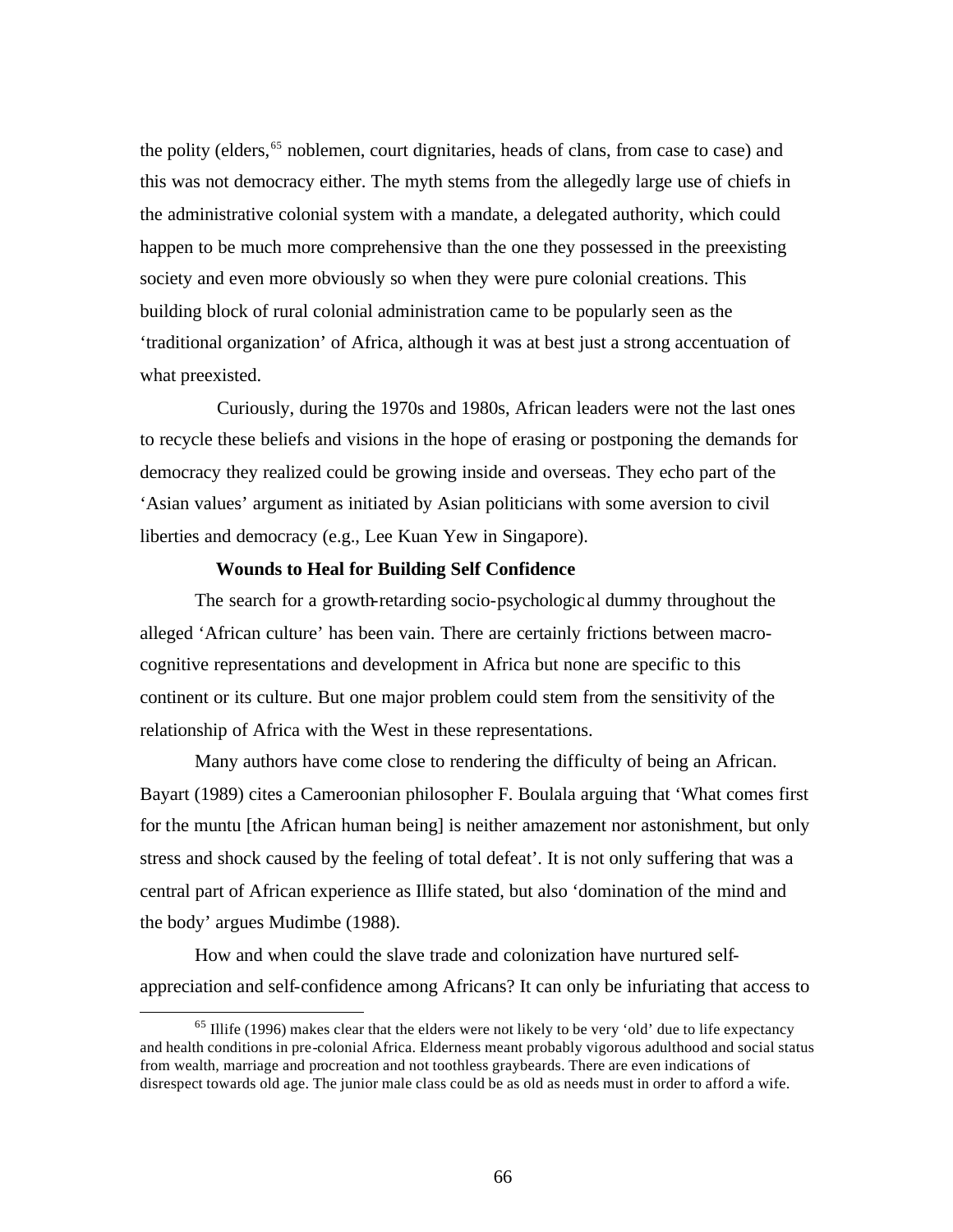the polity (elders,[65] noblemen, court dignitaries, heads of clans, from case to case) and this was not democracy either. The myth stems from the allegedly large use of chiefs in the administrative colonial system with a mandate, a delegated authority, which could happen to be much more comprehensive than the one they possessed in the preexisting society and even more obviously so when they were pure colonial creations. This building block of rural colonial administration came to be popularly seen as the 'traditional organization' of Africa, although it was at best just a strong accentuation of what preexisted.

Curiously, during the 1970s and 1980s, African leaders were not the last ones to recycle these beliefs and visions in the hope of erasing or postponing the demands for democracy they realized could be growing inside and overseas. They echo part of the 'Asian values' argument as initiated by Asian politicians with some aversion to civil liberties and democracy (e.g., Lee Kuan Yew in Singapore).

**Wounds to Heal for Building Self Confidence**

The search for a growth-retarding socio-psychological dummy throughout the alleged 'African culture' has been vain. There are certainly frictions between macro-cognitive representations and development in Africa but none are specific to this continent or its culture. But one major problem could stem from the sensitivity of the relationship of Africa with the West in these representations.

Many authors have come close to rendering the difficulty of being an African. Bayart (1989) cites a Cameroonian philosopher F. Boulala arguing that 'What comes first for the muntu [the African human being] is neither amazement nor astonishment, but only stress and shock caused by the feeling of total defeat'. It is not only suffering that was a central part of African experience as Illife stated, but also 'domination of the mind and the body' argues Mudimbe (1988).

How and when could the slave trade and colonization have nurtured self-appreciation and self-confidence among Africans? It can only be infuriating that access to

---

[65] Illife (1996) makes clear that the elders were not likely to be very 'old' due to life expectancy and health conditions in pre-colonial Africa. Elderness meant probably vigorous adulthood and social status from wealth, marriage and procreation and not toothless graybeards. There are even indications of disrespect towards old age. The junior male class could be as old as needs must in order to afford a wife.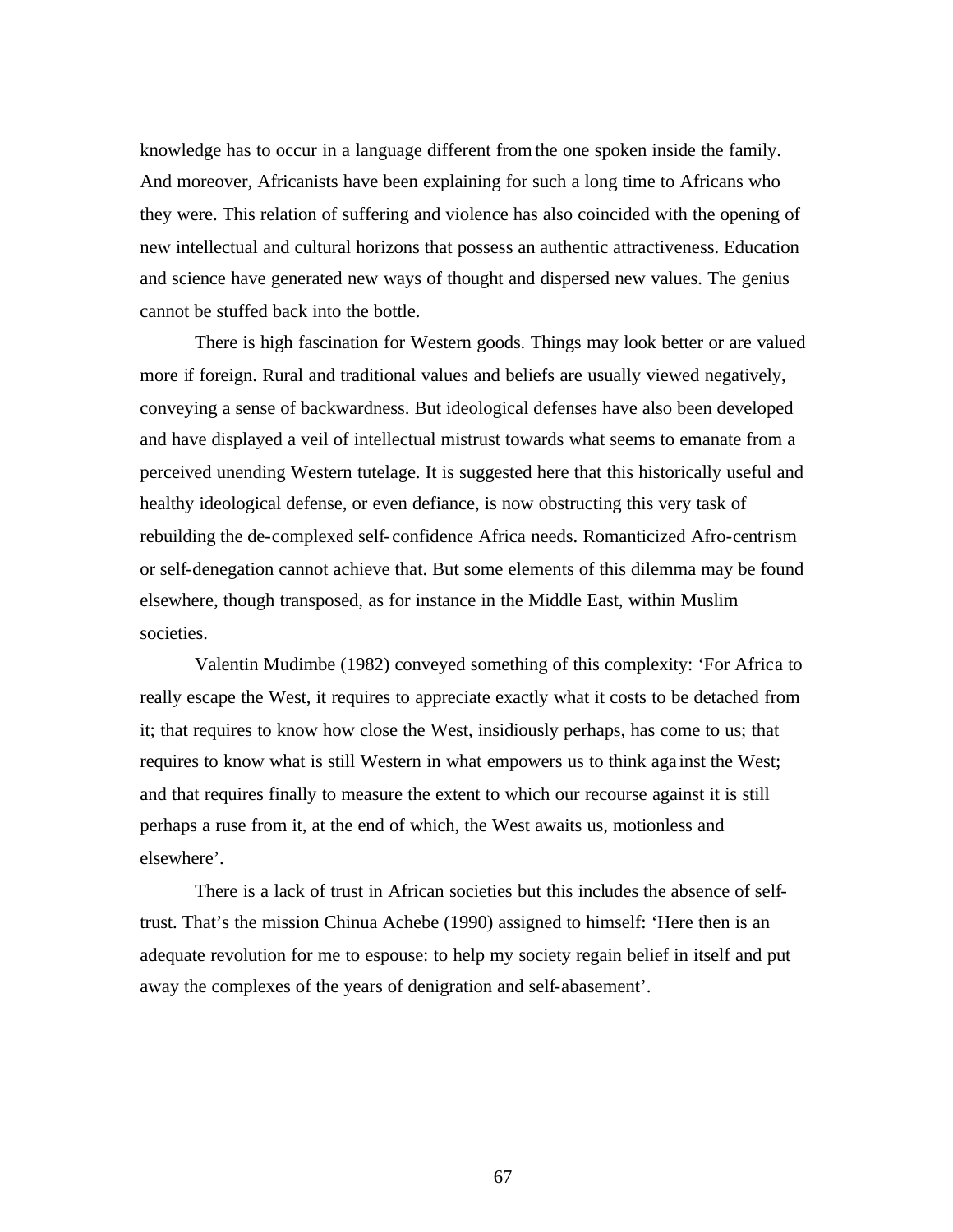knowledge has to occur in a language different from the one spoken inside the family. And moreover, Africanists have been explaining for such a long time to Africans who they were. This relation of suffering and violence has also coincided with the opening of new intellectual and cultural horizons that possess an authentic attractiveness. Education and science have generated new ways of thought and dispersed new values. The genius cannot be stuffed back into the bottle.

There is high fascination for Western goods. Things may look better or are valued more if foreign. Rural and traditional values and beliefs are usually viewed negatively, conveying a sense of backwardness. But ideological defenses have also been developed and have displayed a veil of intellectual mistrust towards what seems to emanate from a perceived unending Western tutelage. It is suggested here that this historically useful and healthy ideological defense, or even defiance, is now obstructing this very task of rebuilding the de-complexed self-confidence Africa needs. Romanticized Afro-centrism or self-denegation cannot achieve that. But some elements of this dilemma may be found elsewhere, though transposed, as for instance in the Middle East, within Muslim societies.

Valentin Mudimbe (1982) conveyed something of this complexity: 'For Africa to really escape the West, it requires to appreciate exactly what it costs to be detached from it; that requires to know how close the West, insidiously perhaps, has come to us; that requires to know what is still Western in what empowers us to think against the West; and that requires finally to measure the extent to which our recourse against it is still perhaps a ruse from it, at the end of which, the West awaits us, motionless and elsewhere'.

There is a lack of trust in African societies but this includes the absence of self-trust. That's the mission Chinua Achebe (1990) assigned to himself: 'Here then is an adequate revolution for me to espouse: to help my society regain belief in itself and put away the complexes of the years of denigration and self-abasement'.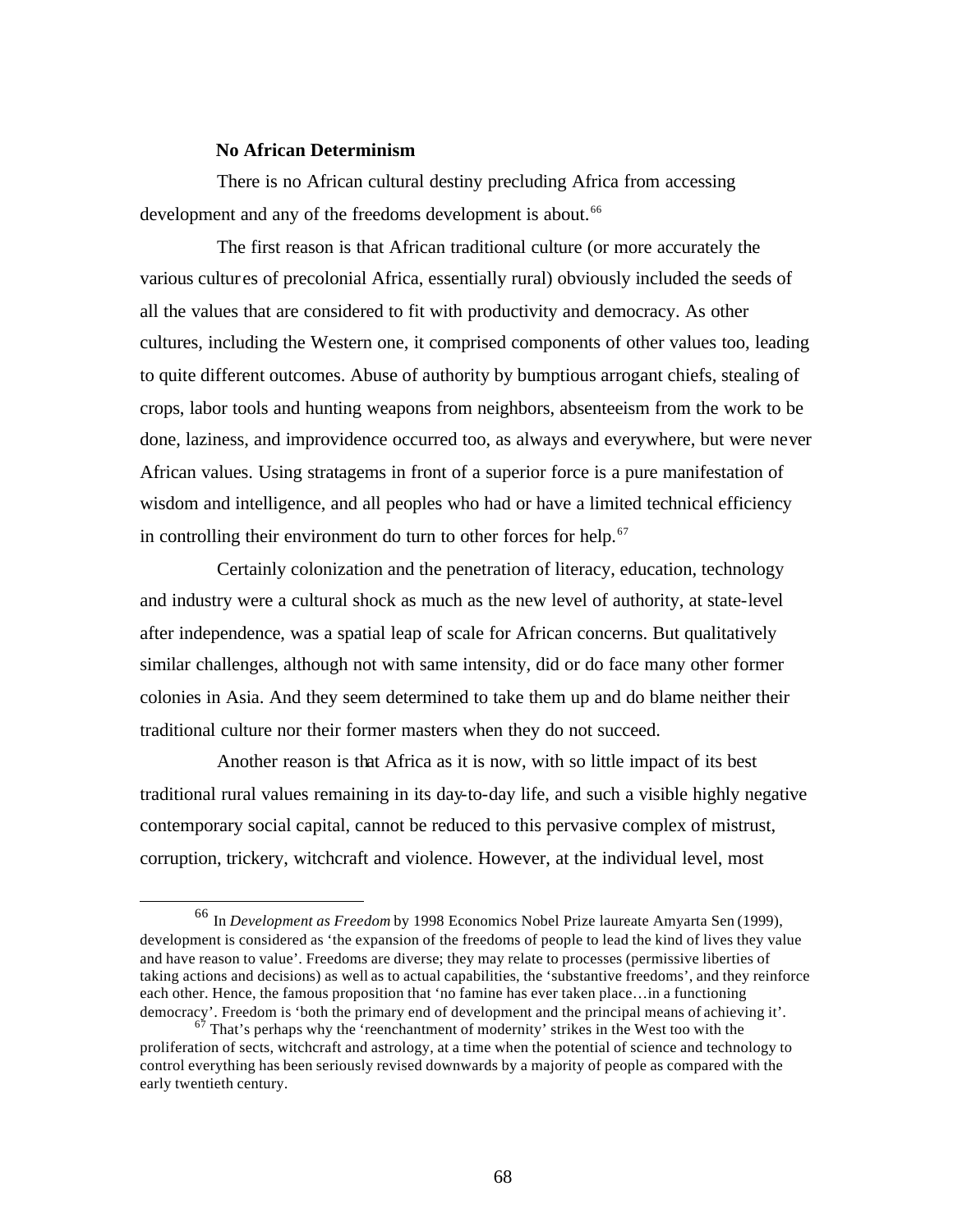**No African Determinism**

There is no African cultural destiny precluding Africa from accessing development and any of the freedoms development is about.[66]

The first reason is that African traditional culture (or more accurately the various cultures of precolonial Africa, essentially rural) obviously included the seeds of all the values that are considered to fit with productivity and democracy. As other cultures, including the Western one, it comprised components of other values too, leading to quite different outcomes. Abuse of authority by bumptious arrogant chiefs, stealing of crops, labor tools and hunting weapons from neighbors, absenteeism from the work to be done, laziness, and improvidence occurred too, as always and everywhere, but were never African values. Using stratagems in front of a superior force is a pure manifestation of wisdom and intelligence, and all peoples who had or have a limited technical efficiency in controlling their environment do turn to other forces for help.[67]

Certainly colonization and the penetration of literacy, education, technology and industry were a cultural shock as much as the new level of authority, at state-level after independence, was a spatial leap of scale for African concerns. But qualitatively similar challenges, although not with same intensity, did or do face many other former colonies in Asia. And they seem determined to take them up and do blame neither their traditional culture nor their former masters when they do not succeed.

Another reason is that Africa as it is now, with so little impact of its best traditional rural values remaining in its day-to-day life, and such a visible highly negative contemporary social capital, cannot be reduced to this pervasive complex of mistrust, corruption, trickery, witchcraft and violence. However, at the individual level, most

---

[66] In *Development as Freedom* by 1998 Economics Nobel Prize laureate Amyarta Sen (1999), development is considered as 'the expansion of the freedoms of people to lead the kind of lives they value and have reason to value'. Freedoms are diverse; they may relate to processes (permissive liberties of taking actions and decisions) as well as to actual capabilities, the 'substantive freedoms', and they reinforce each other. Hence, the famous proposition that 'no famine has ever taken place…in a functioning democracy'. Freedom is 'both the primary end of development and the principal means of achieving it'.

[67] That's perhaps why the 'reenchantment of modernity' strikes in the West too with the proliferation of sects, witchcraft and astrology, at a time when the potential of science and technology to control everything has been seriously revised downwards by a majority of people as compared with the early twentieth century.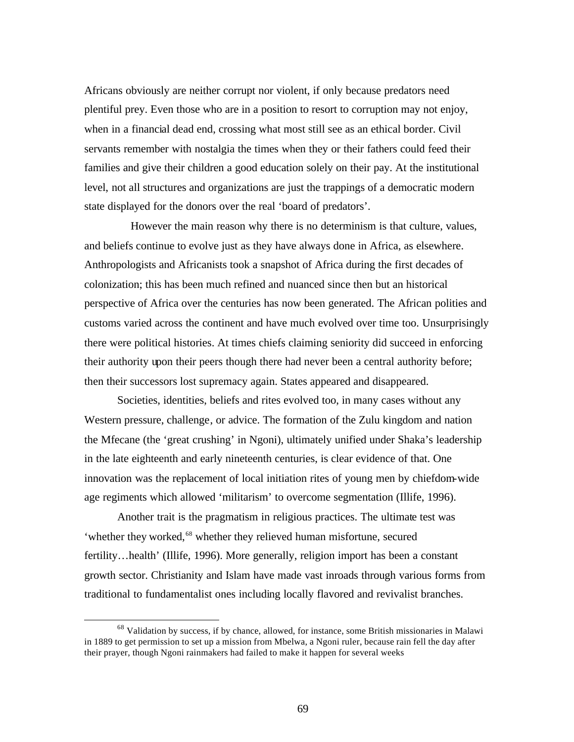Africans obviously are neither corrupt nor violent, if only because predators need plentiful prey. Even those who are in a position to resort to corruption may not enjoy, when in a financial dead end, crossing what most still see as an ethical border. Civil servants remember with nostalgia the times when they or their fathers could feed their families and give their children a good education solely on their pay. At the institutional level, not all structures and organizations are just the trappings of a democratic modern state displayed for the donors over the real 'board of predators'.

However the main reason why there is no determinism is that culture, values, and beliefs continue to evolve just as they have always done in Africa, as elsewhere. Anthropologists and Africanists took a snapshot of Africa during the first decades of colonization; this has been much refined and nuanced since then but an historical perspective of Africa over the centuries has now been generated. The African polities and customs varied across the continent and have much evolved over time too. Unsurprisingly there were political histories. At times chiefs claiming seniority did succeed in enforcing their authority upon their peers though there had never been a central authority before; then their successors lost supremacy again. States appeared and disappeared.

Societies, identities, beliefs and rites evolved too, in many cases without any Western pressure, challenge, or advice. The formation of the Zulu kingdom and nation the Mfecane (the 'great crushing' in Ngoni), ultimately unified under Shaka's leadership in the late eighteenth and early nineteenth centuries, is clear evidence of that. One innovation was the replacement of local initiation rites of young men by chiefdom-wide age regiments which allowed 'militarism' to overcome segmentation (Illife, 1996).

Another trait is the pragmatism in religious practices. The ultimate test was 'whether they worked,[68] whether they relieved human misfortune, secured fertility…health' (Illife, 1996). More generally, religion import has been a constant growth sector. Christianity and Islam have made vast inroads through various forms from traditional to fundamentalist ones including locally flavored and revivalist branches.

---

[68] Validation by success, if by chance, allowed, for instance, some British missionaries in Malawi in 1889 to get permission to set up a mission from Mbelwa, a Ngoni ruler, because rain fell the day after their prayer, though Ngoni rainmakers had failed to make it happen for several weeks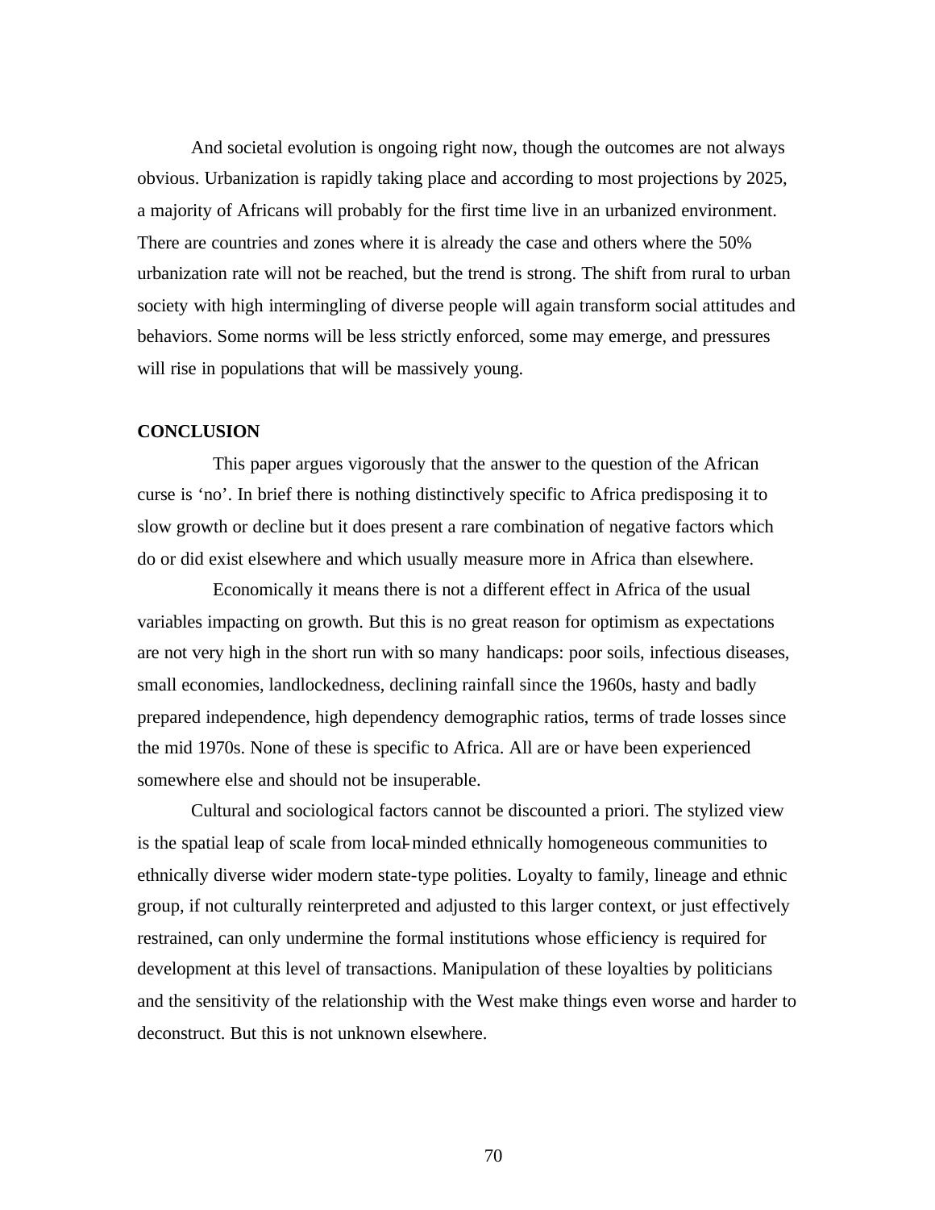And societal evolution is ongoing right now, though the outcomes are not always obvious. Urbanization is rapidly taking place and according to most projections by 2025, a majority of Africans will probably for the first time live in an urbanized environment. There are countries and zones where it is already the case and others where the 50% urbanization rate will not be reached, but the trend is strong. The shift from rural to urban society with high intermingling of diverse people will again transform social attitudes and behaviors. Some norms will be less strictly enforced, some may emerge, and pressures will rise in populations that will be massively young.

**CONCLUSION**

This paper argues vigorously that the answer to the question of the African curse is 'no'. In brief there is nothing distinctively specific to Africa predisposing it to slow growth or decline but it does present a rare combination of negative factors which do or did exist elsewhere and which usually measure more in Africa than elsewhere.

Economically it means there is not a different effect in Africa of the usual variables impacting on growth. But this is no great reason for optimism as expectations are not very high in the short run with so many handicaps: poor soils, infectious diseases, small economies, landlockedness, declining rainfall since the 1960s, hasty and badly prepared independence, high dependency demographic ratios, terms of trade losses since the mid 1970s. None of these is specific to Africa. All are or have been experienced somewhere else and should not be insuperable.

Cultural and sociological factors cannot be discounted a priori. The stylized view is the spatial leap of scale from local-minded ethnically homogeneous communities to ethnically diverse wider modern state-type polities. Loyalty to family, lineage and ethnic group, if not culturally reinterpreted and adjusted to this larger context, or just effectively restrained, can only undermine the formal institutions whose efficiency is required for development at this level of transactions. Manipulation of these loyalties by politicians and the sensitivity of the relationship with the West make things even worse and harder to deconstruct. But this is not unknown elsewhere.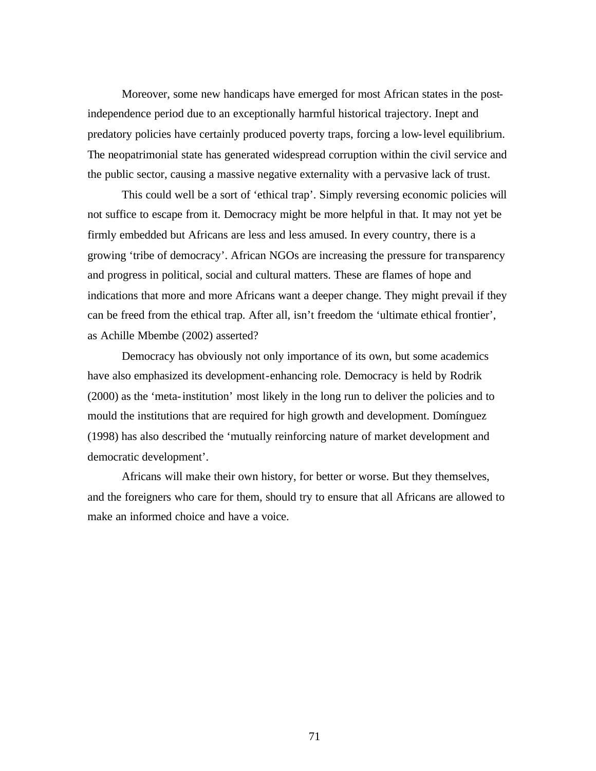Moreover, some new handicaps have emerged for most African states in the post-independence period due to an exceptionally harmful historical trajectory. Inept and predatory policies have certainly produced poverty traps, forcing a low-level equilibrium. The neopatrimonial state has generated widespread corruption within the civil service and the public sector, causing a massive negative externality with a pervasive lack of trust.

This could well be a sort of 'ethical trap'. Simply reversing economic policies will not suffice to escape from it. Democracy might be more helpful in that. It may not yet be firmly embedded but Africans are less and less amused. In every country, there is a growing 'tribe of democracy'. African NGOs are increasing the pressure for transparency and progress in political, social and cultural matters. These are flames of hope and indications that more and more Africans want a deeper change. They might prevail if they can be freed from the ethical trap. After all, isn't freedom the 'ultimate ethical frontier', as Achille Mbembe (2002) asserted?

Democracy has obviously not only importance of its own, but some academics have also emphasized its development-enhancing role. Democracy is held by Rodrik (2000) as the 'meta-institution' most likely in the long run to deliver the policies and to mould the institutions that are required for high growth and development. Domínguez (1998) has also described the 'mutually reinforcing nature of market development and democratic development'.

Africans will make their own history, for better or worse. But they themselves, and the foreigners who care for them, should try to ensure that all Africans are allowed to make an informed choice and have a voice.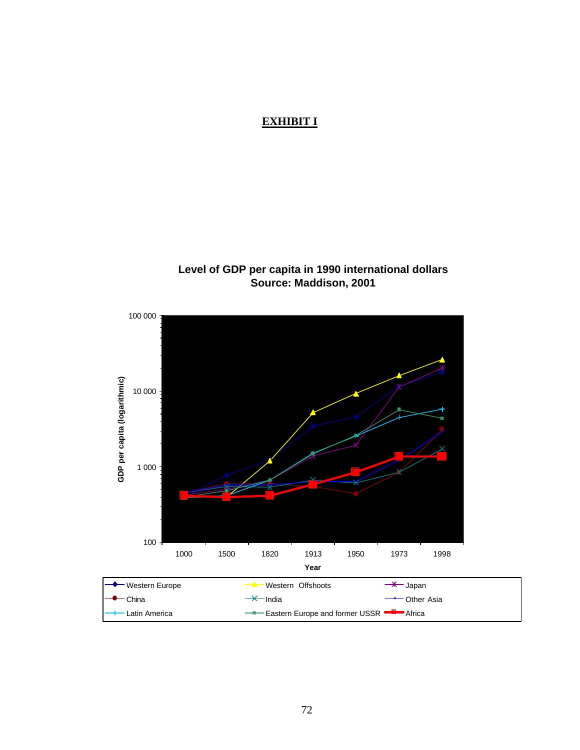# EXHIBIT I

**Level of GDP per capita in 1990 international dollars**
**Source: Maddison, 2001**

GDP per capita (logarithmic)

100 000
10 000
1 000
100

1000 | 1500 | 1820 | 1913 | 1950 | 1973 | 1998

Year

Western Europe | Western Offshoots | Japan
China | India | Other Asia
Latin America | Eastern Europe and former USSR | Africa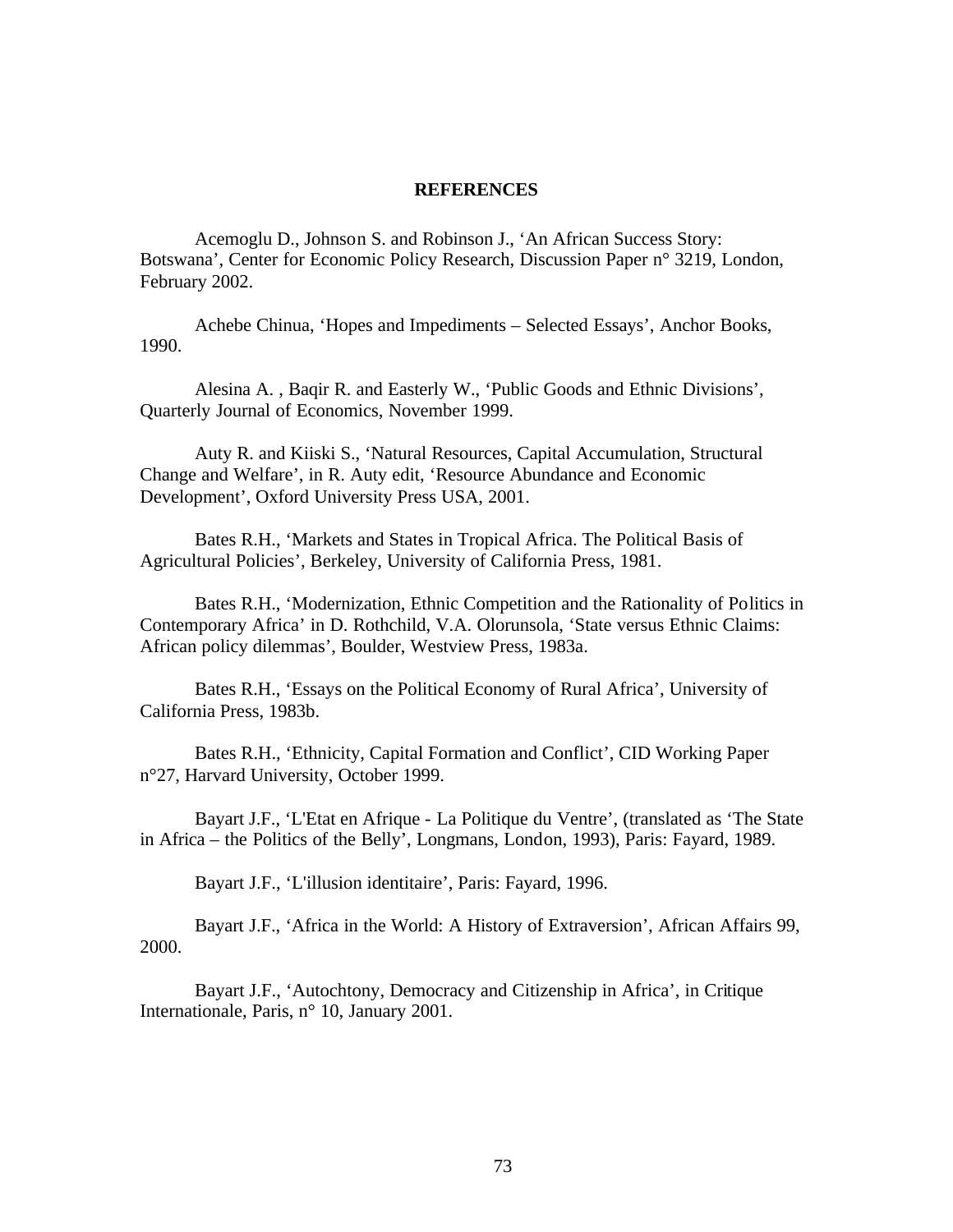## REFERENCES

Acemoglu D., Johnson S. and Robinson J., 'An African Success Story: Botswana', Center for Economic Policy Research, Discussion Paper n° 3219, London, February 2002.

Achebe Chinua, 'Hopes and Impediments – Selected Essays', Anchor Books, 1990.

Alesina A. , Baqir R. and Easterly W., 'Public Goods and Ethnic Divisions', Quarterly Journal of Economics, November 1999.

Auty R. and Kiiski S., 'Natural Resources, Capital Accumulation, Structural Change and Welfare', in R. Auty edit, 'Resource Abundance and Economic Development', Oxford University Press USA, 2001.

Bates R.H., 'Markets and States in Tropical Africa. The Political Basis of Agricultural Policies', Berkeley, University of California Press, 1981.

Bates R.H., 'Modernization, Ethnic Competition and the Rationality of Politics in Contemporary Africa' in D. Rothchild, V.A. Olorunsola, 'State versus Ethnic Claims: African policy dilemmas', Boulder, Westview Press, 1983a.

Bates R.H., 'Essays on the Political Economy of Rural Africa', University of California Press, 1983b.

Bates R.H., 'Ethnicity, Capital Formation and Conflict', CID Working Paper n°27, Harvard University, October 1999.

Bayart J.F., 'L'Etat en Afrique - La Politique du Ventre', (translated as 'The State in Africa – the Politics of the Belly', Longmans, London, 1993), Paris: Fayard, 1989.

Bayart J.F., 'L'illusion identitaire', Paris: Fayard, 1996.

Bayart J.F., 'Africa in the World: A History of Extraversion', African Affairs 99, 2000.

Bayart J.F., 'Autochtony, Democracy and Citizenship in Africa', in Critique Internationale, Paris, n° 10, January 2001.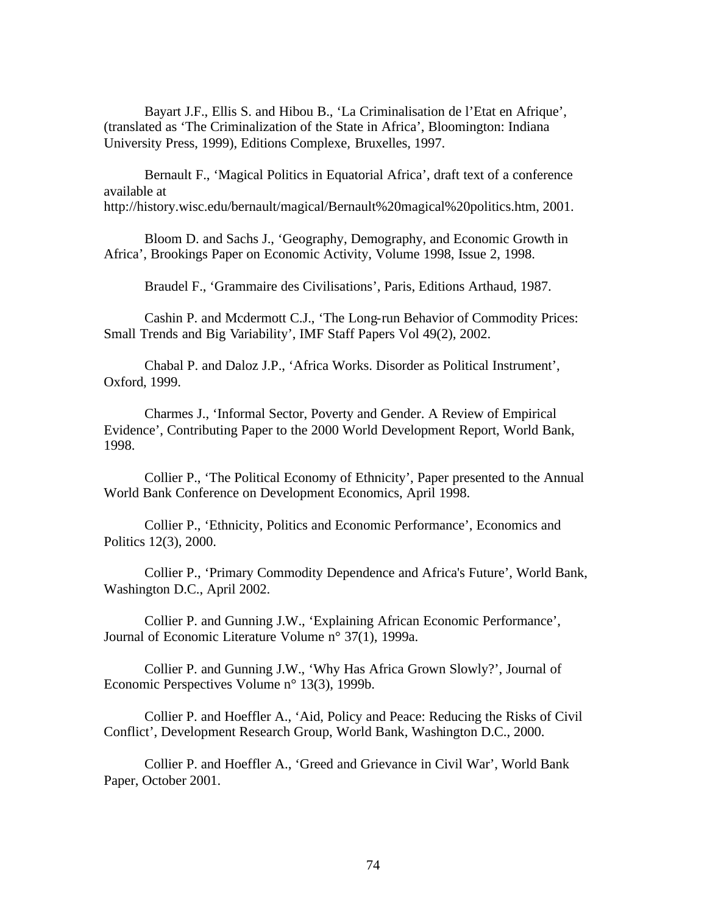Bayart J.F., Ellis S. and Hibou B., 'La Criminalisation de l'Etat en Afrique', (translated as 'The Criminalization of the State in Africa', Bloomington: Indiana University Press, 1999), Editions Complexe, Bruxelles, 1997.

Bernault F., 'Magical Politics in Equatorial Africa', draft text of a conference available at http://history.wisc.edu/bernault/magical/Bernault%20magical%20politics.htm, 2001.

Bloom D. and Sachs J., 'Geography, Demography, and Economic Growth in Africa', Brookings Paper on Economic Activity, Volume 1998, Issue 2, 1998.

Braudel F., 'Grammaire des Civilisations', Paris, Editions Arthaud, 1987.

Cashin P. and Mcdermott C.J., 'The Long-run Behavior of Commodity Prices: Small Trends and Big Variability', IMF Staff Papers Vol 49(2), 2002.

Chabal P. and Daloz J.P., 'Africa Works. Disorder as Political Instrument', Oxford, 1999.

Charmes J., 'Informal Sector, Poverty and Gender. A Review of Empirical Evidence', Contributing Paper to the 2000 World Development Report, World Bank, 1998.

Collier P., 'The Political Economy of Ethnicity', Paper presented to the Annual World Bank Conference on Development Economics, April 1998.

Collier P., 'Ethnicity, Politics and Economic Performance', Economics and Politics 12(3), 2000.

Collier P., 'Primary Commodity Dependence and Africa's Future', World Bank, Washington D.C., April 2002.

Collier P. and Gunning J.W., 'Explaining African Economic Performance', Journal of Economic Literature Volume n° 37(1), 1999a.

Collier P. and Gunning J.W., 'Why Has Africa Grown Slowly?', Journal of Economic Perspectives Volume n° 13(3), 1999b.

Collier P. and Hoeffler A., 'Aid, Policy and Peace: Reducing the Risks of Civil Conflict', Development Research Group, World Bank, Washington D.C., 2000.

Collier P. and Hoeffler A., 'Greed and Grievance in Civil War', World Bank Paper, October 2001.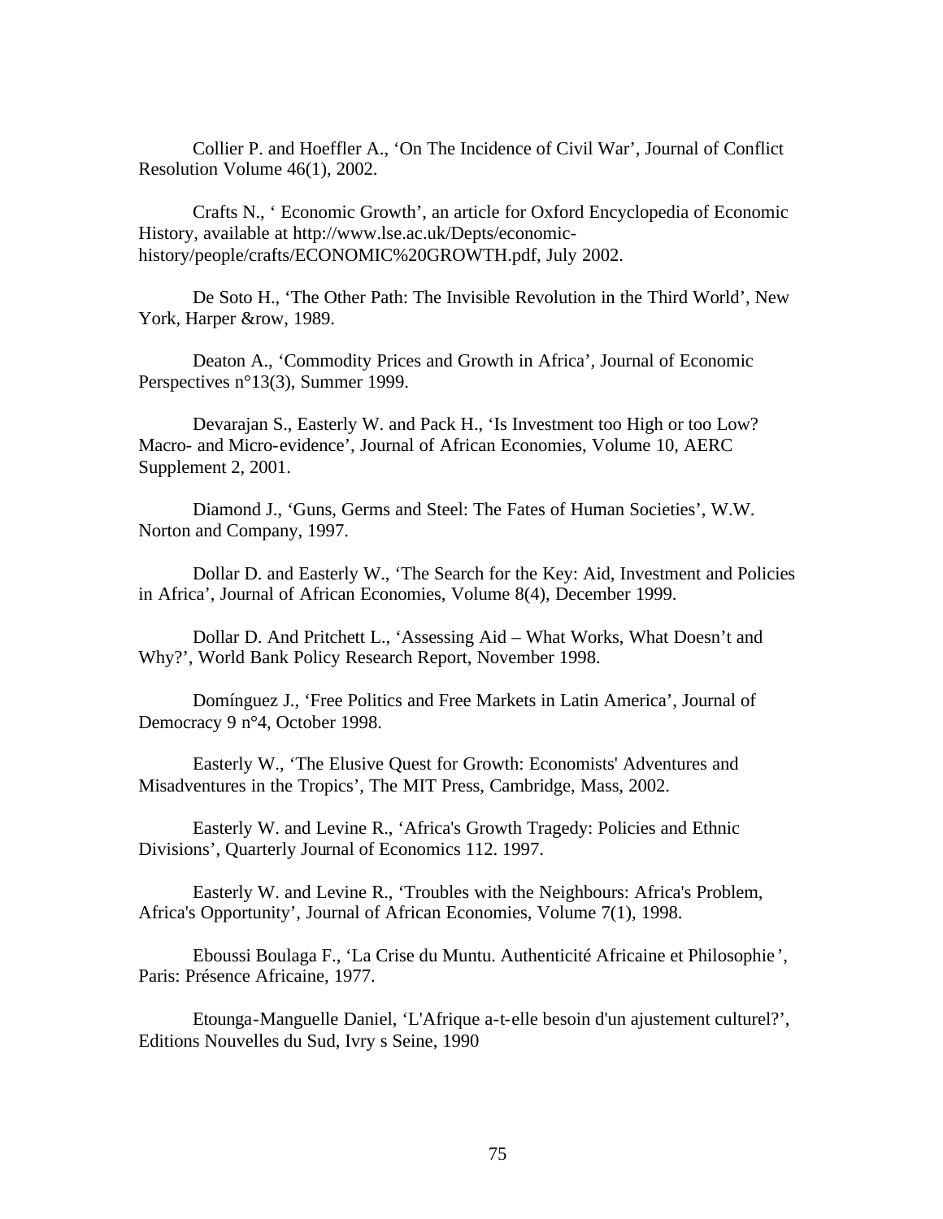Collier P. and Hoeffler A., 'On The Incidence of Civil War', Journal of Conflict Resolution Volume 46(1), 2002.

Crafts N., ' Economic Growth', an article for Oxford Encyclopedia of Economic History, available at http://www.lse.ac.uk/Depts/economic-history/people/crafts/ECONOMIC%20GROWTH.pdf, July 2002.

De Soto H., 'The Other Path: The Invisible Revolution in the Third World', New York, Harper &row, 1989.

Deaton A., 'Commodity Prices and Growth in Africa', Journal of Economic Perspectives n°13(3), Summer 1999.

Devarajan S., Easterly W. and Pack H., 'Is Investment too High or too Low? Macro- and Micro-evidence', Journal of African Economies, Volume 10, AERC Supplement 2, 2001.

Diamond J., 'Guns, Germs and Steel: The Fates of Human Societies', W.W. Norton and Company, 1997.

Dollar D. and Easterly W., 'The Search for the Key: Aid, Investment and Policies in Africa', Journal of African Economies, Volume 8(4), December 1999.

Dollar D. And Pritchett L., 'Assessing Aid – What Works, What Doesn't and Why?', World Bank Policy Research Report, November 1998.

Domínguez J., 'Free Politics and Free Markets in Latin America', Journal of Democracy 9 n°4, October 1998.

Easterly W., 'The Elusive Quest for Growth: Economists' Adventures and Misadventures in the Tropics', The MIT Press, Cambridge, Mass, 2002.

Easterly W. and Levine R., 'Africa's Growth Tragedy: Policies and Ethnic Divisions', Quarterly Journal of Economics 112. 1997.

Easterly W. and Levine R., 'Troubles with the Neighbours: Africa's Problem, Africa's Opportunity', Journal of African Economies, Volume 7(1), 1998.

Eboussi Boulaga F., 'La Crise du Muntu. Authenticité Africaine et Philosophie', Paris: Présence Africaine, 1977.

Etounga-Manguelle Daniel, 'L'Afrique a-t-elle besoin d'un ajustement culturel?', Editions Nouvelles du Sud, Ivry s Seine, 1990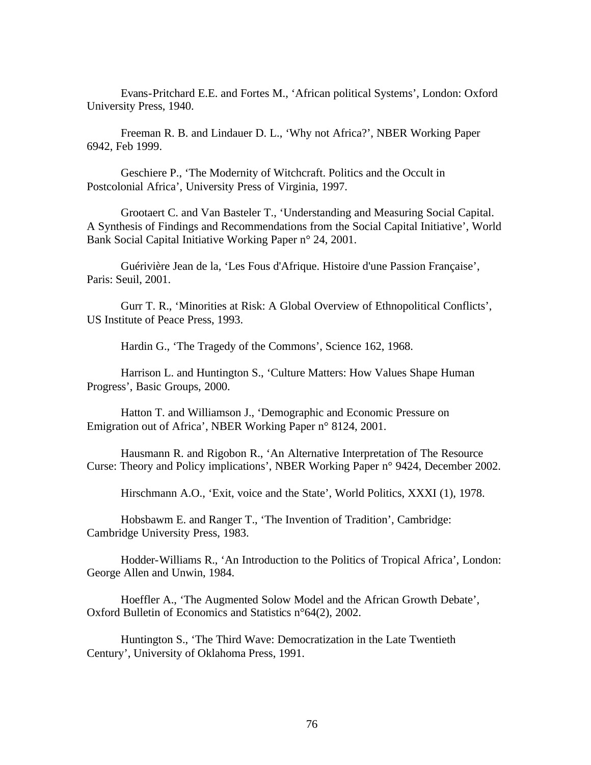Evans-Pritchard E.E. and Fortes M., 'African political Systems', London: Oxford University Press, 1940.

Freeman R. B. and Lindauer D. L., 'Why not Africa?', NBER Working Paper 6942, Feb 1999.

Geschiere P., 'The Modernity of Witchcraft. Politics and the Occult in Postcolonial Africa', University Press of Virginia, 1997.

Grootaert C. and Van Basteler T., 'Understanding and Measuring Social Capital. A Synthesis of Findings and Recommendations from the Social Capital Initiative', World Bank Social Capital Initiative Working Paper n° 24, 2001.

Guérivière Jean de la, 'Les Fous d'Afrique. Histoire d'une Passion Française', Paris: Seuil, 2001.

Gurr T. R., 'Minorities at Risk: A Global Overview of Ethnopolitical Conflicts', US Institute of Peace Press, 1993.

Hardin G., 'The Tragedy of the Commons', Science 162, 1968.

Harrison L. and Huntington S., 'Culture Matters: How Values Shape Human Progress', Basic Groups, 2000.

Hatton T. and Williamson J., 'Demographic and Economic Pressure on Emigration out of Africa', NBER Working Paper n° 8124, 2001.

Hausmann R. and Rigobon R., 'An Alternative Interpretation of The Resource Curse: Theory and Policy implications', NBER Working Paper n° 9424, December 2002.

Hirschmann A.O., 'Exit, voice and the State', World Politics, XXXI (1), 1978.

Hobsbawm E. and Ranger T., 'The Invention of Tradition', Cambridge: Cambridge University Press, 1983.

Hodder-Williams R., 'An Introduction to the Politics of Tropical Africa', London: George Allen and Unwin, 1984.

Hoeffler A., 'The Augmented Solow Model and the African Growth Debate', Oxford Bulletin of Economics and Statistics n°64(2), 2002.

Huntington S., 'The Third Wave: Democratization in the Late Twentieth Century', University of Oklahoma Press, 1991.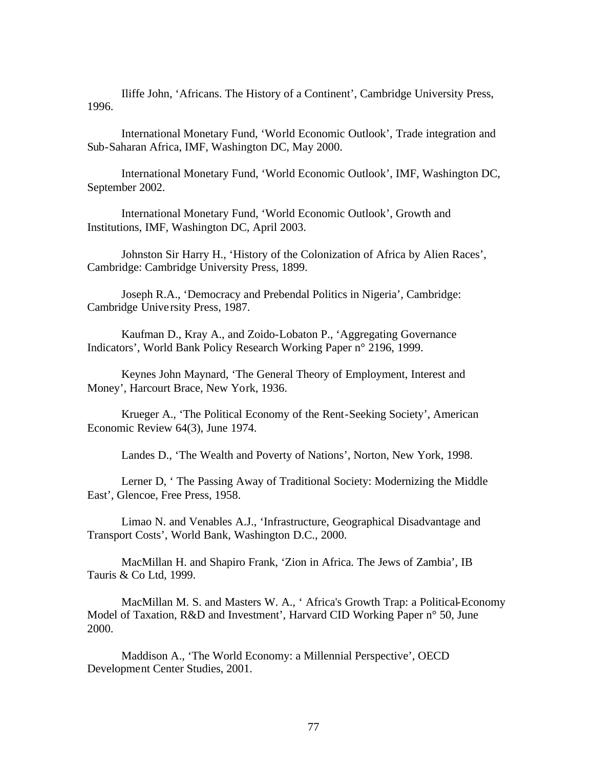Iliffe John, 'Africans. The History of a Continent', Cambridge University Press, 1996.

International Monetary Fund, 'World Economic Outlook', Trade integration and Sub-Saharan Africa, IMF, Washington DC, May 2000.

International Monetary Fund, 'World Economic Outlook', IMF, Washington DC, September 2002.

International Monetary Fund, 'World Economic Outlook', Growth and Institutions, IMF, Washington DC, April 2003.

Johnston Sir Harry H., 'History of the Colonization of Africa by Alien Races', Cambridge: Cambridge University Press, 1899.

Joseph R.A., 'Democracy and Prebendal Politics in Nigeria', Cambridge: Cambridge University Press, 1987.

Kaufman D., Kray A., and Zoido-Lobaton P., 'Aggregating Governance Indicators', World Bank Policy Research Working Paper n° 2196, 1999.

Keynes John Maynard, 'The General Theory of Employment, Interest and Money', Harcourt Brace, New York, 1936.

Krueger A., 'The Political Economy of the Rent-Seeking Society', American Economic Review 64(3), June 1974.

Landes D., 'The Wealth and Poverty of Nations', Norton, New York, 1998.

Lerner D, ' The Passing Away of Traditional Society: Modernizing the Middle East', Glencoe, Free Press, 1958.

Limao N. and Venables A.J., 'Infrastructure, Geographical Disadvantage and Transport Costs', World Bank, Washington D.C., 2000.

MacMillan H. and Shapiro Frank, 'Zion in Africa. The Jews of Zambia', IB Tauris & Co Ltd, 1999.

MacMillan M. S. and Masters W. A., ' Africa's Growth Trap: a Political-Economy Model of Taxation, R&D and Investment', Harvard CID Working Paper n° 50, June 2000.

Maddison A., 'The World Economy: a Millennial Perspective', OECD Development Center Studies, 2001.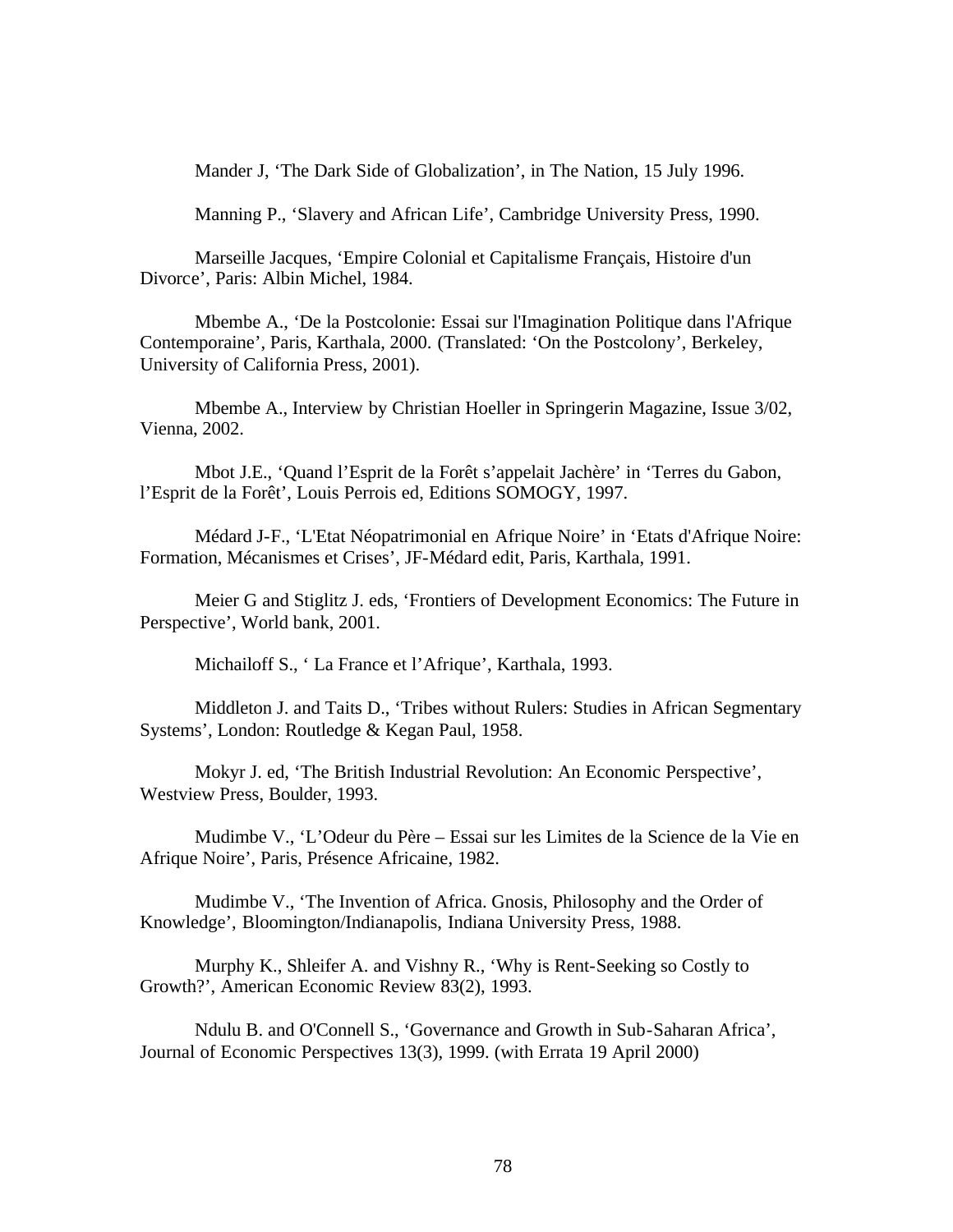Mander J, ‘The Dark Side of Globalization’, in The Nation, 15 July 1996.

Manning P., ‘Slavery and African Life’, Cambridge University Press, 1990.

Marseille Jacques, ‘Empire Colonial et Capitalisme Français, Histoire d'un Divorce’, Paris: Albin Michel, 1984.

Mbembe A., ‘De la Postcolonie: Essai sur l'Imagination Politique dans l'Afrique Contemporaine’, Paris, Karthala, 2000. (Translated: ‘On the Postcolony’, Berkeley, University of California Press, 2001).

Mbembe A., Interview by Christian Hoeller in Springerin Magazine, Issue 3/02, Vienna, 2002.

Mbot J.E., ‘Quand l’Esprit de la Forêt s’appelait Jachère’ in ‘Terres du Gabon, l’Esprit de la Forêt’, Louis Perrois ed, Editions SOMOGY, 1997.

Médard J-F., ‘L'Etat Néopatrimonial en Afrique Noire’ in ‘Etats d'Afrique Noire: Formation, Mécanismes et Crises’, JF-Médard edit, Paris, Karthala, 1991.

Meier G and Stiglitz J. eds, ‘Frontiers of Development Economics: The Future in Perspective’, World bank, 2001.

Michailoff S., ‘ La France et l’Afrique’, Karthala, 1993.

Middleton J. and Taits D., ‘Tribes without Rulers: Studies in African Segmentary Systems’, London: Routledge & Kegan Paul, 1958.

Mokyr J. ed, ‘The British Industrial Revolution: An Economic Perspective’, Westview Press, Boulder, 1993.

Mudimbe V., ‘L’Odeur du Père – Essai sur les Limites de la Science de la Vie en Afrique Noire’, Paris, Présence Africaine, 1982.

Mudimbe V., ‘The Invention of Africa. Gnosis, Philosophy and the Order of Knowledge’, Bloomington/Indianapolis, Indiana University Press, 1988.

Murphy K., Shleifer A. and Vishny R., ‘Why is Rent-Seeking so Costly to Growth?’, American Economic Review 83(2), 1993.

Ndulu B. and O'Connell S., ‘Governance and Growth in Sub-Saharan Africa’, Journal of Economic Perspectives 13(3), 1999. (with Errata 19 April 2000)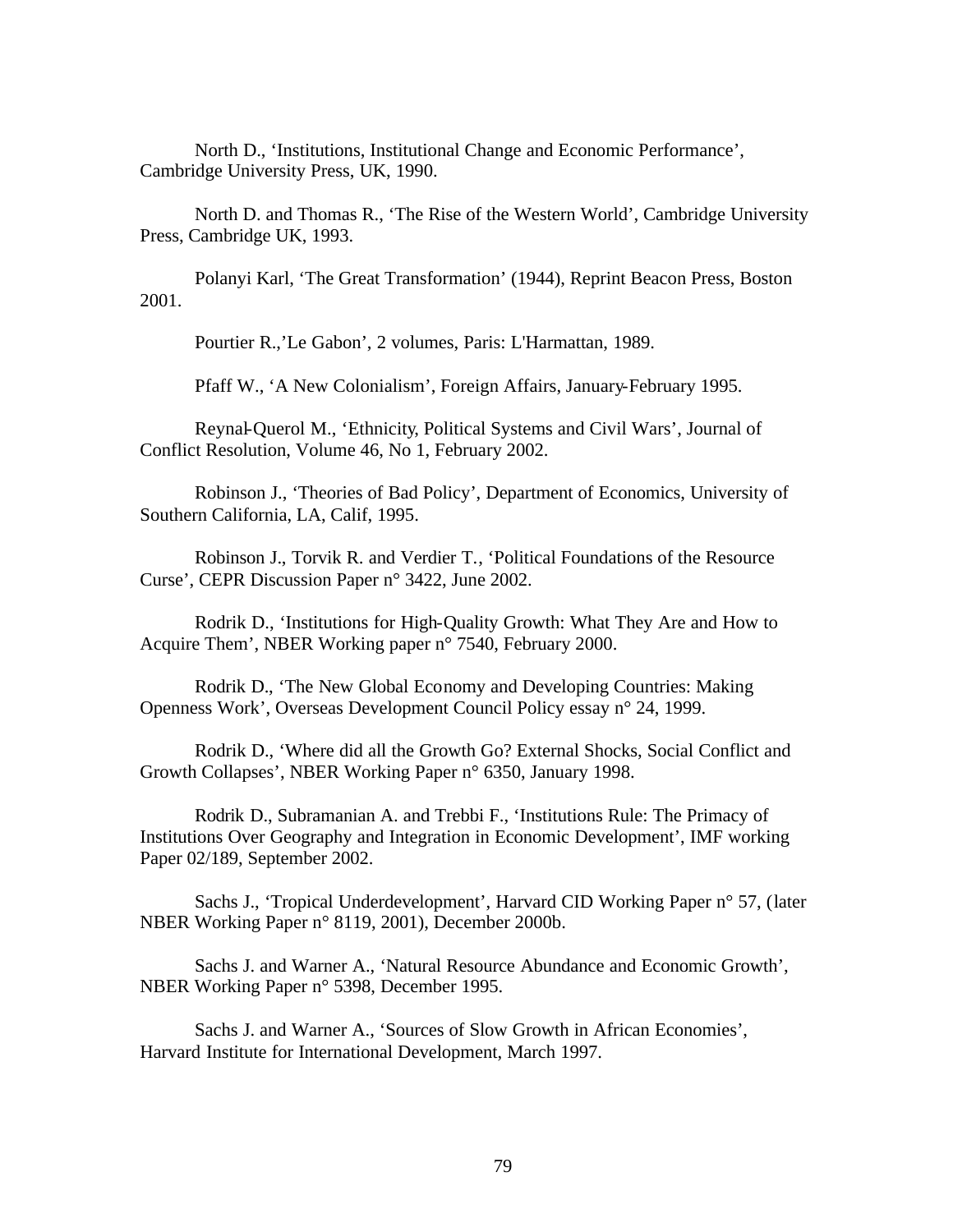North D., 'Institutions, Institutional Change and Economic Performance', Cambridge University Press, UK, 1990.

North D. and Thomas R., 'The Rise of the Western World', Cambridge University Press, Cambridge UK, 1993.

Polanyi Karl, 'The Great Transformation' (1944), Reprint Beacon Press, Boston 2001.

Pourtier R.,'Le Gabon', 2 volumes, Paris: L'Harmattan, 1989.

Pfaff W., 'A New Colonialism', Foreign Affairs, January-February 1995.

Reynal-Querol M., 'Ethnicity, Political Systems and Civil Wars', Journal of Conflict Resolution, Volume 46, No 1, February 2002.

Robinson J., 'Theories of Bad Policy', Department of Economics, University of Southern California, LA, Calif, 1995.

Robinson J., Torvik R. and Verdier T., 'Political Foundations of the Resource Curse', CEPR Discussion Paper n° 3422, June 2002.

Rodrik D., 'Institutions for High-Quality Growth: What They Are and How to Acquire Them', NBER Working paper n° 7540, February 2000.

Rodrik D., 'The New Global Economy and Developing Countries: Making Openness Work', Overseas Development Council Policy essay n° 24, 1999.

Rodrik D., 'Where did all the Growth Go? External Shocks, Social Conflict and Growth Collapses', NBER Working Paper n° 6350, January 1998.

Rodrik D., Subramanian A. and Trebbi F., 'Institutions Rule: The Primacy of Institutions Over Geography and Integration in Economic Development', IMF working Paper 02/189, September 2002.

Sachs J., 'Tropical Underdevelopment', Harvard CID Working Paper n° 57, (later NBER Working Paper n° 8119, 2001), December 2000b.

Sachs J. and Warner A., 'Natural Resource Abundance and Economic Growth', NBER Working Paper n° 5398, December 1995.

Sachs J. and Warner A., 'Sources of Slow Growth in African Economies', Harvard Institute for International Development, March 1997.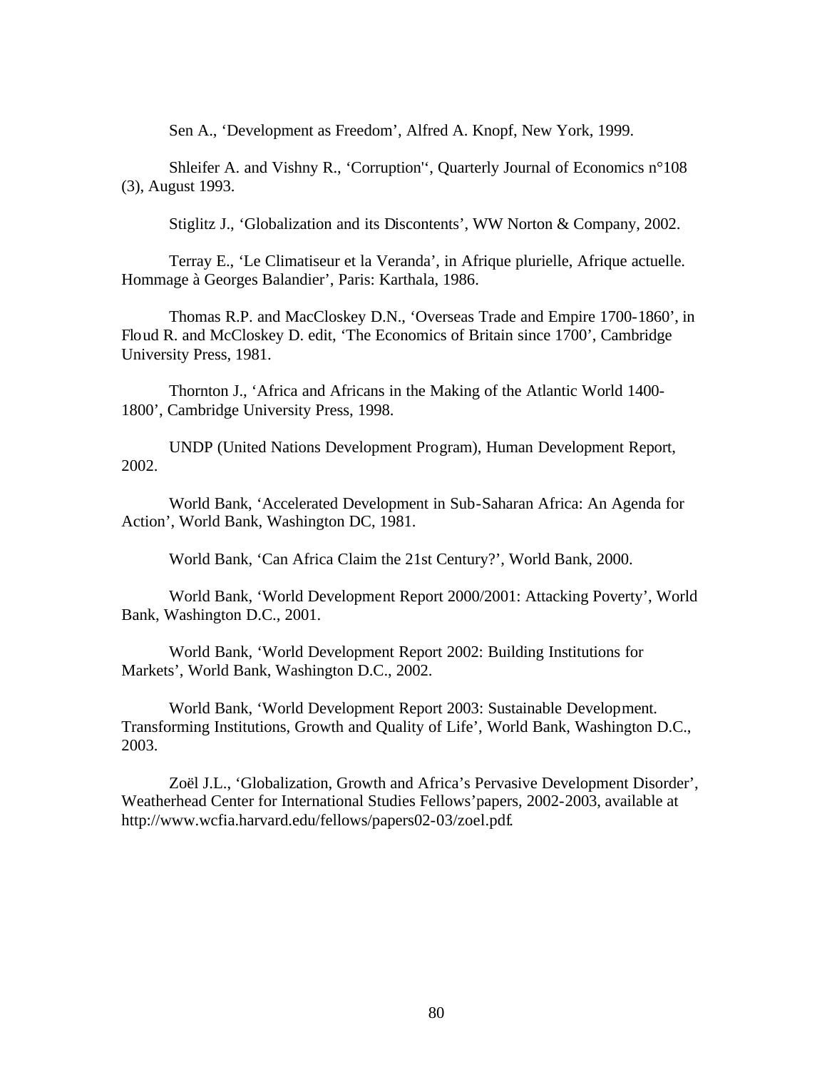Sen A., 'Development as Freedom', Alfred A. Knopf, New York, 1999.

Shleifer A. and Vishny R., 'Corruption'', Quarterly Journal of Economics n°108 (3), August 1993.

Stiglitz J., 'Globalization and its Discontents', WW Norton & Company, 2002.

Terray E., 'Le Climatiseur et la Veranda', in Afrique plurielle, Afrique actuelle. Hommage à Georges Balandier', Paris: Karthala, 1986.

Thomas R.P. and MacCloskey D.N., 'Overseas Trade and Empire 1700-1860', in Floud R. and McCloskey D. edit, 'The Economics of Britain since 1700', Cambridge University Press, 1981.

Thornton J., 'Africa and Africans in the Making of the Atlantic World 1400-1800', Cambridge University Press, 1998.

UNDP (United Nations Development Program), Human Development Report, 2002.

World Bank, 'Accelerated Development in Sub-Saharan Africa: An Agenda for Action', World Bank, Washington DC, 1981.

World Bank, 'Can Africa Claim the 21st Century?', World Bank, 2000.

World Bank, 'World Development Report 2000/2001: Attacking Poverty', World Bank, Washington D.C., 2001.

World Bank, 'World Development Report 2002: Building Institutions for Markets', World Bank, Washington D.C., 2002.

World Bank, 'World Development Report 2003: Sustainable Development. Transforming Institutions, Growth and Quality of Life', World Bank, Washington D.C., 2003.

Zoël J.L., 'Globalization, Growth and Africa's Pervasive Development Disorder', Weatherhead Center for International Studies Fellows'papers, 2002-2003, available at http://www.wcfia.harvard.edu/fellows/papers02-03/zoel.pdf.